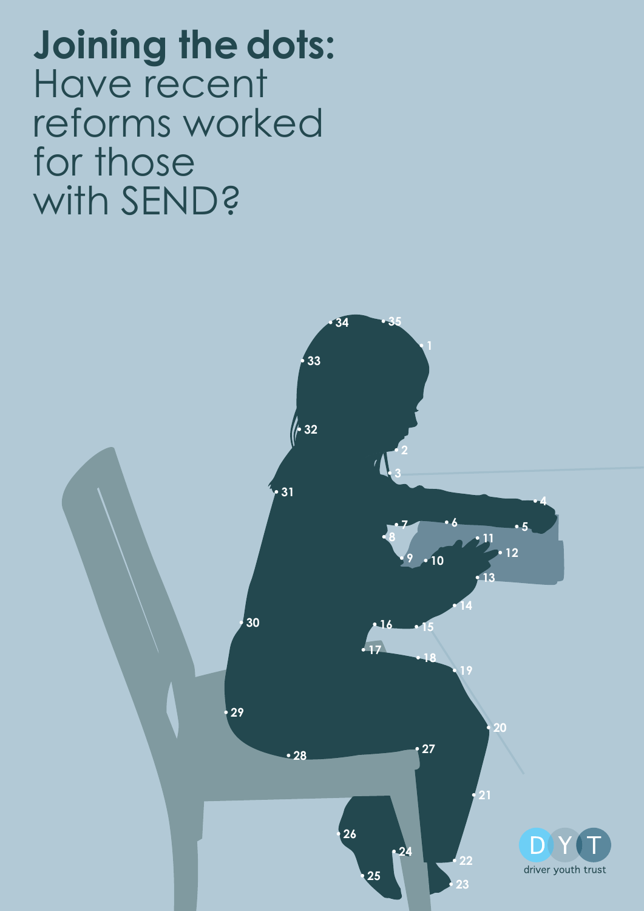# Joining the dots: Have recent reforms worked for those with SEND?

driver youth trust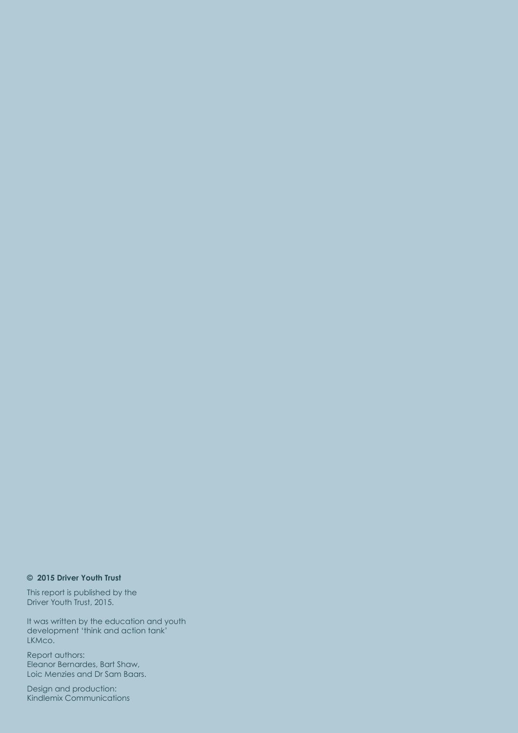**© 2015 Driver Youth Trust**

This report is published by the Driver Youth Trust, 2015.

It was written by the education and youth development 'think and action tank' LKMco.

Report authors:
Eleanor Bernardes, Bart Shaw, Loic Menzies and Dr Sam Baars.

Design and production:
Kindlemix Communications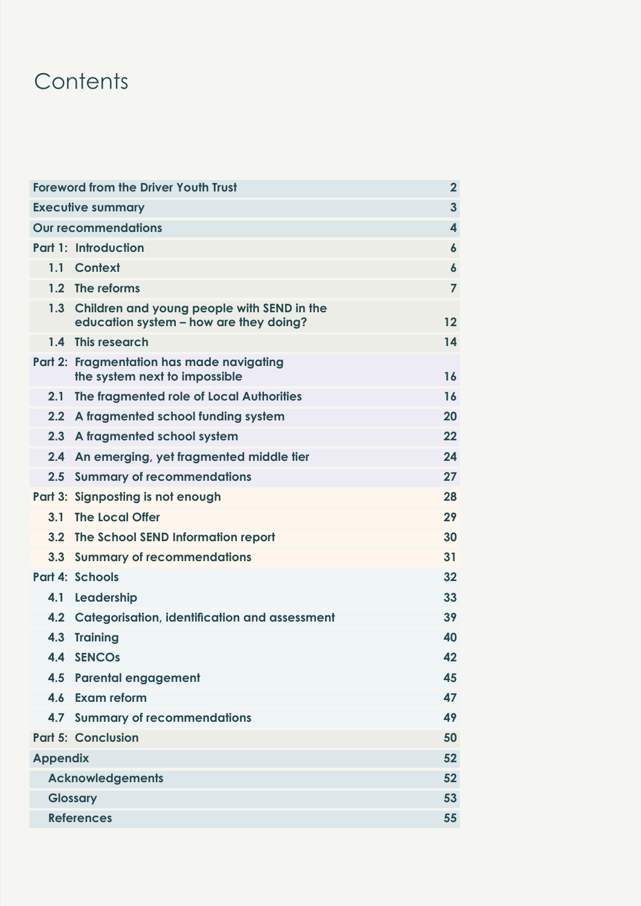# Contents

| | |
|---|---|
| **Foreword from the Driver Youth Trust** | **2** |
| **Executive summary** | **3** |
| **Our recommendations** | **4** |
| **Part 1: Introduction** | **6** |
| **1.1 Context** | **6** |
| **1.2 The reforms** | **7** |
| **1.3 Children and young people with SEND in the education system – how are they doing?** | **12** |
| **1.4 This research** | **14** |
| **Part 2: Fragmentation has made navigating the system next to impossible** | **16** |
| **2.1 The fragmented role of Local Authorities** | **16** |
| **2.2 A fragmented school funding system** | **20** |
| **2.3 A fragmented school system** | **22** |
| **2.4 An emerging, yet fragmented middle tier** | **24** |
| **2.5 Summary of recommendations** | **27** |
| **Part 3: Signposting is not enough** | **28** |
| **3.1 The Local Offer** | **29** |
| **3.2 The School SEND Information report** | **30** |
| **3.3 Summary of recommendations** | **31** |
| **Part 4: Schools** | **32** |
| **4.1 Leadership** | **33** |
| **4.2 Categorisation, identification and assessment** | **39** |
| **4.3 Training** | **40** |
| **4.4 SENCOs** | **42** |
| **4.5 Parental engagement** | **45** |
| **4.6 Exam reform** | **47** |
| **4.7 Summary of recommendations** | **49** |
| **Part 5: Conclusion** | **50** |
| **Appendix** | **52** |
| **Acknowledgements** | **52** |
| **Glossary** | **53** |
| **References** | **55** |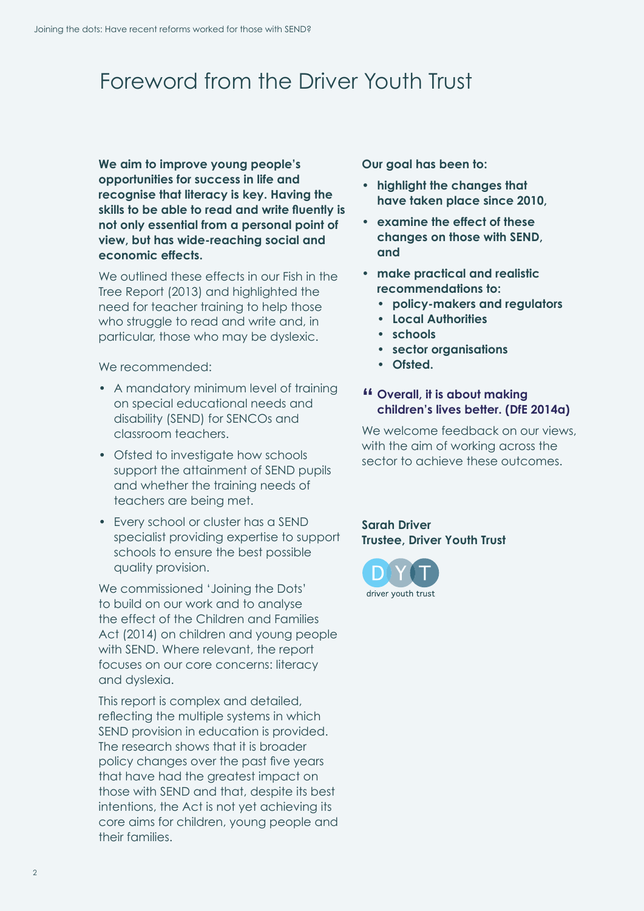# Foreword from the Driver Youth Trust

**We aim to improve young people's opportunities for success in life and recognise that literacy is key. Having the skills to be able to read and write fluently is not only essential from a personal point of view, but has wide-reaching social and economic effects.**

We outlined these effects in our Fish in the Tree Report (2013) and highlighted the need for teacher training to help those who struggle to read and write and, in particular, those who may be dyslexic.

We recommended:

- A mandatory minimum level of training on special educational needs and disability (SEND) for SENCOs and classroom teachers.
- Ofsted to investigate how schools support the attainment of SEND pupils and whether the training needs of teachers are being met.
- Every school or cluster has a SEND specialist providing expertise to support schools to ensure the best possible quality provision.

We commissioned 'Joining the Dots' to build on our work and to analyse the effect of the Children and Families Act (2014) on children and young people with SEND. Where relevant, the report focuses on our core concerns: literacy and dyslexia.

This report is complex and detailed, reflecting the multiple systems in which SEND provision in education is provided. The research shows that it is broader policy changes over the past five years that have had the greatest impact on those with SEND and that, despite its best intentions, the Act is not yet achieving its core aims for children, young people and their families.

**Our goal has been to:**

- **highlight the changes that have taken place since 2010,**
- **examine the effect of these changes on those with SEND, and**
- **make practical and realistic recommendations to:**
  - **policy-makers and regulators**
  - **Local Authorities**
  - **schools**
  - **sector organisations**
  - **Ofsted.**

> **"Overall, it is about making children's lives better. (DfE 2014a)**

We welcome feedback on our views, with the aim of working across the sector to achieve these outcomes.

**Sarah Driver**
**Trustee, Driver Youth Trust**

DYT
driver youth trust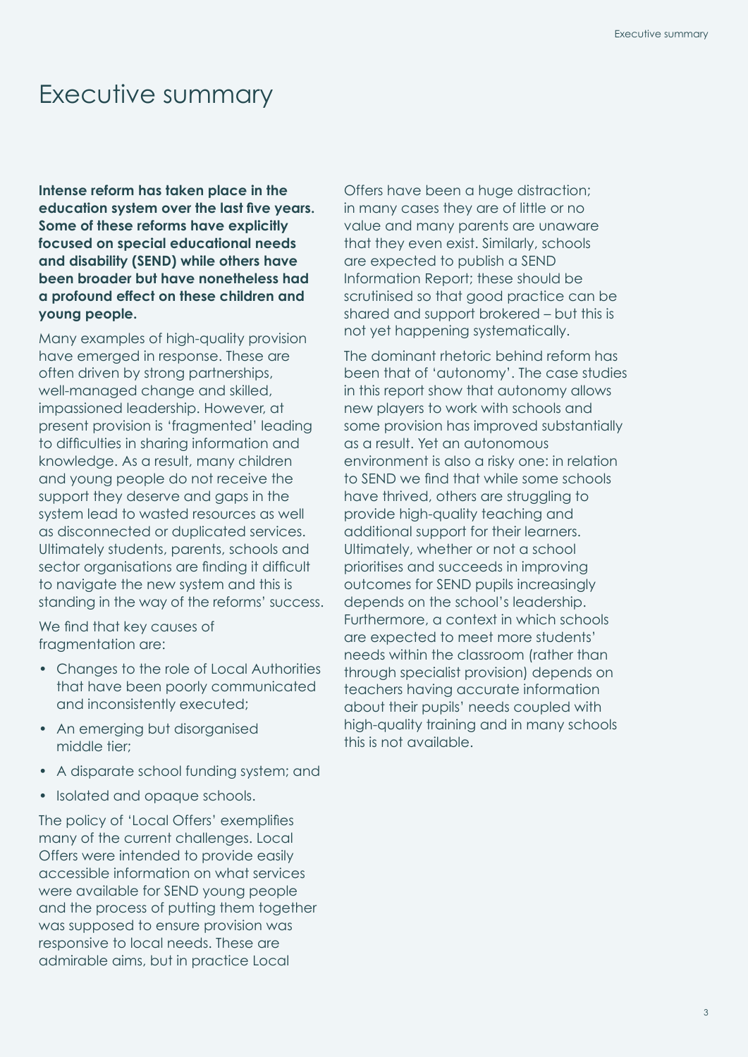# Executive summary

**Intense reform has taken place in the education system over the last five years. Some of these reforms have explicitly focused on special educational needs and disability (SEND) while others have been broader but have nonetheless had a profound effect on these children and young people.**

Many examples of high-quality provision have emerged in response. These are often driven by strong partnerships, well-managed change and skilled, impassioned leadership. However, at present provision is 'fragmented' leading to difficulties in sharing information and knowledge. As a result, many children and young people do not receive the support they deserve and gaps in the system lead to wasted resources as well as disconnected or duplicated services. Ultimately students, parents, schools and sector organisations are finding it difficult to navigate the new system and this is standing in the way of the reforms' success.

We find that key causes of fragmentation are:

- Changes to the role of Local Authorities that have been poorly communicated and inconsistently executed;
- An emerging but disorganised middle tier;
- A disparate school funding system; and
- Isolated and opaque schools.

The policy of 'Local Offers' exemplifies many of the current challenges. Local Offers were intended to provide easily accessible information on what services were available for SEND young people and the process of putting them together was supposed to ensure provision was responsive to local needs. These are admirable aims, but in practice Local Offers have been a huge distraction; in many cases they are of little or no value and many parents are unaware that they even exist. Similarly, schools are expected to publish a SEND Information Report; these should be scrutinised so that good practice can be shared and support brokered – but this is not yet happening systematically.

The dominant rhetoric behind reform has been that of 'autonomy'. The case studies in this report show that autonomy allows new players to work with schools and some provision has improved substantially as a result. Yet an autonomous environment is also a risky one: in relation to SEND we find that while some schools have thrived, others are struggling to provide high-quality teaching and additional support for their learners. Ultimately, whether or not a school prioritises and succeeds in improving outcomes for SEND pupils increasingly depends on the school's leadership. Furthermore, a context in which schools are expected to meet more students' needs within the classroom (rather than through specialist provision) depends on teachers having accurate information about their pupils' needs coupled with high-quality training and in many schools this is not available.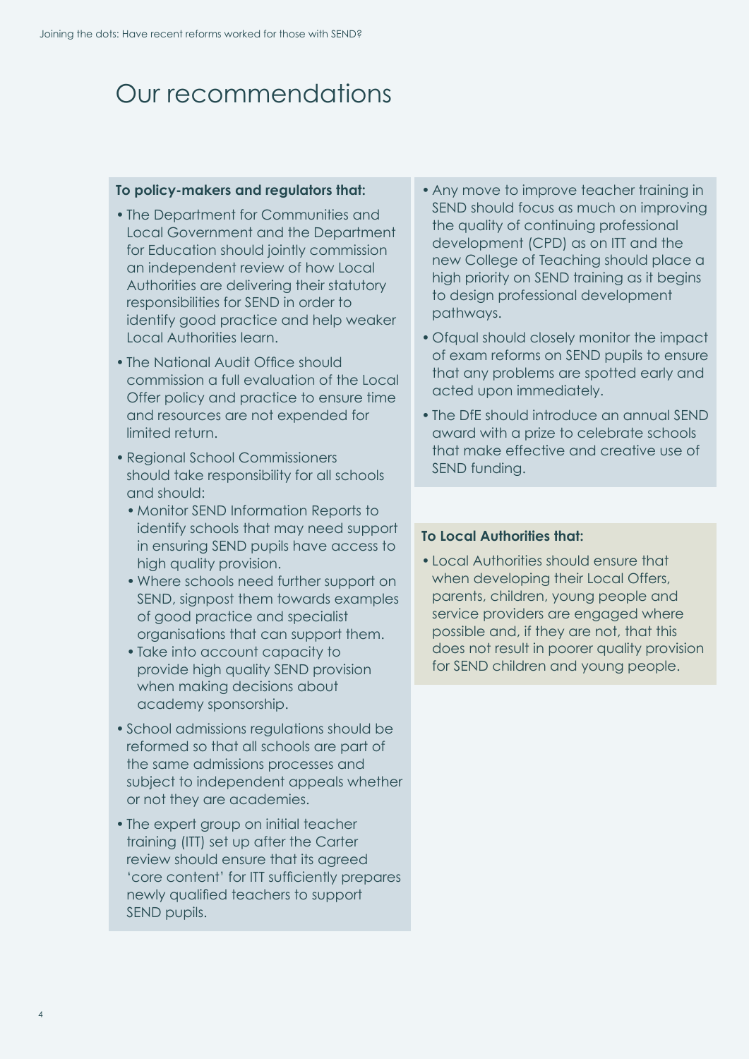# Our recommendations

**To policy-makers and regulators that:**

- The Department for Communities and Local Government and the Department for Education should jointly commission an independent review of how Local Authorities are delivering their statutory responsibilities for SEND in order to identify good practice and help weaker Local Authorities learn.
- The National Audit Office should commission a full evaluation of the Local Offer policy and practice to ensure time and resources are not expended for limited return.
- Regional School Commissioners should take responsibility for all schools and should:
  - Monitor SEND Information Reports to identify schools that may need support in ensuring SEND pupils have access to high quality provision.
  - Where schools need further support on SEND, signpost them towards examples of good practice and specialist organisations that can support them.
  - Take into account capacity to provide high quality SEND provision when making decisions about academy sponsorship.
- School admissions regulations should be reformed so that all schools are part of the same admissions processes and subject to independent appeals whether or not they are academies.
- The expert group on initial teacher training (ITT) set up after the Carter review should ensure that its agreed 'core content' for ITT sufficiently prepares newly qualified teachers to support SEND pupils.
- Any move to improve teacher training in SEND should focus as much on improving the quality of continuing professional development (CPD) as on ITT and the new College of Teaching should place a high priority on SEND training as it begins to design professional development pathways.
- Ofqual should closely monitor the impact of exam reforms on SEND pupils to ensure that any problems are spotted early and acted upon immediately.
- The DfE should introduce an annual SEND award with a prize to celebrate schools that make effective and creative use of SEND funding.

**To Local Authorities that:**

- Local Authorities should ensure that when developing their Local Offers, parents, children, young people and service providers are engaged where possible and, if they are not, that this does not result in poorer quality provision for SEND children and young people.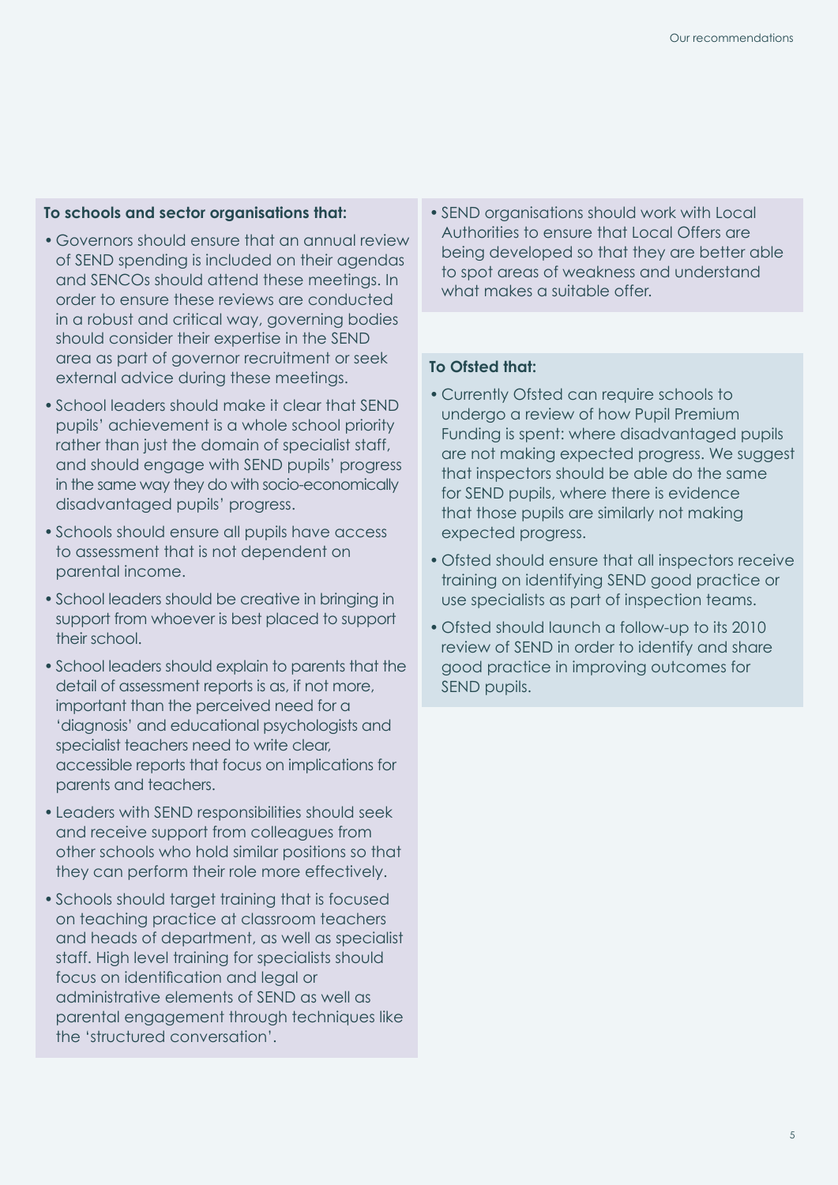**To schools and sector organisations that:**

- Governors should ensure that an annual review of SEND spending is included on their agendas and SENCOs should attend these meetings. In order to ensure these reviews are conducted in a robust and critical way, governing bodies should consider their expertise in the SEND area as part of governor recruitment or seek external advice during these meetings.
- School leaders should make it clear that SEND pupils' achievement is a whole school priority rather than just the domain of specialist staff, and should engage with SEND pupils' progress in the same way they do with socio-economically disadvantaged pupils' progress.
- Schools should ensure all pupils have access to assessment that is not dependent on parental income.
- School leaders should be creative in bringing in support from whoever is best placed to support their school.
- School leaders should explain to parents that the detail of assessment reports is as, if not more, important than the perceived need for a 'diagnosis' and educational psychologists and specialist teachers need to write clear, accessible reports that focus on implications for parents and teachers.
- Leaders with SEND responsibilities should seek and receive support from colleagues from other schools who hold similar positions so that they can perform their role more effectively.
- Schools should target training that is focused on teaching practice at classroom teachers and heads of department, as well as specialist staff. High level training for specialists should focus on identification and legal or administrative elements of SEND as well as parental engagement through techniques like the 'structured conversation'.
- SEND organisations should work with Local Authorities to ensure that Local Offers are being developed so that they are better able to spot areas of weakness and understand what makes a suitable offer.

**To Ofsted that:**

- Currently Ofsted can require schools to undergo a review of how Pupil Premium Funding is spent: where disadvantaged pupils are not making expected progress. We suggest that inspectors should be able do the same for SEND pupils, where there is evidence that those pupils are similarly not making expected progress.
- Ofsted should ensure that all inspectors receive training on identifying SEND good practice or use specialists as part of inspection teams.
- Ofsted should launch a follow-up to its 2010 review of SEND in order to identify and share good practice in improving outcomes for SEND pupils.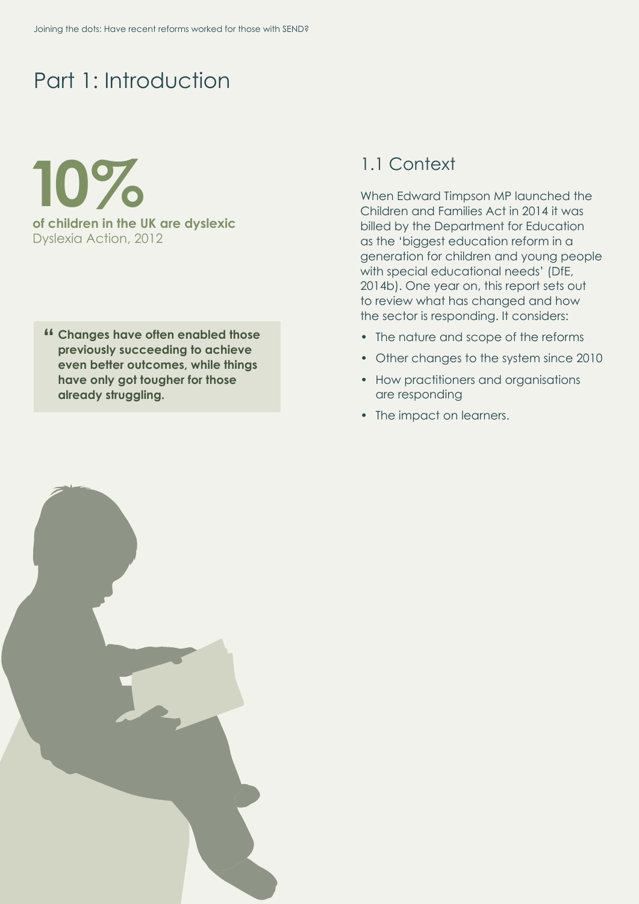# Part 1: Introduction

**10%**

**of children in the UK are dyslexic**
Dyslexia Action, 2012

> **"Changes have often enabled those previously succeeding to achieve even better outcomes, while things have only got tougher for those already struggling.**

## 1.1 Context

When Edward Timpson MP launched the Children and Families Act in 2014 it was billed by the Department for Education as the 'biggest education reform in a generation for children and young people with special educational needs' (DfE, 2014b). One year on, this report sets out to review what has changed and how the sector is responding. It considers:

- The nature and scope of the reforms
- Other changes to the system since 2010
- How practitioners and organisations are responding
- The impact on learners.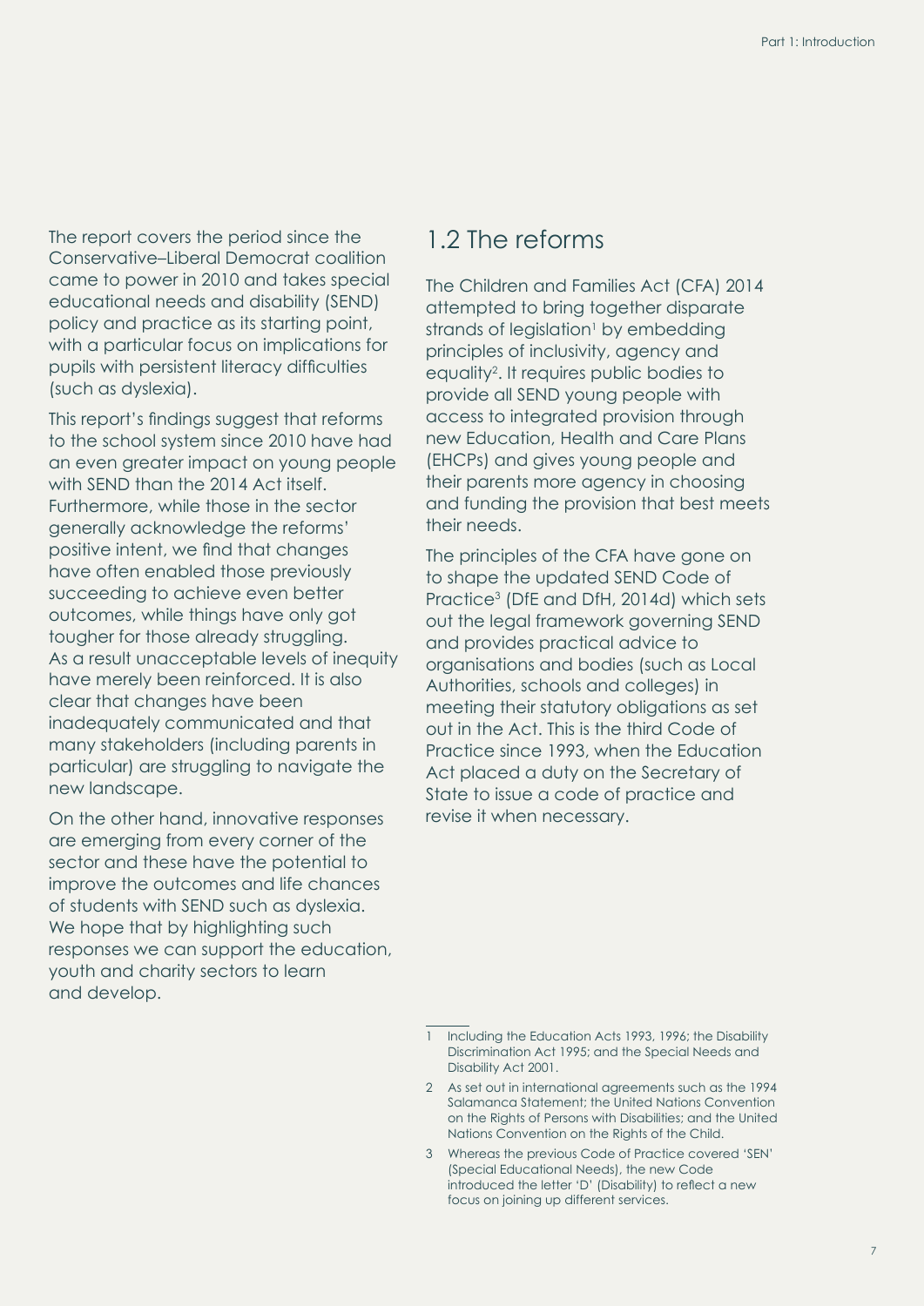The report covers the period since the Conservative–Liberal Democrat coalition came to power in 2010 and takes special educational needs and disability (SEND) policy and practice as its starting point, with a particular focus on implications for pupils with persistent literacy difficulties (such as dyslexia).

This report's findings suggest that reforms to the school system since 2010 have had an even greater impact on young people with SEND than the 2014 Act itself. Furthermore, while those in the sector generally acknowledge the reforms' positive intent, we find that changes have often enabled those previously succeeding to achieve even better outcomes, while things have only got tougher for those already struggling. As a result unacceptable levels of inequity have merely been reinforced. It is also clear that changes have been inadequately communicated and that many stakeholders (including parents in particular) are struggling to navigate the new landscape.

On the other hand, innovative responses are emerging from every corner of the sector and these have the potential to improve the outcomes and life chances of students with SEND such as dyslexia. We hope that by highlighting such responses we can support the education, youth and charity sectors to learn and develop.

## 1.2 The reforms

The Children and Families Act (CFA) 2014 attempted to bring together disparate strands of legislation[1] by embedding principles of inclusivity, agency and equality[2]. It requires public bodies to provide all SEND young people with access to integrated provision through new Education, Health and Care Plans (EHCPs) and gives young people and their parents more agency in choosing and funding the provision that best meets their needs.

The principles of the CFA have gone on to shape the updated SEND Code of Practice[3] (DfE and DfH, 2014d) which sets out the legal framework governing SEND and provides practical advice to organisations and bodies (such as Local Authorities, schools and colleges) in meeting their statutory obligations as set out in the Act. This is the third Code of Practice since 1993, when the Education Act placed a duty on the Secretary of State to issue a code of practice and revise it when necessary.

---

1 Including the Education Acts 1993, 1996; the Disability Discrimination Act 1995; and the Special Needs and Disability Act 2001.

2 As set out in international agreements such as the 1994 Salamanca Statement; the United Nations Convention on the Rights of Persons with Disabilities; and the United Nations Convention on the Rights of the Child.

3 Whereas the previous Code of Practice covered 'SEN' (Special Educational Needs), the new Code introduced the letter 'D' (Disability) to reflect a new focus on joining up different services.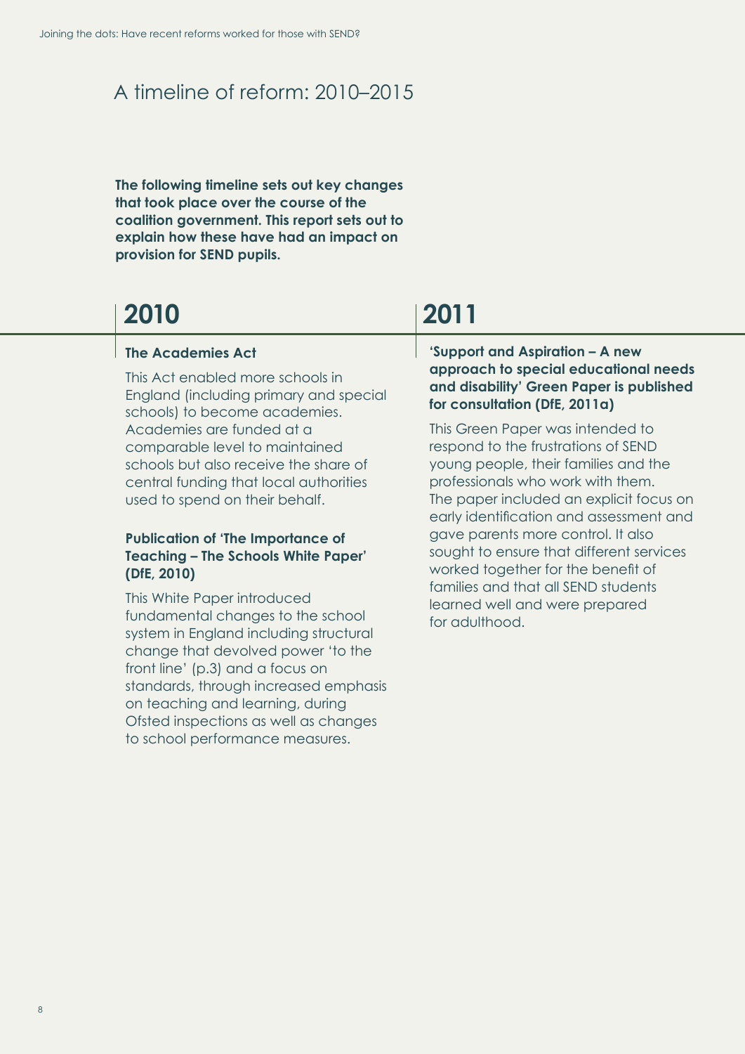## A timeline of reform: 2010–2015

**The following timeline sets out key changes that took place over the course of the coalition government. This report sets out to explain how these have had an impact on provision for SEND pupils.**

### 2010

**The Academies Act**

This Act enabled more schools in England (including primary and special schools) to become academies. Academies are funded at a comparable level to maintained schools but also receive the share of central funding that local authorities used to spend on their behalf.

**Publication of 'The Importance of Teaching – The Schools White Paper' (DfE, 2010)**

This White Paper introduced fundamental changes to the school system in England including structural change that devolved power 'to the front line' (p.3) and a focus on standards, through increased emphasis on teaching and learning, during Ofsted inspections as well as changes to school performance measures.

### 2011

**'Support and Aspiration – A new approach to special educational needs and disability' Green Paper is published for consultation (DfE, 2011a)**

This Green Paper was intended to respond to the frustrations of SEND young people, their families and the professionals who work with them. The paper included an explicit focus on early identification and assessment and gave parents more control. It also sought to ensure that different services worked together for the benefit of families and that all SEND students learned well and were prepared for adulthood.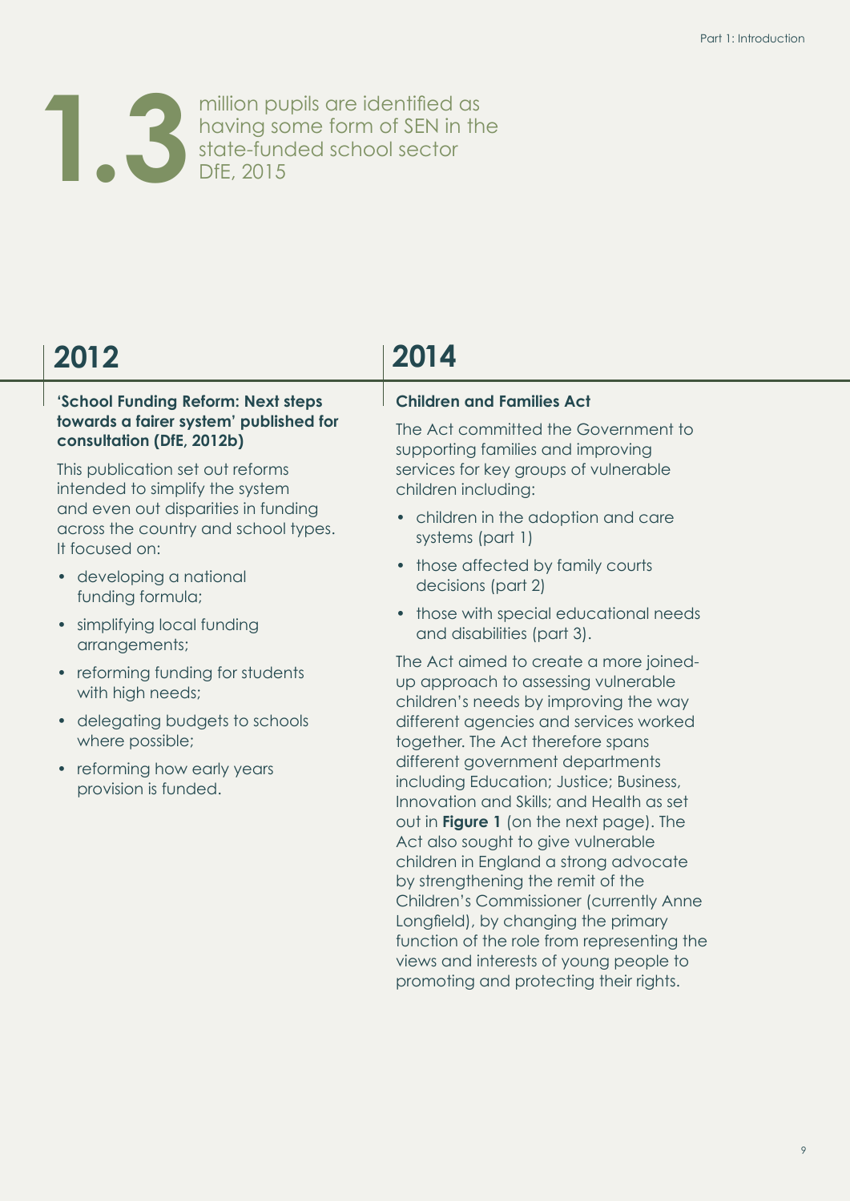**1.3** million pupils are identified as having some form of SEN in the state-funded school sector DfE, 2015

## 2012

**'School Funding Reform: Next steps towards a fairer system' published for consultation (DfE, 2012b)**

This publication set out reforms intended to simplify the system and even out disparities in funding across the country and school types. It focused on:

- developing a national funding formula;
- simplifying local funding arrangements;
- reforming funding for students with high needs;
- delegating budgets to schools where possible;
- reforming how early years provision is funded.

## 2014

**Children and Families Act**

The Act committed the Government to supporting families and improving services for key groups of vulnerable children including:

- children in the adoption and care systems (part 1)
- those affected by family courts decisions (part 2)
- those with special educational needs and disabilities (part 3).

The Act aimed to create a more joined-up approach to assessing vulnerable children's needs by improving the way different agencies and services worked together. The Act therefore spans different government departments including Education; Justice; Business, Innovation and Skills; and Health as set out in **Figure 1** (on the next page). The Act also sought to give vulnerable children in England a strong advocate by strengthening the remit of the Children's Commissioner (currently Anne Longfield), by changing the primary function of the role from representing the views and interests of young people to promoting and protecting their rights.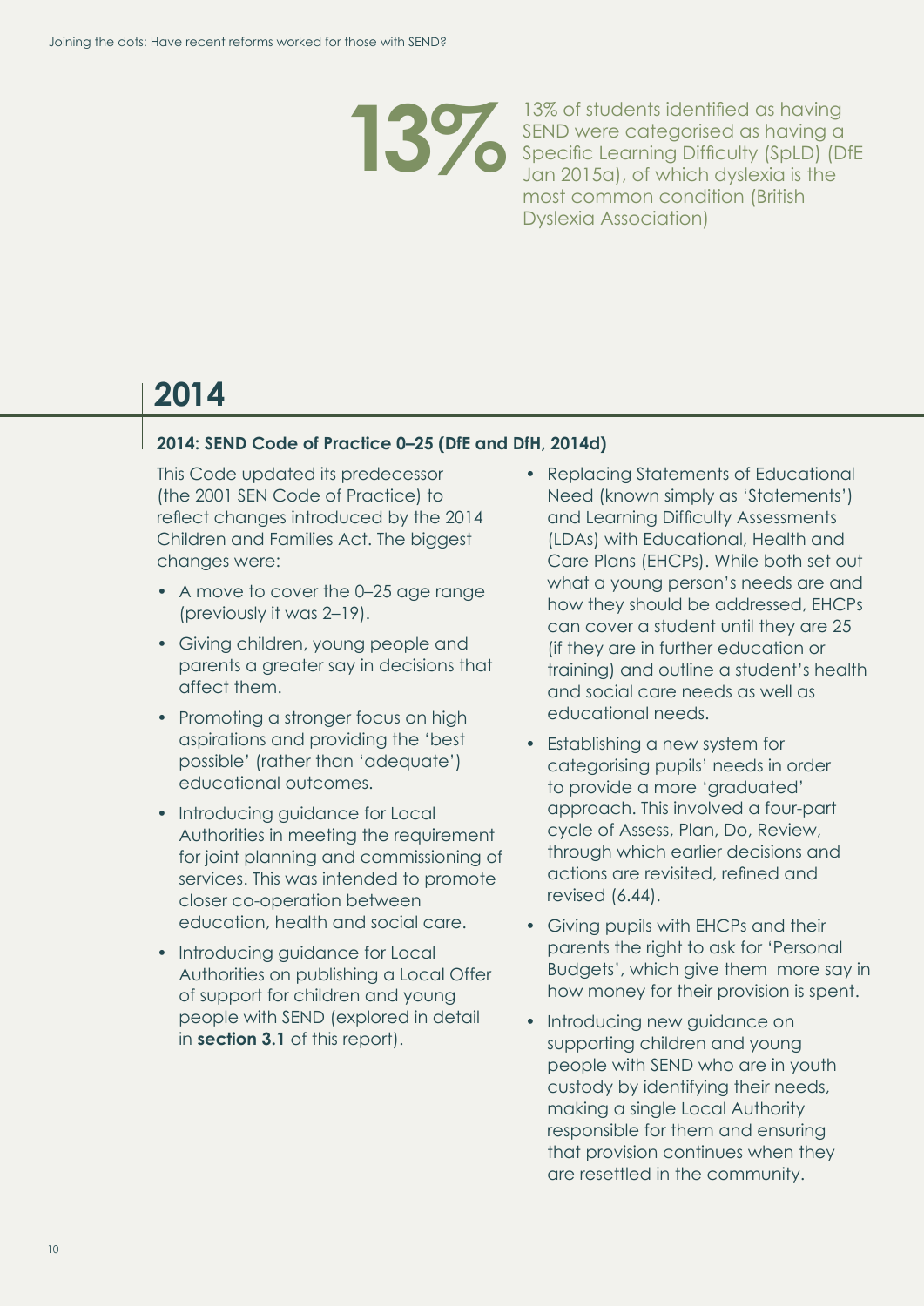**13%**

13% of students identified as having SEND were categorised as having a Specific Learning Difficulty (SpLD) (DfE Jan 2015a), of which dyslexia is the most common condition (British Dyslexia Association)

## 2014

### 2014: SEND Code of Practice 0–25 (DfE and DfH, 2014d)

This Code updated its predecessor (the 2001 SEN Code of Practice) to reflect changes introduced by the 2014 Children and Families Act. The biggest changes were:

- A move to cover the 0–25 age range (previously it was 2–19).
- Giving children, young people and parents a greater say in decisions that affect them.
- Promoting a stronger focus on high aspirations and providing the 'best possible' (rather than 'adequate') educational outcomes.
- Introducing guidance for Local Authorities in meeting the requirement for joint planning and commissioning of services. This was intended to promote closer co-operation between education, health and social care.
- Introducing guidance for Local Authorities on publishing a Local Offer of support for children and young people with SEND (explored in detail in **section 3.1** of this report).
- Replacing Statements of Educational Need (known simply as 'Statements') and Learning Difficulty Assessments (LDAs) with Educational, Health and Care Plans (EHCPs). While both set out what a young person's needs are and how they should be addressed, EHCPs can cover a student until they are 25 (if they are in further education or training) and outline a student's health and social care needs as well as educational needs.
- Establishing a new system for categorising pupils' needs in order to provide a more 'graduated' approach. This involved a four-part cycle of Assess, Plan, Do, Review, through which earlier decisions and actions are revisited, refined and revised (6.44).
- Giving pupils with EHCPs and their parents the right to ask for 'Personal Budgets', which give them more say in how money for their provision is spent.
- Introducing new guidance on supporting children and young people with SEND who are in youth custody by identifying their needs, making a single Local Authority responsible for them and ensuring that provision continues when they are resettled in the community.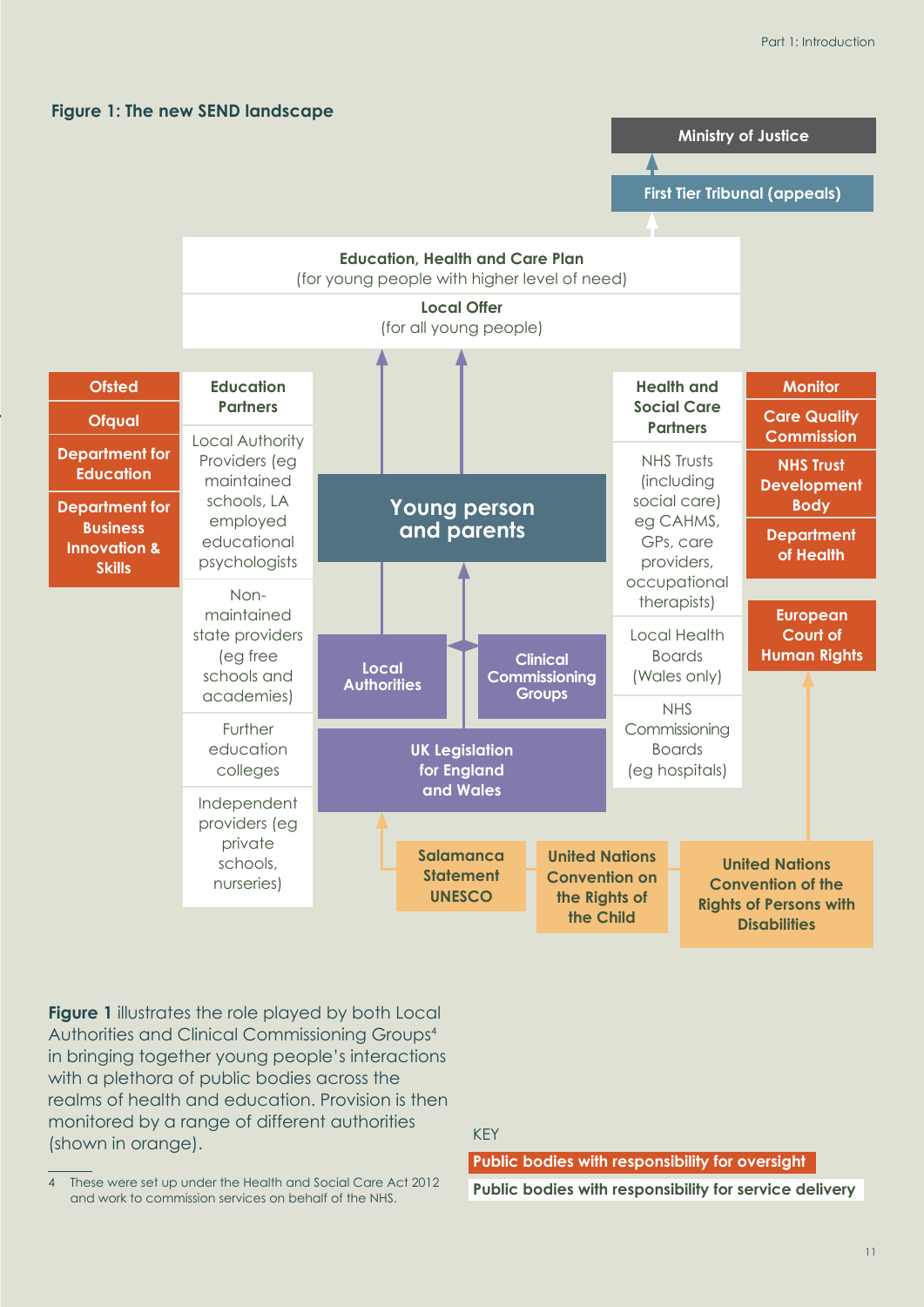**Figure 1: The new SEND landscape**

Ministry of Justice

First Tier Tribunal (appeals)

**Education, Health and Care Plan**
(for young people with higher level of need)

**Local Offer**
(for all young people)

Ofsted

Ofqual

Department for Education

Department for Business Innovation & Skills

**Education Partners**

Local Authority Providers (eg maintained schools, LA employed educational psychologists)

Non-maintained state providers (eg free schools and academies)

Further education colleges

Independent providers (eg private schools, nurseries)

**Young person and parents**

Local Authorities

Clinical Commissioning Groups

UK Legislation for England and Wales

**Health and Social Care Partners**

NHS Trusts (including social care) eg CAHMS, GPs, care providers, occupational therapists)

Local Health Boards (Wales only)

NHS Commissioning Boards (eg hospitals)

Monitor

Care Quality Commission

NHS Trust Development Body

Department of Health

European Court of Human Rights

Salamanca Statement UNESCO

United Nations Convention on the Rights of the Child

United Nations Convention of the Rights of Persons with Disabilities

KEY

Public bodies with responsibility for oversight

Public bodies with responsibility for service delivery

**Figure 1** illustrates the role played by both Local Authorities and Clinical Commissioning Groups[4] in bringing together young people's interactions with a plethora of public bodies across the realms of health and education. Provision is then monitored by a range of different authorities (shown in orange).

4 These were set up under the Health and Social Care Act 2012 and work to commission services on behalf of the NHS.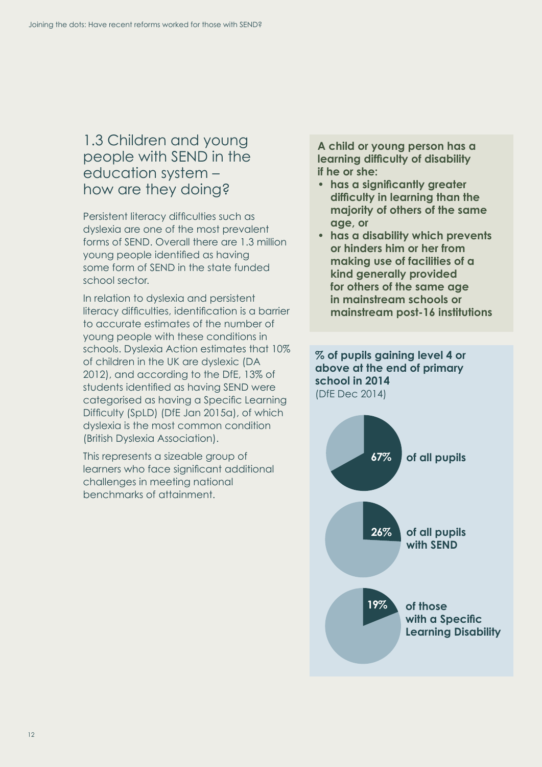## 1.3 Children and young people with SEND in the education system – how are they doing?

Persistent literacy difficulties such as dyslexia are one of the most prevalent forms of SEND. Overall there are 1.3 million young people identified as having some form of SEND in the state funded school sector.

In relation to dyslexia and persistent literacy difficulties, identification is a barrier to accurate estimates of the number of young people with these conditions in schools. Dyslexia Action estimates that 10% of children in the UK are dyslexic (DA 2012), and according to the DfE, 13% of students identified as having SEND were categorised as having a Specific Learning Difficulty (SpLD) (DfE Jan 2015a), of which dyslexia is the most common condition (British Dyslexia Association).

This represents a sizeable group of learners who face significant additional challenges in meeting national benchmarks of attainment.

**A child or young person has a learning difficulty of disability if he or she:**

- **has a significantly greater difficulty in learning than the majority of others of the same age, or**
- **has a disability which prevents or hinders him or her from making use of facilities of a kind generally provided for others of the same age in mainstream schools or mainstream post-16 institutions**

**% of pupils gaining level 4 or above at the end of primary school in 2014**
(DfE Dec 2014)

**67%** **of all pupils**

**26%** **of all pupils with SEND**

**19%** **of those with a Specific Learning Disability**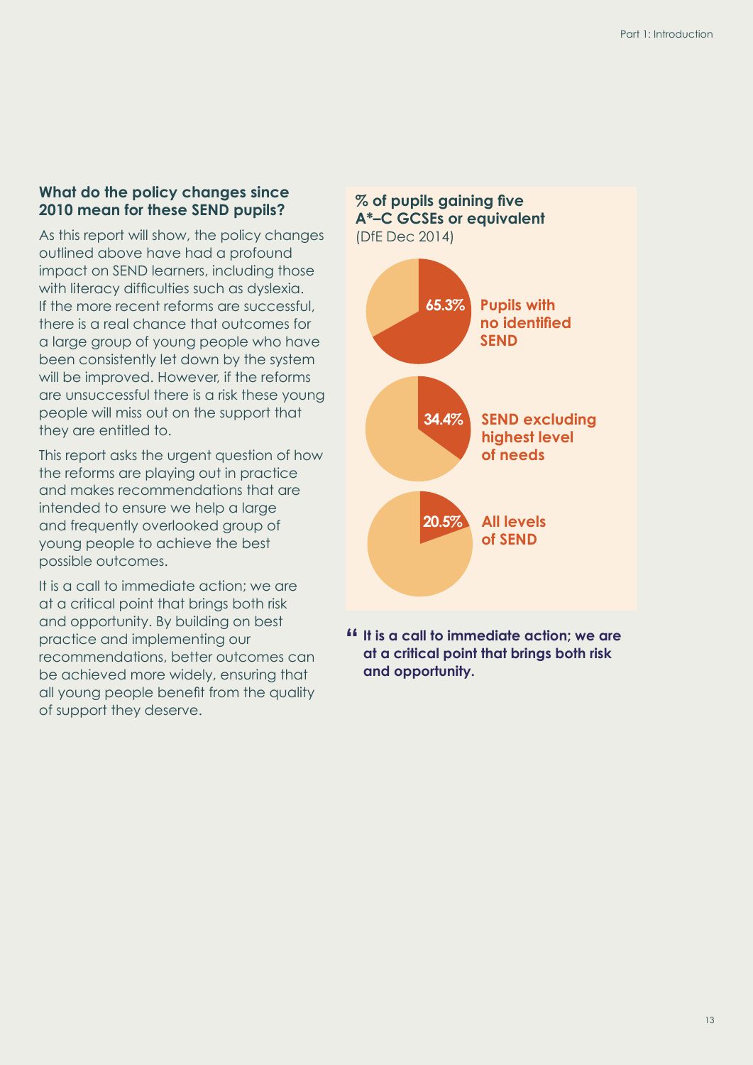### What do the policy changes since 2010 mean for these SEND pupils?

As this report will show, the policy changes outlined above have had a profound impact on SEND learners, including those with literacy difficulties such as dyslexia. If the more recent reforms are successful, there is a real chance that outcomes for a large group of young people who have been consistently let down by the system will be improved. However, if the reforms are unsuccessful there is a risk these young people will miss out on the support that they are entitled to.

This report asks the urgent question of how the reforms are playing out in practice and makes recommendations that are intended to ensure we help a large and frequently overlooked group of young people to achieve the best possible outcomes.

It is a call to immediate action; we are at a critical point that brings both risk and opportunity. By building on best practice and implementing our recommendations, better outcomes can be achieved more widely, ensuring that all young people benefit from the quality of support they deserve.

**% of pupils gaining five A*–C GCSEs or equivalent**
(DfE Dec 2014)

| Group | % |
| --- | --- |
| Pupils with no identified SEND | 65.3% |
| SEND excluding highest level of needs | 34.4% |
| All levels of SEND | 20.5% |

> **"It is a call to immediate action; we are at a critical point that brings both risk and opportunity.**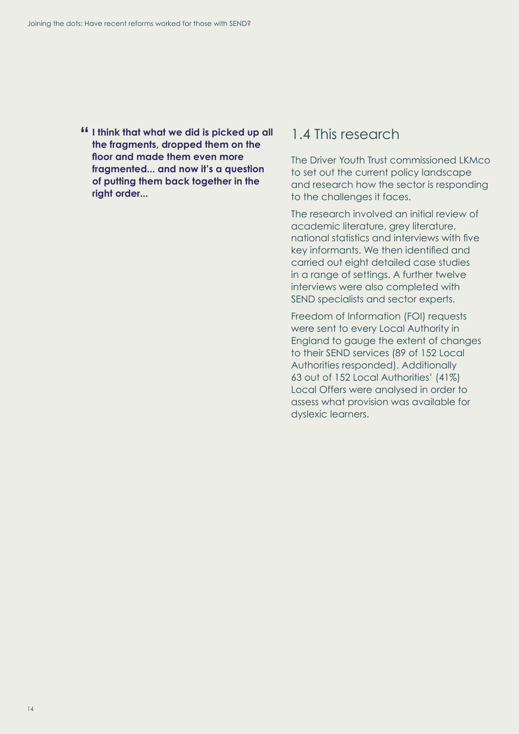> **I think that what we did is picked up all the fragments, dropped them on the floor and made them even more fragmented... and now it's a question of putting them back together in the right order...**

## 1.4 This research

The Driver Youth Trust commissioned LKMco to set out the current policy landscape and research how the sector is responding to the challenges it faces.

The research involved an initial review of academic literature, grey literature, national statistics and interviews with five key informants. We then identified and carried out eight detailed case studies in a range of settings. A further twelve interviews were also completed with SEND specialists and sector experts.

Freedom of Information (FOI) requests were sent to every Local Authority in England to gauge the extent of changes to their SEND services (89 of 152 Local Authorities responded). Additionally 63 out of 152 Local Authorities' (41%) Local Offers were analysed in order to assess what provision was available for dyslexic learners.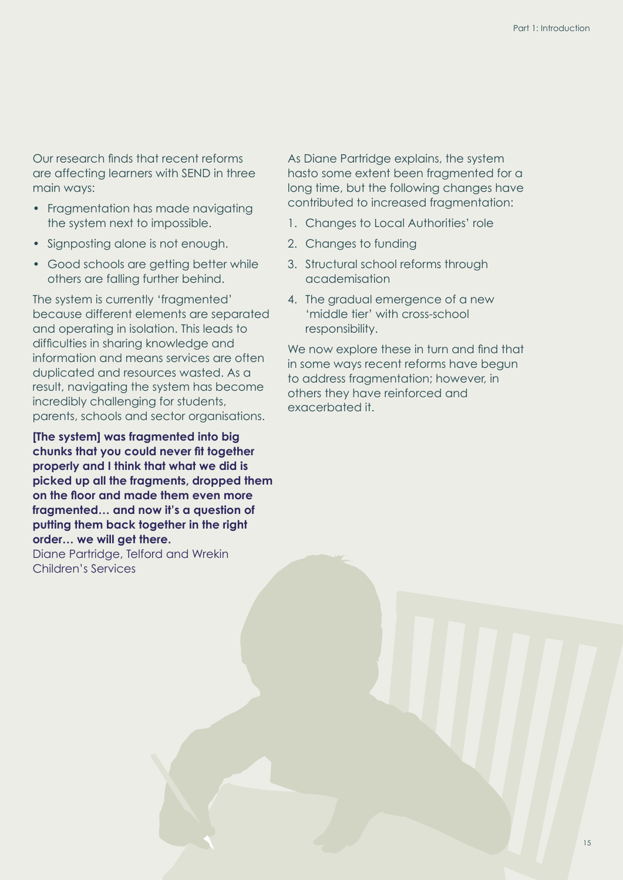Our research finds that recent reforms are affecting learners with SEND in three main ways:

- Fragmentation has made navigating the system next to impossible.
- Signposting alone is not enough.
- Good schools are getting better while others are falling further behind.

The system is currently 'fragmented' because different elements are separated and operating in isolation. This leads to difficulties in sharing knowledge and information and means services are often duplicated and resources wasted. As a result, navigating the system has become incredibly challenging for students, parents, schools and sector organisations.

**[The system] was fragmented into big chunks that you could never fit together properly and I think that what we did is picked up all the fragments, dropped them on the floor and made them even more fragmented… and now it's a question of putting them back together in the right order… we will get there.**
Diane Partridge, Telford and Wrekin Children's Services

As Diane Partridge explains, the system hasto some extent been fragmented for a long time, but the following changes have contributed to increased fragmentation:

1. Changes to Local Authorities' role
2. Changes to funding
3. Structural school reforms through academisation
4. The gradual emergence of a new 'middle tier' with cross-school responsibility.

We now explore these in turn and find that in some ways recent reforms have begun to address fragmentation; however, in others they have reinforced and exacerbated it.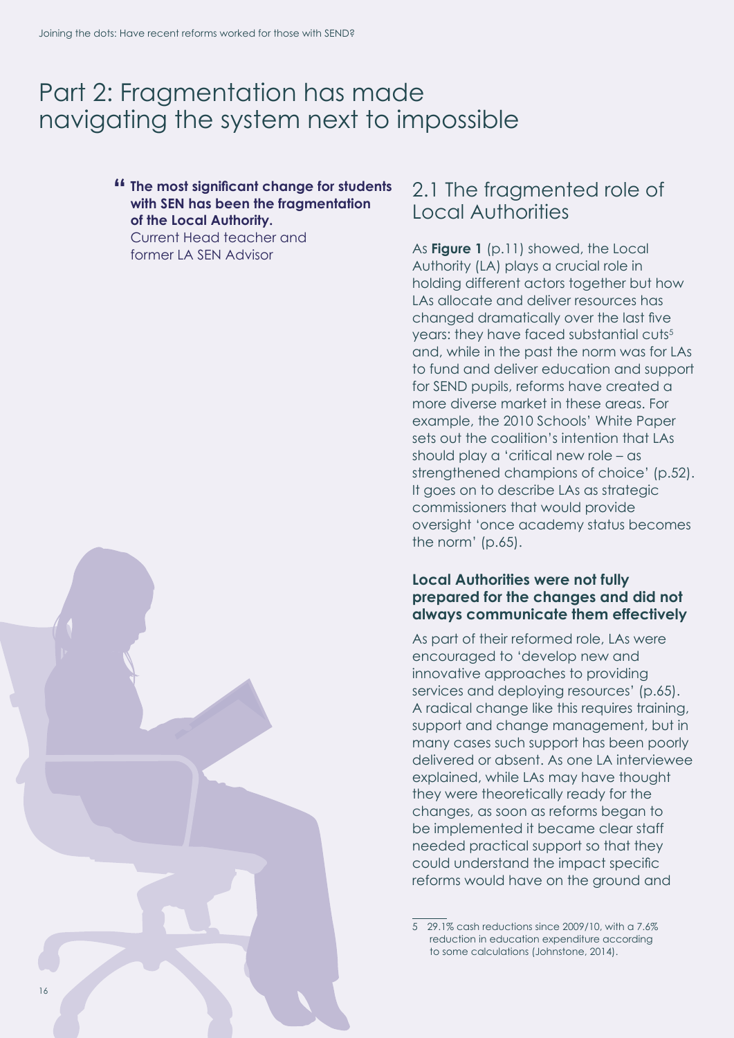# Part 2: Fragmentation has made navigating the system next to impossible

> **"The most significant change for students with SEN has been the fragmentation of the Local Authority.**
> Current Head teacher and former LA SEN Advisor

## 2.1 The fragmented role of Local Authorities

As **Figure 1** (p.11) showed, the Local Authority (LA) plays a crucial role in holding different actors together but how LAs allocate and deliver resources has changed dramatically over the last five years: they have faced substantial cuts[5] and, while in the past the norm was for LAs to fund and deliver education and support for SEND pupils, reforms have created a more diverse market in these areas. For example, the 2010 Schools' White Paper sets out the coalition's intention that LAs should play a 'critical new role – as strengthened champions of choice' (p.52). It goes on to describe LAs as strategic commissioners that would provide oversight 'once academy status becomes the norm' (p.65).

### Local Authorities were not fully prepared for the changes and did not always communicate them effectively

As part of their reformed role, LAs were encouraged to 'develop new and innovative approaches to providing services and deploying resources' (p.65). A radical change like this requires training, support and change management, but in many cases such support has been poorly delivered or absent. As one LA interviewee explained, while LAs may have thought they were theoretically ready for the changes, as soon as reforms began to be implemented it became clear staff needed practical support so that they could understand the impact specific reforms would have on the ground and

---

5 29.1% cash reductions since 2009/10, with a 7.6% reduction in education expenditure according to some calculations (Johnstone, 2014).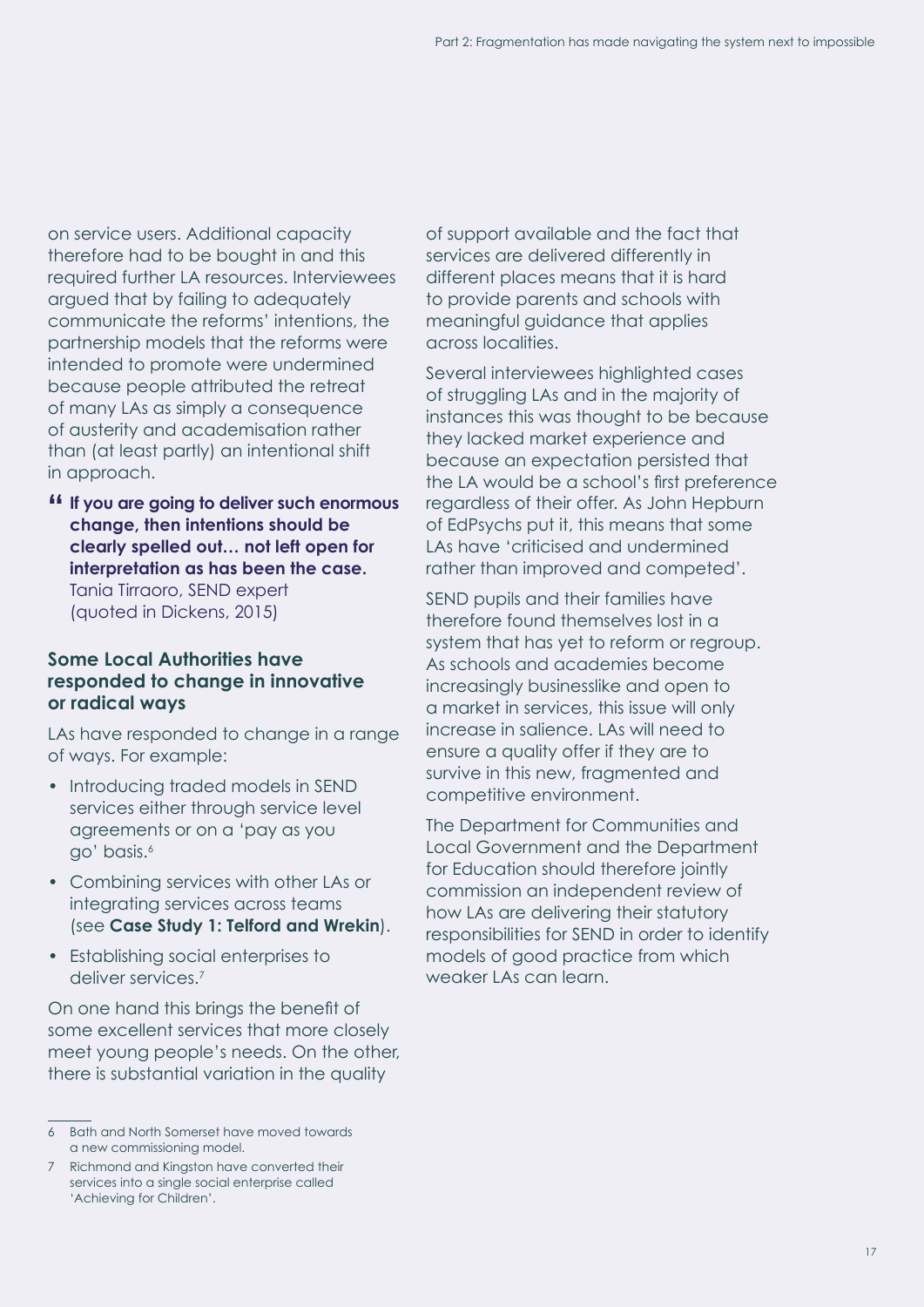on service users. Additional capacity therefore had to be bought in and this required further LA resources. Interviewees argued that by failing to adequately communicate the reforms' intentions, the partnership models that the reforms were intended to promote were undermined because people attributed the retreat of many LAs as simply a consequence of austerity and academisation rather than (at least partly) an intentional shift in approach.

> **If you are going to deliver such enormous change, then intentions should be clearly spelled out… not left open for interpretation as has been the case.**
> Tania Tirraoro, SEND expert
> (quoted in Dickens, 2015)

### Some Local Authorities have responded to change in innovative or radical ways

LAs have responded to change in a range of ways. For example:

- Introducing traded models in SEND services either through service level agreements or on a 'pay as you go' basis.[6]
- Combining services with other LAs or integrating services across teams (see **Case Study 1: Telford and Wrekin**).
- Establishing social enterprises to deliver services.[7]

On one hand this brings the benefit of some excellent services that more closely meet young people's needs. On the other, there is substantial variation in the quality of support available and the fact that services are delivered differently in different places means that it is hard to provide parents and schools with meaningful guidance that applies across localities.

Several interviewees highlighted cases of struggling LAs and in the majority of instances this was thought to be because they lacked market experience and because an expectation persisted that the LA would be a school's first preference regardless of their offer. As John Hepburn of EdPsychs put it, this means that some LAs have 'criticised and undermined rather than improved and competed'.

SEND pupils and their families have therefore found themselves lost in a system that has yet to reform or regroup. As schools and academies become increasingly businesslike and open to a market in services, this issue will only increase in salience. LAs will need to ensure a quality offer if they are to survive in this new, fragmented and competitive environment.

The Department for Communities and Local Government and the Department for Education should therefore jointly commission an independent review of how LAs are delivering their statutory responsibilities for SEND in order to identify models of good practice from which weaker LAs can learn.

---

6 Bath and North Somerset have moved towards a new commissioning model.

7 Richmond and Kingston have converted their services into a single social enterprise called 'Achieving for Children'.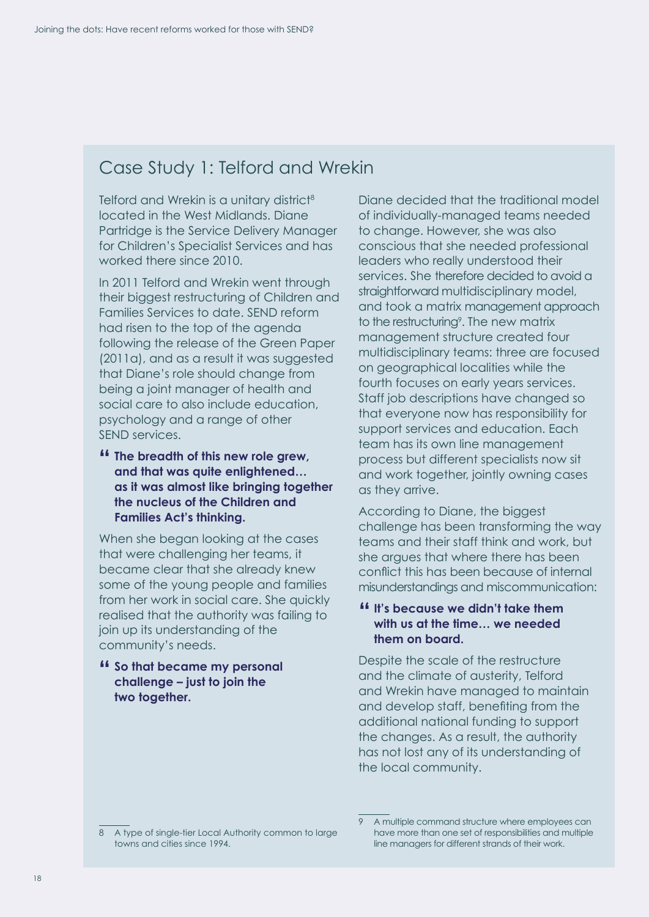## Case Study 1: Telford and Wrekin

Telford and Wrekin is a unitary district[8] located in the West Midlands. Diane Partridge is the Service Delivery Manager for Children's Specialist Services and has worked there since 2010.

In 2011 Telford and Wrekin went through their biggest restructuring of Children and Families Services to date. SEND reform had risen to the top of the agenda following the release of the Green Paper (2011a), and as a result it was suggested that Diane's role should change from being a joint manager of health and social care to also include education, psychology and a range of other SEND services.

> **"The breadth of this new role grew, and that was quite enlightened… as it was almost like bringing together the nucleus of the Children and Families Act's thinking.**

When she began looking at the cases that were challenging her teams, it became clear that she already knew some of the young people and families from her work in social care. She quickly realised that the authority was failing to join up its understanding of the community's needs.

> **"So that became my personal challenge – just to join the two together.**

Diane decided that the traditional model of individually-managed teams needed to change. However, she was also conscious that she needed professional leaders who really understood their services. She therefore decided to avoid a straightforward multidisciplinary model, and took a matrix management approach to the restructuring[9]. The new matrix management structure created four multidisciplinary teams: three are focused on geographical localities while the fourth focuses on early years services. Staff job descriptions have changed so that everyone now has responsibility for support services and education. Each team has its own line management process but different specialists now sit and work together, jointly owning cases as they arrive.

According to Diane, the biggest challenge has been transforming the way teams and their staff think and work, but she argues that where there has been conflict this has been because of internal misunderstandings and miscommunication:

> **"It's because we didn't take them with us at the time… we needed them on board.**

Despite the scale of the restructure and the climate of austerity, Telford and Wrekin have managed to maintain and develop staff, benefiting from the additional national funding to support the changes. As a result, the authority has not lost any of its understanding of the local community.

---

8 A type of single-tier Local Authority common to large towns and cities since 1994.

9 A multiple command structure where employees can have more than one set of responsibilities and multiple line managers for different strands of their work.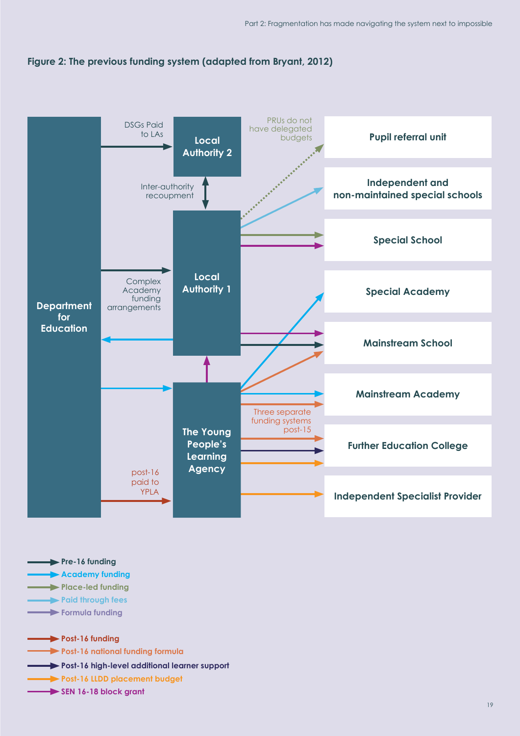**Figure 2: The previous funding system (adapted from Bryant, 2012)**

Department for Education

DSGs Paid to LAs

Local Authority 2

Inter-authority recoupment

Local Authority 1

Complex Academy funding arrangements

The Young People's Learning Agency

post-16 paid to YPLA

PRUs do not have delegated budgets

Three separate funding systems post-15

Pupil referral unit

Independent and non-maintained special schools

Special School

Special Academy

Mainstream School

Mainstream Academy

Further Education College

Independent Specialist Provider

- Pre-16 funding
- Academy funding
- Place-led funding
- Paid through fees
- Formula funding

- Post-16 funding
- Post-16 national funding formula
- Post-16 high-level additional learner support
- Post-16 LLDD placement budget
- SEN 16-18 block grant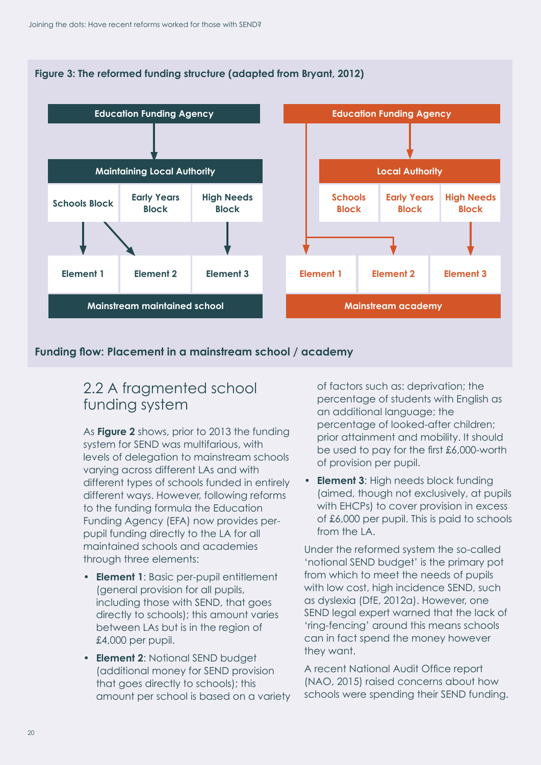**Figure 3: The reformed funding structure (adapted from Bryant, 2012)**

Education Funding Agency → Maintaining Local Authority

| Schools Block | Early Years Block | High Needs Block |
|---|---|---|
| Element 1 | Element 2 | Element 3 |

Mainstream maintained school

Education Funding Agency → Local Authority

| Schools Block | Early Years Block | High Needs Block |
|---|---|---|
| Element 1 | Element 2 | Element 3 |

Mainstream academy

**Funding flow: Placement in a mainstream school / academy**

## 2.2 A fragmented school funding system

As **Figure 2** shows, prior to 2013 the funding system for SEND was multifarious, with levels of delegation to mainstream schools varying across different LAs and with different types of schools funded in entirely different ways. However, following reforms to the funding formula the Education Funding Agency (EFA) now provides per-pupil funding directly to the LA for all maintained schools and academies through three elements:

- **Element 1**: Basic per-pupil entitlement (general provision for all pupils, including those with SEND, that goes directly to schools); this amount varies between LAs but is in the region of £4,000 per pupil.
- **Element 2**: Notional SEND budget (additional money for SEND provision that goes directly to schools); this amount per school is based on a variety of factors such as: deprivation; the percentage of students with English as an additional language; the percentage of looked-after children; prior attainment and mobility. It should be used to pay for the first £6,000-worth of provision per pupil.
- **Element 3**: High needs block funding (aimed, though not exclusively, at pupils with EHCPs) to cover provision in excess of £6,000 per pupil. This is paid to schools from the LA.

Under the reformed system the so-called 'notional SEND budget' is the primary pot from which to meet the needs of pupils with low cost, high incidence SEND, such as dyslexia (DfE, 2012a). However, one SEND legal expert warned that the lack of 'ring-fencing' around this means schools can in fact spend the money however they want.

A recent National Audit Office report (NAO, 2015) raised concerns about how schools were spending their SEND funding.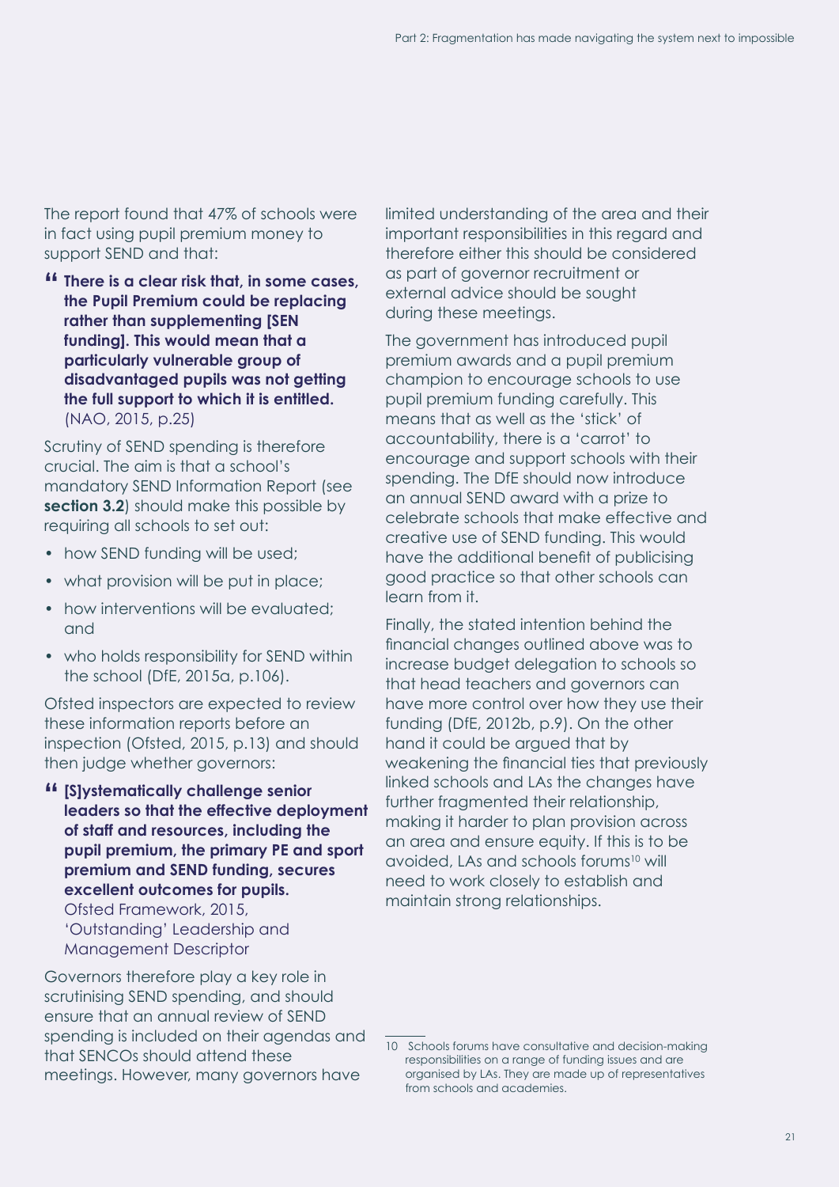The report found that 47% of schools were in fact using pupil premium money to support SEND and that:

> **There is a clear risk that, in some cases, the Pupil Premium could be replacing rather than supplementing [SEN funding]. This would mean that a particularly vulnerable group of disadvantaged pupils was not getting the full support to which it is entitled.** (NAO, 2015, p.25)

Scrutiny of SEND spending is therefore crucial. The aim is that a school's mandatory SEND Information Report (see **section 3.2**) should make this possible by requiring all schools to set out:

- how SEND funding will be used;
- what provision will be put in place;
- how interventions will be evaluated; and
- who holds responsibility for SEND within the school (DfE, 2015a, p.106).

Ofsted inspectors are expected to review these information reports before an inspection (Ofsted, 2015, p.13) and should then judge whether governors:

> **[S]ystematically challenge senior leaders so that the effective deployment of staff and resources, including the pupil premium, the primary PE and sport premium and SEND funding, secures excellent outcomes for pupils.**
> Ofsted Framework, 2015, 'Outstanding' Leadership and Management Descriptor

Governors therefore play a key role in scrutinising SEND spending, and should ensure that an annual review of SEND spending is included on their agendas and that SENCOs should attend these meetings. However, many governors have limited understanding of the area and their important responsibilities in this regard and therefore either this should be considered as part of governor recruitment or external advice should be sought during these meetings.

The government has introduced pupil premium awards and a pupil premium champion to encourage schools to use pupil premium funding carefully. This means that as well as the 'stick' of accountability, there is a 'carrot' to encourage and support schools with their spending. The DfE should now introduce an annual SEND award with a prize to celebrate schools that make effective and creative use of SEND funding. This would have the additional benefit of publicising good practice so that other schools can learn from it.

Finally, the stated intention behind the financial changes outlined above was to increase budget delegation to schools so that head teachers and governors can have more control over how they use their funding (DfE, 2012b, p.9). On the other hand it could be argued that by weakening the financial ties that previously linked schools and LAs the changes have further fragmented their relationship, making it harder to plan provision across an area and ensure equity. If this is to be avoided, LAs and schools forums[10] will need to work closely to establish and maintain strong relationships.

---

[10] Schools forums have consultative and decision-making responsibilities on a range of funding issues and are organised by LAs. They are made up of representatives from schools and academies.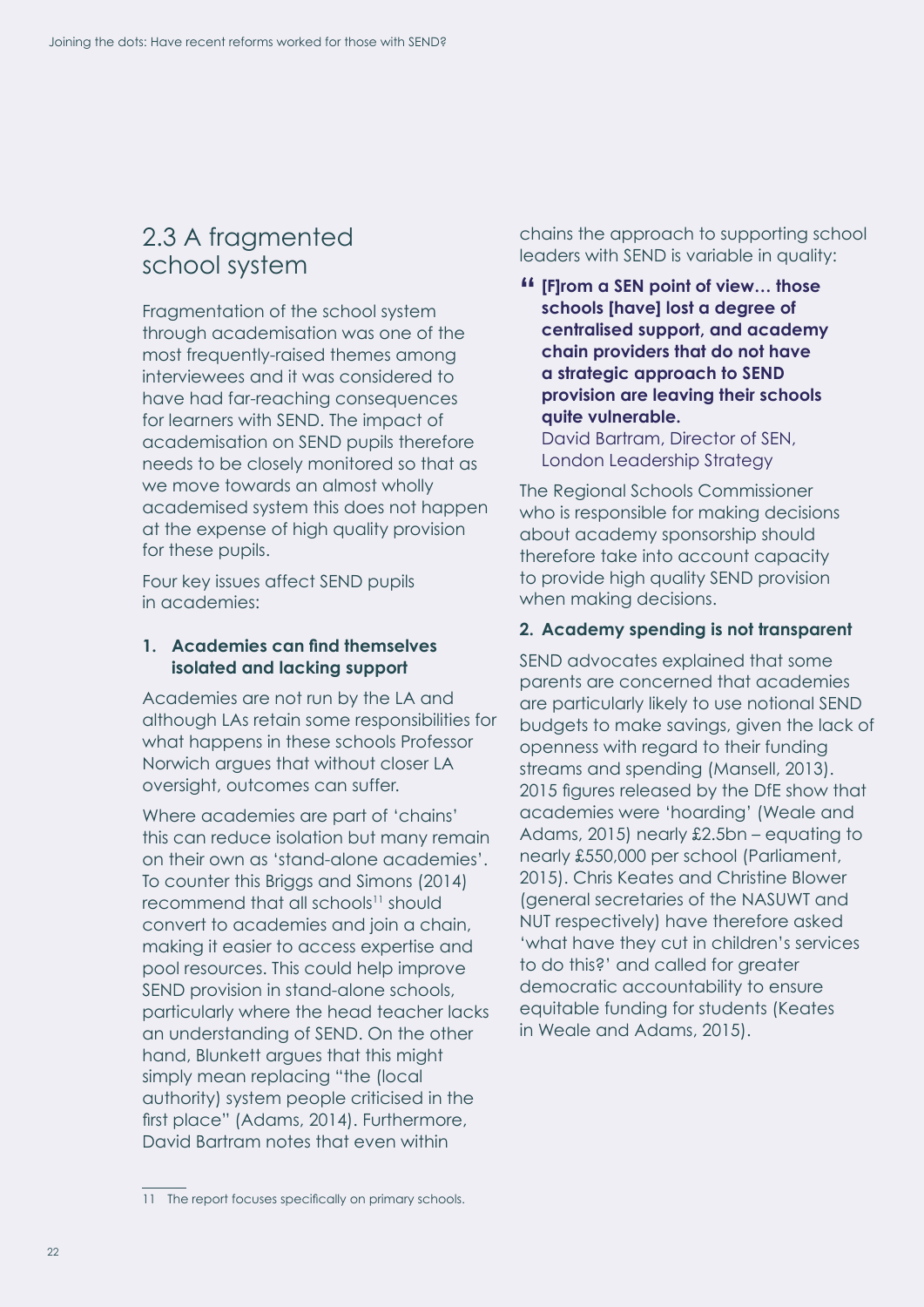## 2.3 A fragmented school system

Fragmentation of the school system through academisation was one of the most frequently-raised themes among interviewees and it was considered to have had far-reaching consequences for learners with SEND. The impact of academisation on SEND pupils therefore needs to be closely monitored so that as we move towards an almost wholly academised system this does not happen at the expense of high quality provision for these pupils.

Four key issues affect SEND pupils in academies:

### 1. Academies can find themselves isolated and lacking support

Academies are not run by the LA and although LAs retain some responsibilities for what happens in these schools Professor Norwich argues that without closer LA oversight, outcomes can suffer.

Where academies are part of 'chains' this can reduce isolation but many remain on their own as 'stand-alone academies'. To counter this Briggs and Simons (2014) recommend that all schools[11] should convert to academies and join a chain, making it easier to access expertise and pool resources. This could help improve SEND provision in stand-alone schools, particularly where the head teacher lacks an understanding of SEND. On the other hand, Blunkett argues that this might simply mean replacing "the (local authority) system people criticised in the first place" (Adams, 2014). Furthermore, David Bartram notes that even within chains the approach to supporting school leaders with SEND is variable in quality:

> **"[F]rom a SEN point of view… those schools [have] lost a degree of centralised support, and academy chain providers that do not have a strategic approach to SEND provision are leaving their schools quite vulnerable.**
>
> David Bartram, Director of SEN, London Leadership Strategy

The Regional Schools Commissioner who is responsible for making decisions about academy sponsorship should therefore take into account capacity to provide high quality SEND provision when making decisions.

### 2. Academy spending is not transparent

SEND advocates explained that some parents are concerned that academies are particularly likely to use notional SEND budgets to make savings, given the lack of openness with regard to their funding streams and spending (Mansell, 2013). 2015 figures released by the DfE show that academies were 'hoarding' (Weale and Adams, 2015) nearly £2.5bn – equating to nearly £550,000 per school (Parliament, 2015). Chris Keates and Christine Blower (general secretaries of the NASUWT and NUT respectively) have therefore asked 'what have they cut in children's services to do this?' and called for greater democratic accountability to ensure equitable funding for students (Keates in Weale and Adams, 2015).

---

[11] The report focuses specifically on primary schools.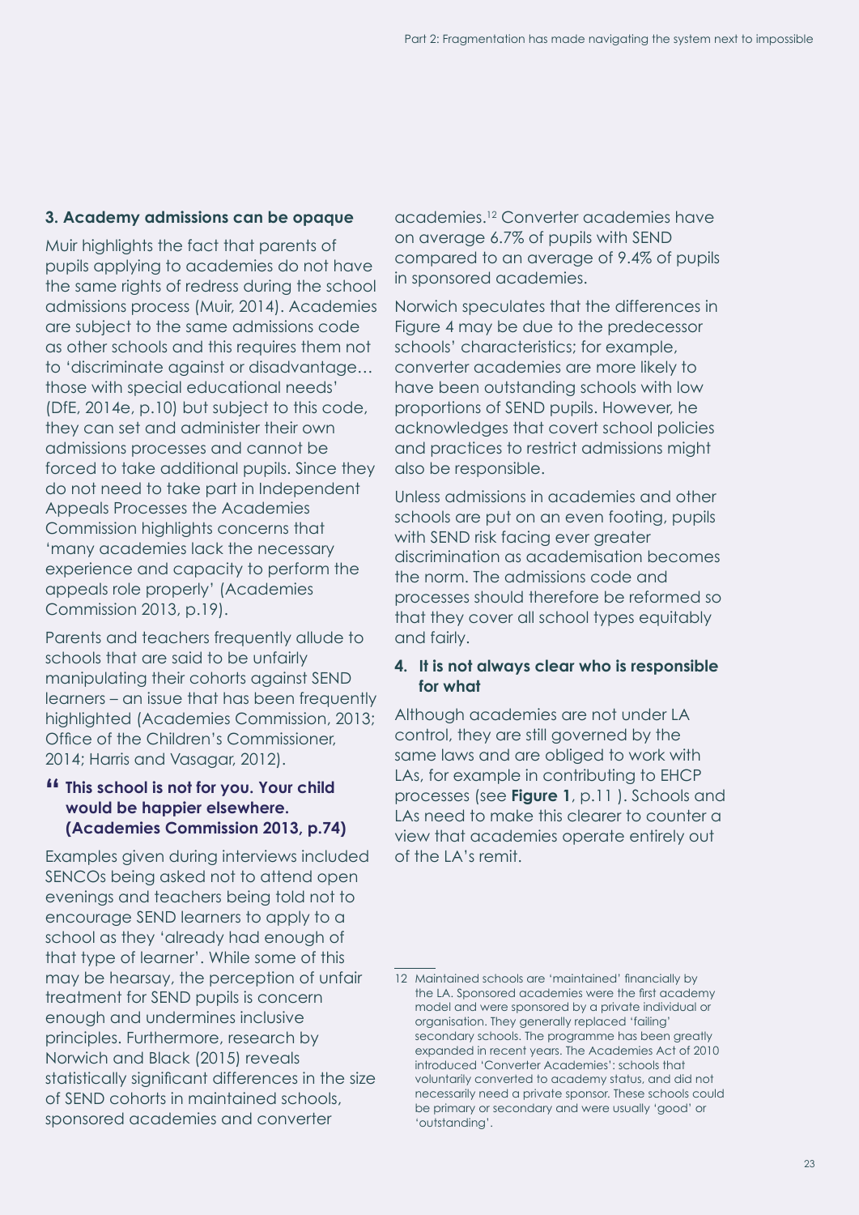### 3. Academy admissions can be opaque

Muir highlights the fact that parents of pupils applying to academies do not have the same rights of redress during the school admissions process (Muir, 2014). Academies are subject to the same admissions code as other schools and this requires them not to 'discriminate against or disadvantage… those with special educational needs' (DfE, 2014e, p.10) but subject to this code, they can set and administer their own admissions processes and cannot be forced to take additional pupils. Since they do not need to take part in Independent Appeals Processes the Academies Commission highlights concerns that 'many academies lack the necessary experience and capacity to perform the appeals role properly' (Academies Commission 2013, p.19).

Parents and teachers frequently allude to schools that are said to be unfairly manipulating their cohorts against SEND learners – an issue that has been frequently highlighted (Academies Commission, 2013; Office of the Children's Commissioner, 2014; Harris and Vasagar, 2012).

> **"This school is not for you. Your child would be happier elsewhere. (Academies Commission 2013, p.74)**

Examples given during interviews included SENCOs being asked not to attend open evenings and teachers being told not to encourage SEND learners to apply to a school as they 'already had enough of that type of learner'. While some of this may be hearsay, the perception of unfair treatment for SEND pupils is concern enough and undermines inclusive principles. Furthermore, research by Norwich and Black (2015) reveals statistically significant differences in the size of SEND cohorts in maintained schools, sponsored academies and converter academies.[12] Converter academies have on average 6.7% of pupils with SEND compared to an average of 9.4% of pupils in sponsored academies.

Norwich speculates that the differences in Figure 4 may be due to the predecessor schools' characteristics; for example, converter academies are more likely to have been outstanding schools with low proportions of SEND pupils. However, he acknowledges that covert school policies and practices to restrict admissions might also be responsible.

Unless admissions in academies and other schools are put on an even footing, pupils with SEND risk facing ever greater discrimination as academisation becomes the norm. The admissions code and processes should therefore be reformed so that they cover all school types equitably and fairly.

### 4. It is not always clear who is responsible for what

Although academies are not under LA control, they are still governed by the same laws and are obliged to work with LAs, for example in contributing to EHCP processes (see **Figure 1**, p.11 ). Schools and LAs need to make this clearer to counter a view that academies operate entirely out of the LA's remit.

---

12 Maintained schools are 'maintained' financially by the LA. Sponsored academies were the first academy model and were sponsored by a private individual or organisation. They generally replaced 'failing' secondary schools. The programme has been greatly expanded in recent years. The Academies Act of 2010 introduced 'Converter Academies': schools that voluntarily converted to academy status, and did not necessarily need a private sponsor. These schools could be primary or secondary and were usually 'good' or 'outstanding'.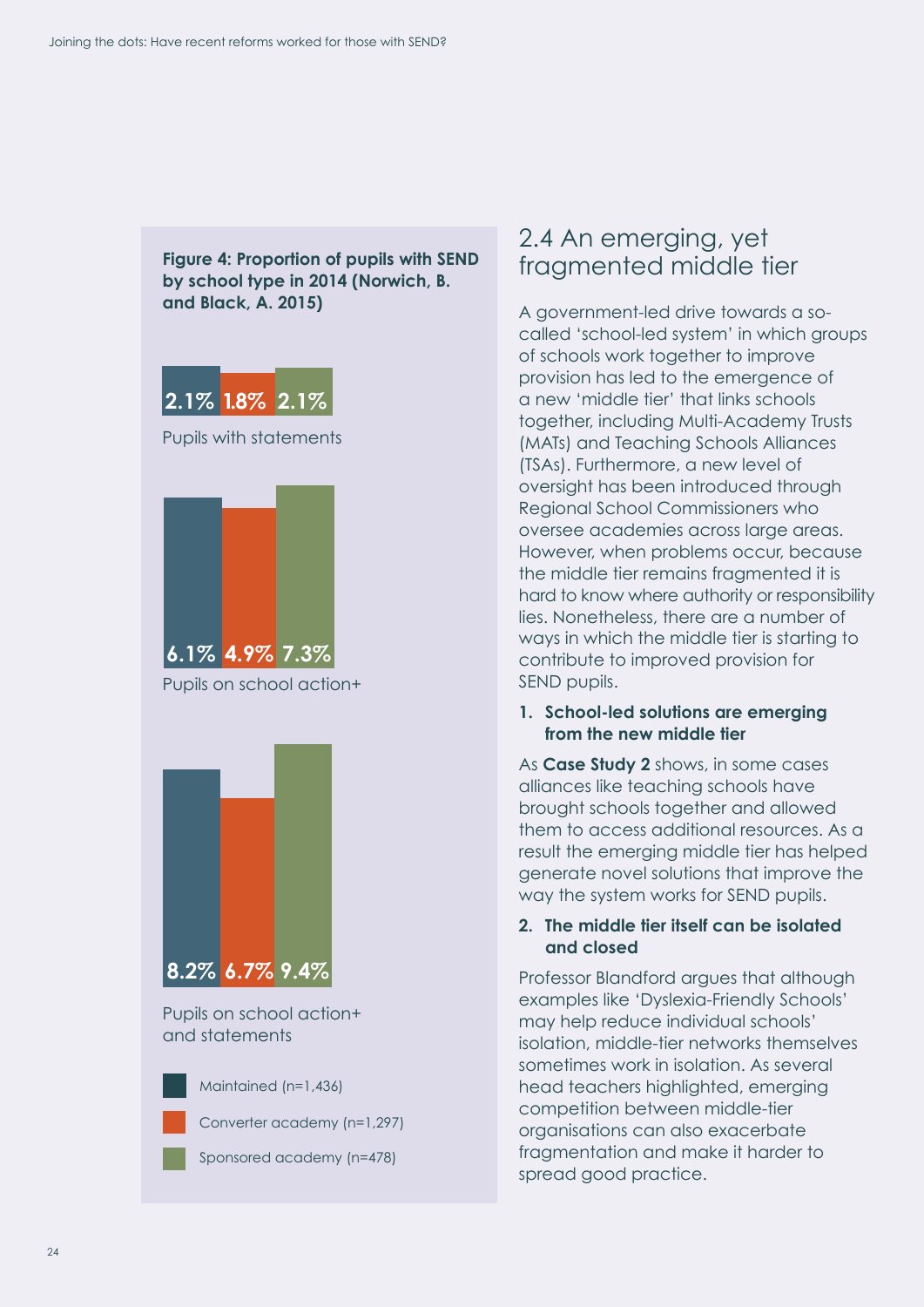**Figure 4: Proportion of pupils with SEND by school type in 2014 (Norwich, B. and Black, A. 2015)**

| | Maintained (n=1,436) | Converter academy (n=1,297) | Sponsored academy (n=478) |
|---|---|---|---|
| Pupils with statements | 2.1% | 1.8% | 2.1% |
| Pupils on school action+ | 6.1% | 4.9% | 7.3% |
| Pupils on school action+ and statements | 8.2% | 6.7% | 9.4% |

## 2.4 An emerging, yet fragmented middle tier

A government-led drive towards a so-called 'school-led system' in which groups of schools work together to improve provision has led to the emergence of a new 'middle tier' that links schools together, including Multi-Academy Trusts (MATs) and Teaching Schools Alliances (TSAs). Furthermore, a new level of oversight has been introduced through Regional School Commissioners who oversee academies across large areas. However, when problems occur, because the middle tier remains fragmented it is hard to know where authority or responsibility lies. Nonetheless, there are a number of ways in which the middle tier is starting to contribute to improved provision for SEND pupils.

1. **School-led solutions are emerging from the new middle tier**

As **Case Study 2** shows, in some cases alliances like teaching schools have brought schools together and allowed them to access additional resources. As a result the emerging middle tier has helped generate novel solutions that improve the way the system works for SEND pupils.

2. **The middle tier itself can be isolated and closed**

Professor Blandford argues that although examples like 'Dyslexia-Friendly Schools' may help reduce individual schools' isolation, middle-tier networks themselves sometimes work in isolation. As several head teachers highlighted, emerging competition between middle-tier organisations can also exacerbate fragmentation and make it harder to spread good practice.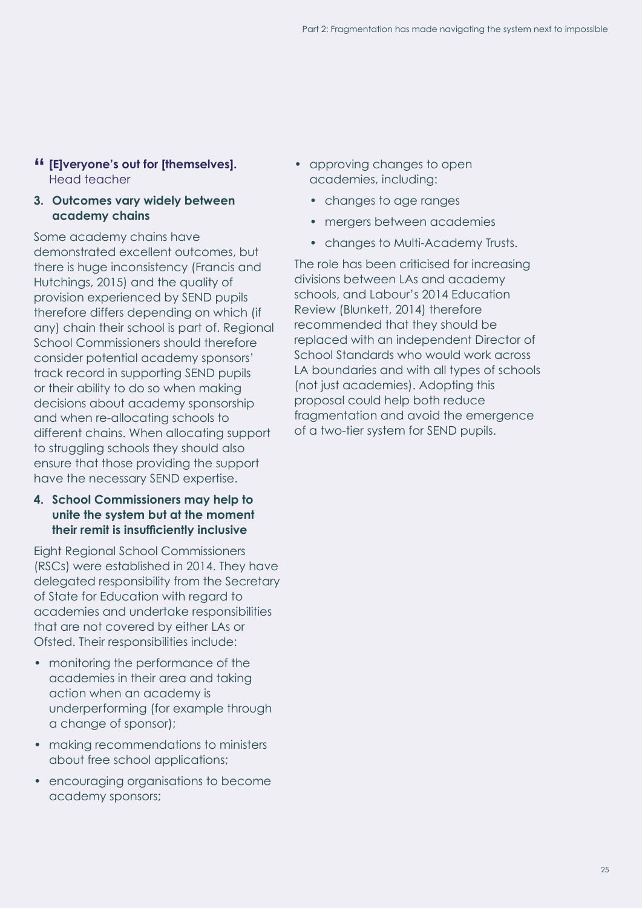> **“ [E]veryone’s out for [themselves].**
> Head teacher

**3. Outcomes vary widely between academy chains**

Some academy chains have demonstrated excellent outcomes, but there is huge inconsistency (Francis and Hutchings, 2015) and the quality of provision experienced by SEND pupils therefore differs depending on which (if any) chain their school is part of. Regional School Commissioners should therefore consider potential academy sponsors’ track record in supporting SEND pupils or their ability to do so when making decisions about academy sponsorship and when re-allocating schools to different chains. When allocating support to struggling schools they should also ensure that those providing the support have the necessary SEND expertise.

**4. School Commissioners may help to unite the system but at the moment their remit is insufficiently inclusive**

Eight Regional School Commissioners (RSCs) were established in 2014. They have delegated responsibility from the Secretary of State for Education with regard to academies and undertake responsibilities that are not covered by either LAs or Ofsted. Their responsibilities include:

- monitoring the performance of the academies in their area and taking action when an academy is underperforming (for example through a change of sponsor);
- making recommendations to ministers about free school applications;
- encouraging organisations to become academy sponsors;
- approving changes to open academies, including:
  - changes to age ranges
  - mergers between academies
  - changes to Multi-Academy Trusts.

The role has been criticised for increasing divisions between LAs and academy schools, and Labour’s 2014 Education Review (Blunkett, 2014) therefore recommended that they should be replaced with an independent Director of School Standards who would work across LA boundaries and with all types of schools (not just academies). Adopting this proposal could help both reduce fragmentation and avoid the emergence of a two-tier system for SEND pupils.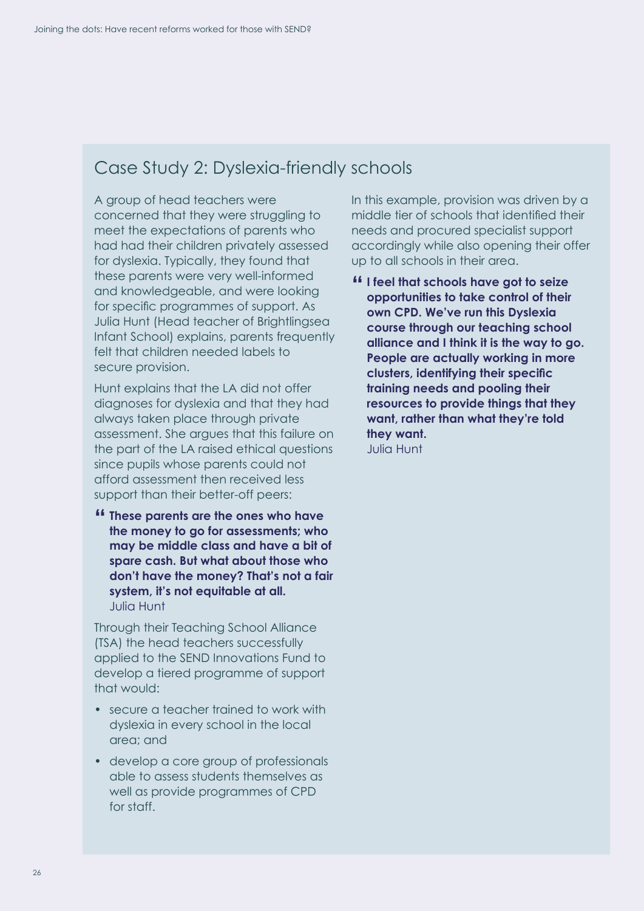## Case Study 2: Dyslexia-friendly schools

A group of head teachers were concerned that they were struggling to meet the expectations of parents who had had their children privately assessed for dyslexia. Typically, they found that these parents were very well-informed and knowledgeable, and were looking for specific programmes of support. As Julia Hunt (Head teacher of Brightlingsea Infant School) explains, parents frequently felt that children needed labels to secure provision.

Hunt explains that the LA did not offer diagnoses for dyslexia and that they had always taken place through private assessment. She argues that this failure on the part of the LA raised ethical questions since pupils whose parents could not afford assessment then received less support than their better-off peers:

> **These parents are the ones who have the money to go for assessments; who may be middle class and have a bit of spare cash. But what about those who don't have the money? That's not a fair system, it's not equitable at all.**
> Julia Hunt

Through their Teaching School Alliance (TSA) the head teachers successfully applied to the SEND Innovations Fund to develop a tiered programme of support that would:

- secure a teacher trained to work with dyslexia in every school in the local area; and
- develop a core group of professionals able to assess students themselves as well as provide programmes of CPD for staff.

In this example, provision was driven by a middle tier of schools that identified their needs and procured specialist support accordingly while also opening their offer up to all schools in their area.

> **I feel that schools have got to seize opportunities to take control of their own CPD. We've run this Dyslexia course through our teaching school alliance and I think it is the way to go. People are actually working in more clusters, identifying their specific training needs and pooling their resources to provide things that they want, rather than what they're told they want.**
> Julia Hunt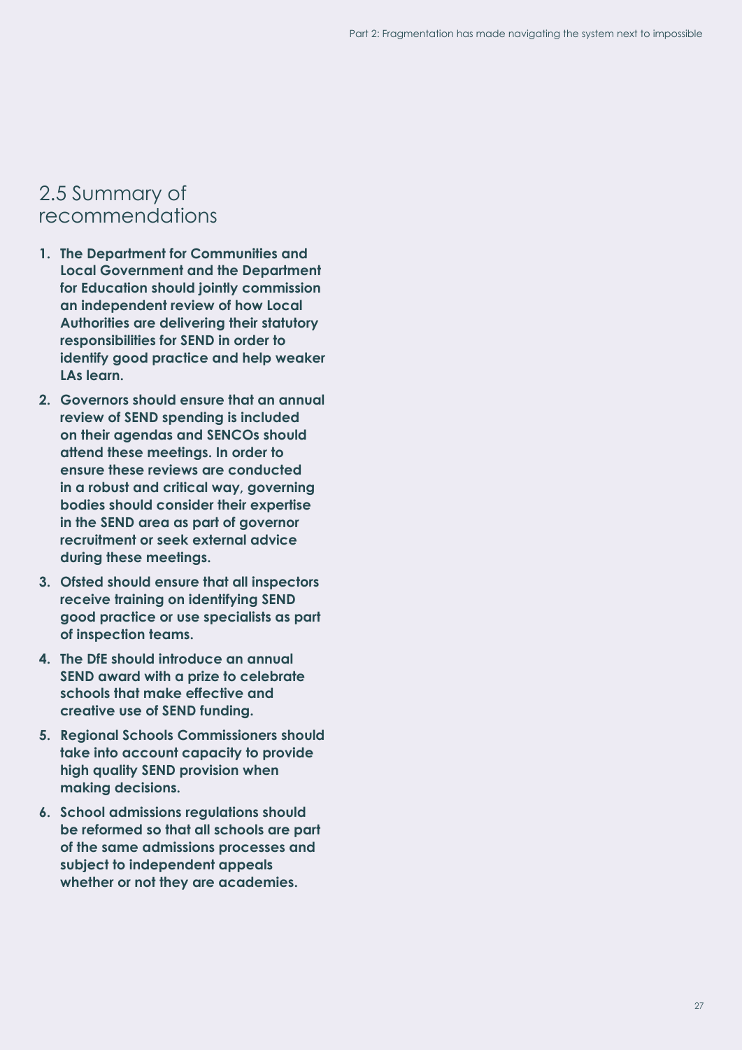## 2.5 Summary of recommendations

1. **The Department for Communities and Local Government and the Department for Education should jointly commission an independent review of how Local Authorities are delivering their statutory responsibilities for SEND in order to identify good practice and help weaker LAs learn.**
2. **Governors should ensure that an annual review of SEND spending is included on their agendas and SENCOs should attend these meetings. In order to ensure these reviews are conducted in a robust and critical way, governing bodies should consider their expertise in the SEND area as part of governor recruitment or seek external advice during these meetings.**
3. **Ofsted should ensure that all inspectors receive training on identifying SEND good practice or use specialists as part of inspection teams.**
4. **The DfE should introduce an annual SEND award with a prize to celebrate schools that make effective and creative use of SEND funding.**
5. **Regional Schools Commissioners should take into account capacity to provide high quality SEND provision when making decisions.**
6. **School admissions regulations should be reformed so that all schools are part of the same admissions processes and subject to independent appeals whether or not they are academies.**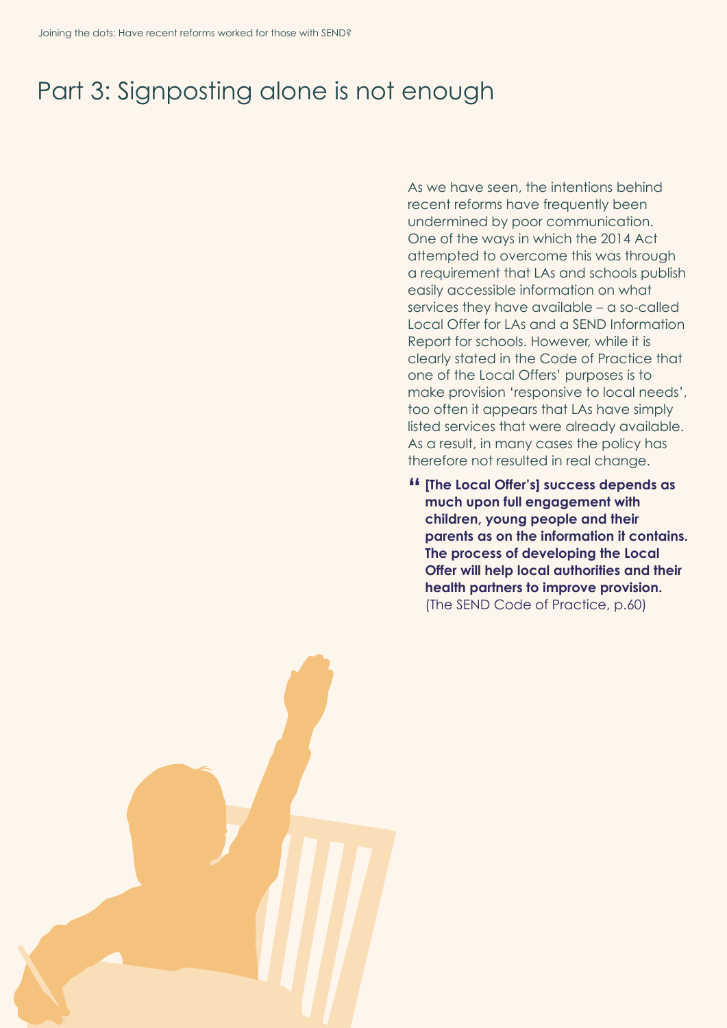# Part 3: Signposting alone is not enough

As we have seen, the intentions behind recent reforms have frequently been undermined by poor communication. One of the ways in which the 2014 Act attempted to overcome this was through a requirement that LAs and schools publish easily accessible information on what services they have available – a so-called Local Offer for LAs and a SEND Information Report for schools. However, while it is clearly stated in the Code of Practice that one of the Local Offers' purposes is to make provision 'responsive to local needs', too often it appears that LAs have simply listed services that were already available. As a result, in many cases the policy has therefore not resulted in real change.

> **"[The Local Offer's] success depends as much upon full engagement with children, young people and their parents as on the information it contains. The process of developing the Local Offer will help local authorities and their health partners to improve provision.**
> (The SEND Code of Practice, p.60)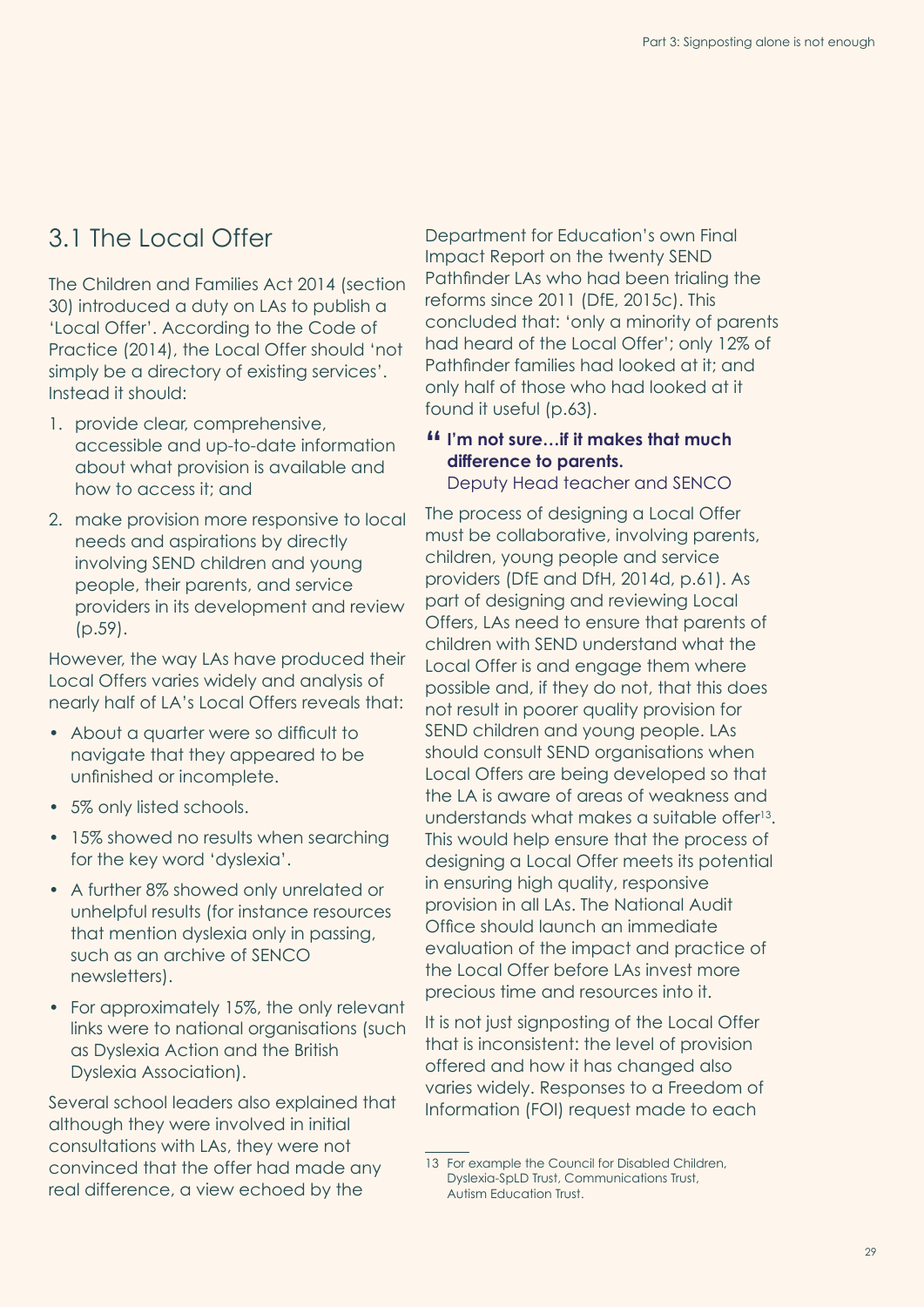## 3.1 The Local Offer

The Children and Families Act 2014 (section 30) introduced a duty on LAs to publish a 'Local Offer'. According to the Code of Practice (2014), the Local Offer should 'not simply be a directory of existing services'. Instead it should:

1. provide clear, comprehensive, accessible and up-to-date information about what provision is available and how to access it; and
2. make provision more responsive to local needs and aspirations by directly involving SEND children and young people, their parents, and service providers in its development and review (p.59).

However, the way LAs have produced their Local Offers varies widely and analysis of nearly half of LA's Local Offers reveals that:

- About a quarter were so difficult to navigate that they appeared to be unfinished or incomplete.
- 5% only listed schools.
- 15% showed no results when searching for the key word 'dyslexia'.
- A further 8% showed only unrelated or unhelpful results (for instance resources that mention dyslexia only in passing, such as an archive of SENCO newsletters).
- For approximately 15%, the only relevant links were to national organisations (such as Dyslexia Action and the British Dyslexia Association).

Several school leaders also explained that although they were involved in initial consultations with LAs, they were not convinced that the offer had made any real difference, a view echoed by the Department for Education's own Final Impact Report on the twenty SEND Pathfinder LAs who had been trialing the reforms since 2011 (DfE, 2015c). This concluded that: 'only a minority of parents had heard of the Local Offer'; only 12% of Pathfinder families had looked at it; and only half of those who had looked at it found it useful (p.63).

> **"I'm not sure…if it makes that much difference to parents.**
> Deputy Head teacher and SENCO

The process of designing a Local Offer must be collaborative, involving parents, children, young people and service providers (DfE and DfH, 2014d, p.61). As part of designing and reviewing Local Offers, LAs need to ensure that parents of children with SEND understand what the Local Offer is and engage them where possible and, if they do not, that this does not result in poorer quality provision for SEND children and young people. LAs should consult SEND organisations when Local Offers are being developed so that the LA is aware of areas of weakness and understands what makes a suitable offer[13]. This would help ensure that the process of designing a Local Offer meets its potential in ensuring high quality, responsive provision in all LAs. The National Audit Office should launch an immediate evaluation of the impact and practice of the Local Offer before LAs invest more precious time and resources into it.

It is not just signposting of the Local Offer that is inconsistent: the level of provision offered and how it has changed also varies widely. Responses to a Freedom of Information (FOI) request made to each

---

13 For example the Council for Disabled Children, Dyslexia-SpLD Trust, Communications Trust, Autism Education Trust.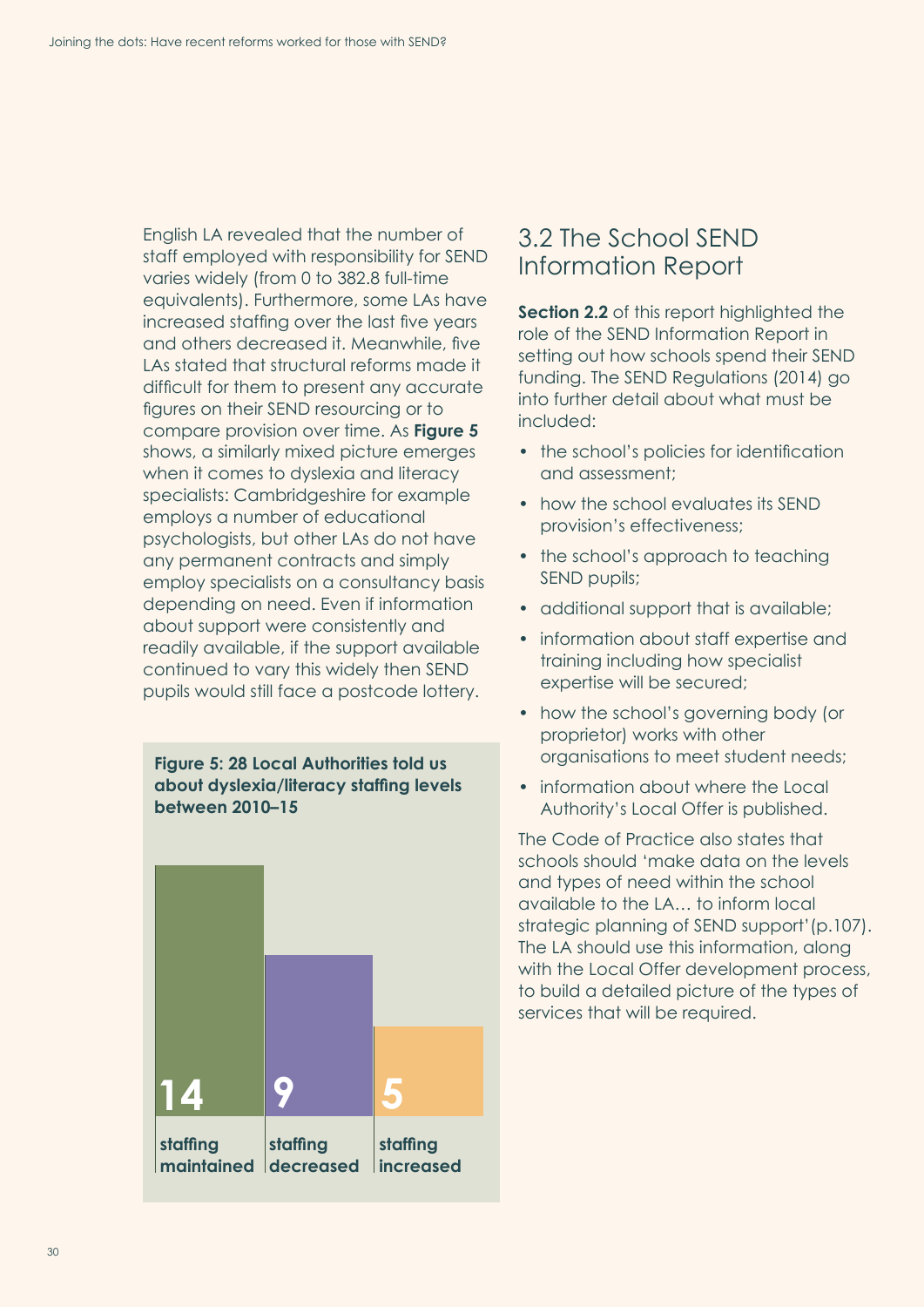English LA revealed that the number of staff employed with responsibility for SEND varies widely (from 0 to 382.8 full-time equivalents). Furthermore, some LAs have increased staffing over the last five years and others decreased it. Meanwhile, five LAs stated that structural reforms made it difficult for them to present any accurate figures on their SEND resourcing or to compare provision over time. As **Figure 5** shows, a similarly mixed picture emerges when it comes to dyslexia and literacy specialists: Cambridgeshire for example employs a number of educational psychologists, but other LAs do not have any permanent contracts and simply employ specialists on a consultancy basis depending on need. Even if information about support were consistently and readily available, if the support available continued to vary this widely then SEND pupils would still face a postcode lottery.

**Figure 5: 28 Local Authorities told us about dyslexia/literacy staffing levels between 2010–15**

| staffing maintained | staffing decreased | staffing increased |
|---|---|---|
| 14 | 9 | 5 |

## 3.2 The School SEND Information Report

**Section 2.2** of this report highlighted the role of the SEND Information Report in setting out how schools spend their SEND funding. The SEND Regulations (2014) go into further detail about what must be included:

- the school's policies for identification and assessment;
- how the school evaluates its SEND provision's effectiveness;
- the school's approach to teaching SEND pupils;
- additional support that is available;
- information about staff expertise and training including how specialist expertise will be secured;
- how the school's governing body (or proprietor) works with other organisations to meet student needs;
- information about where the Local Authority's Local Offer is published.

The Code of Practice also states that schools should 'make data on the levels and types of need within the school available to the LA… to inform local strategic planning of SEND support' (p.107). The LA should use this information, along with the Local Offer development process, to build a detailed picture of the types of services that will be required.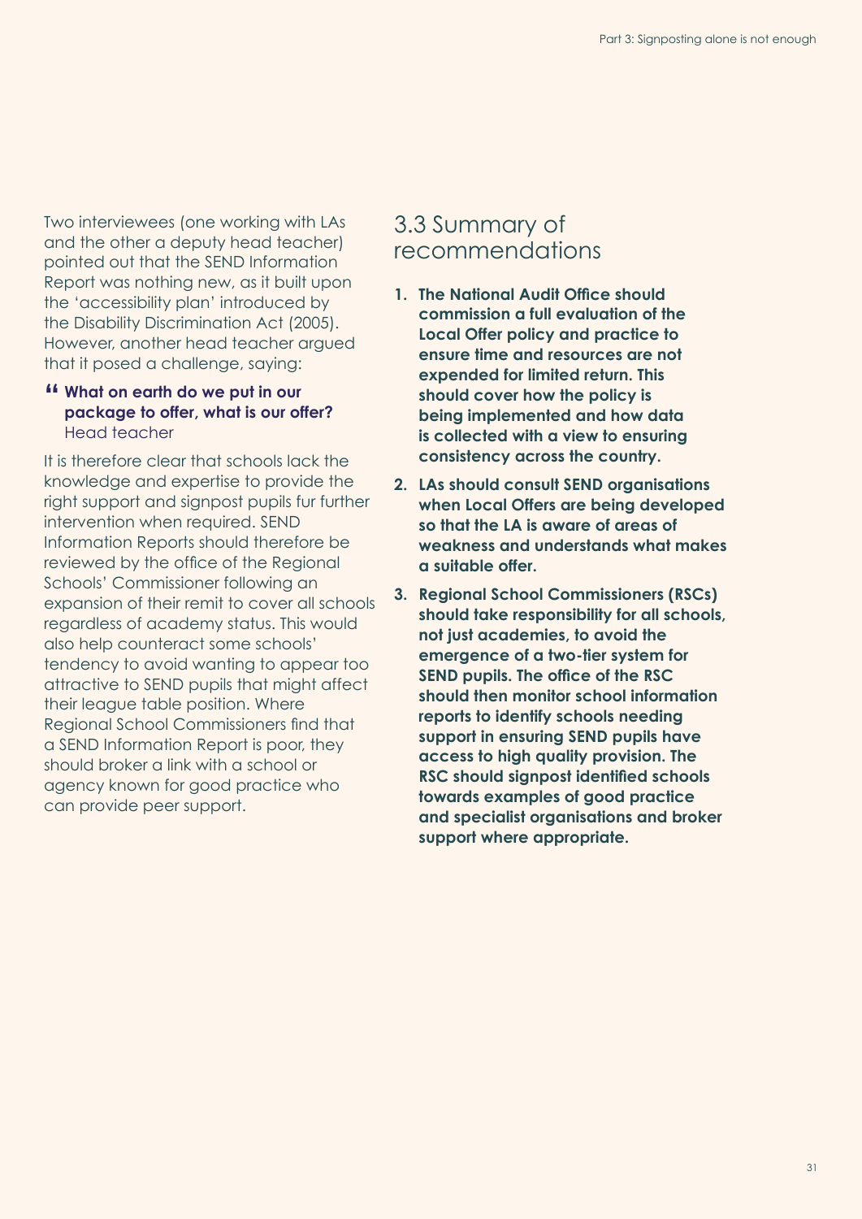Two interviewees (one working with LAs and the other a deputy head teacher) pointed out that the SEND Information Report was nothing new, as it built upon the 'accessibility plan' introduced by the Disability Discrimination Act (2005). However, another head teacher argued that it posed a challenge, saying:

> **"What on earth do we put in our package to offer, what is our offer?**
> Head teacher

It is therefore clear that schools lack the knowledge and expertise to provide the right support and signpost pupils fur further intervention when required. SEND Information Reports should therefore be reviewed by the office of the Regional Schools' Commissioner following an expansion of their remit to cover all schools regardless of academy status. This would also help counteract some schools' tendency to avoid wanting to appear too attractive to SEND pupils that might affect their league table position. Where Regional School Commissioners find that a SEND Information Report is poor, they should broker a link with a school or agency known for good practice who can provide peer support.

## 3.3 Summary of recommendations

1. **The National Audit Office should commission a full evaluation of the Local Offer policy and practice to ensure time and resources are not expended for limited return. This should cover how the policy is being implemented and how data is collected with a view to ensuring consistency across the country.**
2. **LAs should consult SEND organisations when Local Offers are being developed so that the LA is aware of areas of weakness and understands what makes a suitable offer.**
3. **Regional School Commissioners (RSCs) should take responsibility for all schools, not just academies, to avoid the emergence of a two-tier system for SEND pupils. The office of the RSC should then monitor school information reports to identify schools needing support in ensuring SEND pupils have access to high quality provision. The RSC should signpost identified schools towards examples of good practice and specialist organisations and broker support where appropriate.**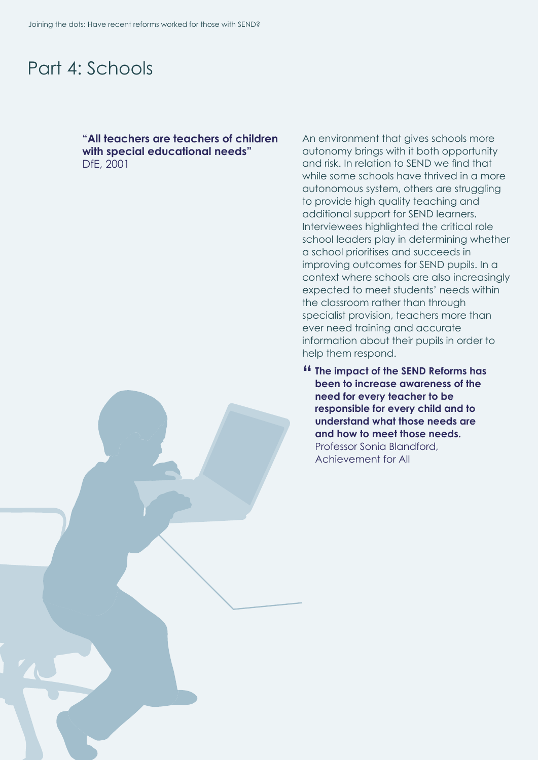# Part 4: Schools

**"All teachers are teachers of children with special educational needs"**
DfE, 2001

An environment that gives schools more autonomy brings with it both opportunity and risk. In relation to SEND we find that while some schools have thrived in a more autonomous system, others are struggling to provide high quality teaching and additional support for SEND learners. Interviewees highlighted the critical role school leaders play in determining whether a school prioritises and succeeds in improving outcomes for SEND pupils. In a context where schools are also increasingly expected to meet students' needs within the classroom rather than through specialist provision, teachers more than ever need training and accurate information about their pupils in order to help them respond.

> **"The impact of the SEND Reforms has been to increase awareness of the need for every teacher to be responsible for every child and to understand what those needs are and how to meet those needs.**
> Professor Sonia Blandford, Achievement for All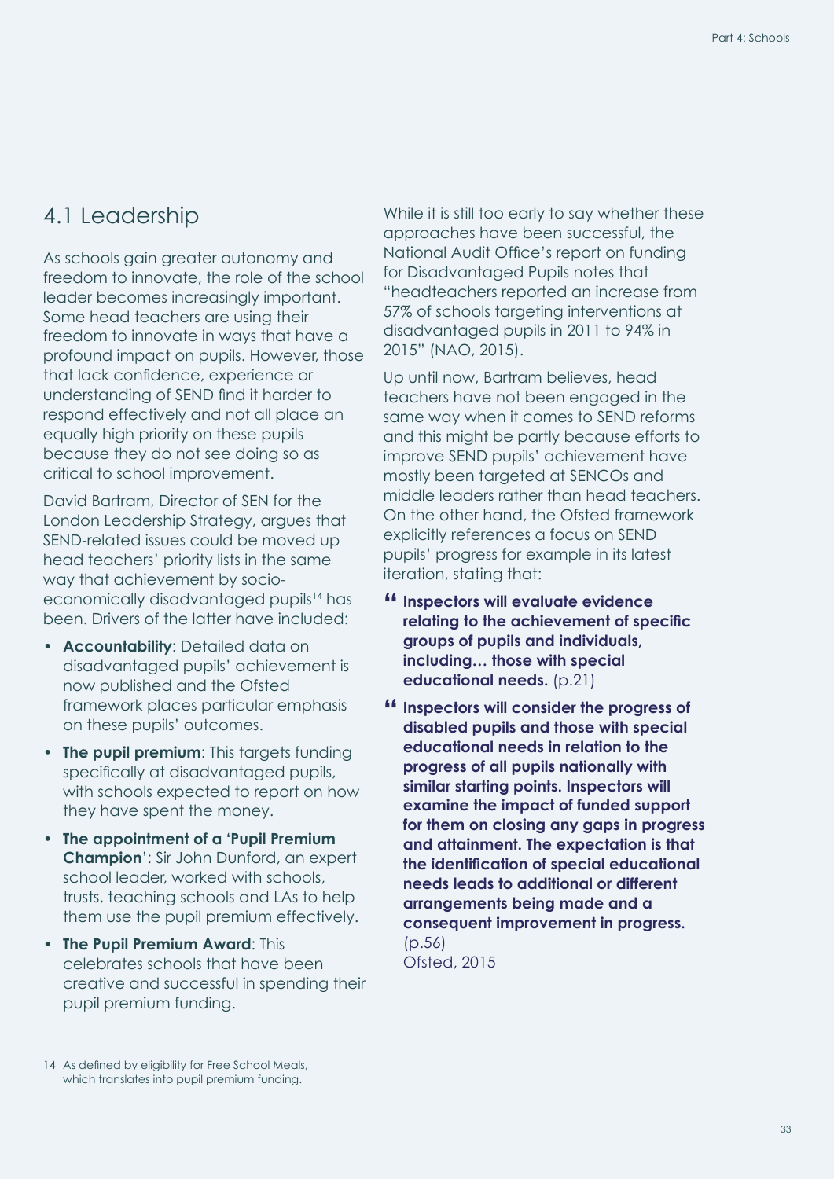## 4.1 Leadership

As schools gain greater autonomy and freedom to innovate, the role of the school leader becomes increasingly important. Some head teachers are using their freedom to innovate in ways that have a profound impact on pupils. However, those that lack confidence, experience or understanding of SEND find it harder to respond effectively and not all place an equally high priority on these pupils because they do not see doing so as critical to school improvement.

David Bartram, Director of SEN for the London Leadership Strategy, argues that SEND-related issues could be moved up head teachers' priority lists in the same way that achievement by socio-economically disadvantaged pupils[14] has been. Drivers of the latter have included:

- **Accountability**: Detailed data on disadvantaged pupils' achievement is now published and the Ofsted framework places particular emphasis on these pupils' outcomes.
- **The pupil premium**: This targets funding specifically at disadvantaged pupils, with schools expected to report on how they have spent the money.
- **The appointment of a 'Pupil Premium Champion'**: Sir John Dunford, an expert school leader, worked with schools, trusts, teaching schools and LAs to help them use the pupil premium effectively.
- **The Pupil Premium Award**: This celebrates schools that have been creative and successful in spending their pupil premium funding.

While it is still too early to say whether these approaches have been successful, the National Audit Office's report on funding for Disadvantaged Pupils notes that "headteachers reported an increase from 57% of schools targeting interventions at disadvantaged pupils in 2011 to 94% in 2015" (NAO, 2015).

Up until now, Bartram believes, head teachers have not been engaged in the same way when it comes to SEND reforms and this might be partly because efforts to improve SEND pupils' achievement have mostly been targeted at SENCOs and middle leaders rather than head teachers. On the other hand, the Ofsted framework explicitly references a focus on SEND pupils' progress for example in its latest iteration, stating that:

> **Inspectors will evaluate evidence relating to the achievement of specific groups of pupils and individuals, including… those with special educational needs.** (p.21)

> **Inspectors will consider the progress of disabled pupils and those with special educational needs in relation to the progress of all pupils nationally with similar starting points. Inspectors will examine the impact of funded support for them on closing any gaps in progress and attainment. The expectation is that the identification of special educational needs leads to additional or different arrangements being made and a consequent improvement in progress.** (p.56)
> Ofsted, 2015

[14] As defined by eligibility for Free School Meals, which translates into pupil premium funding.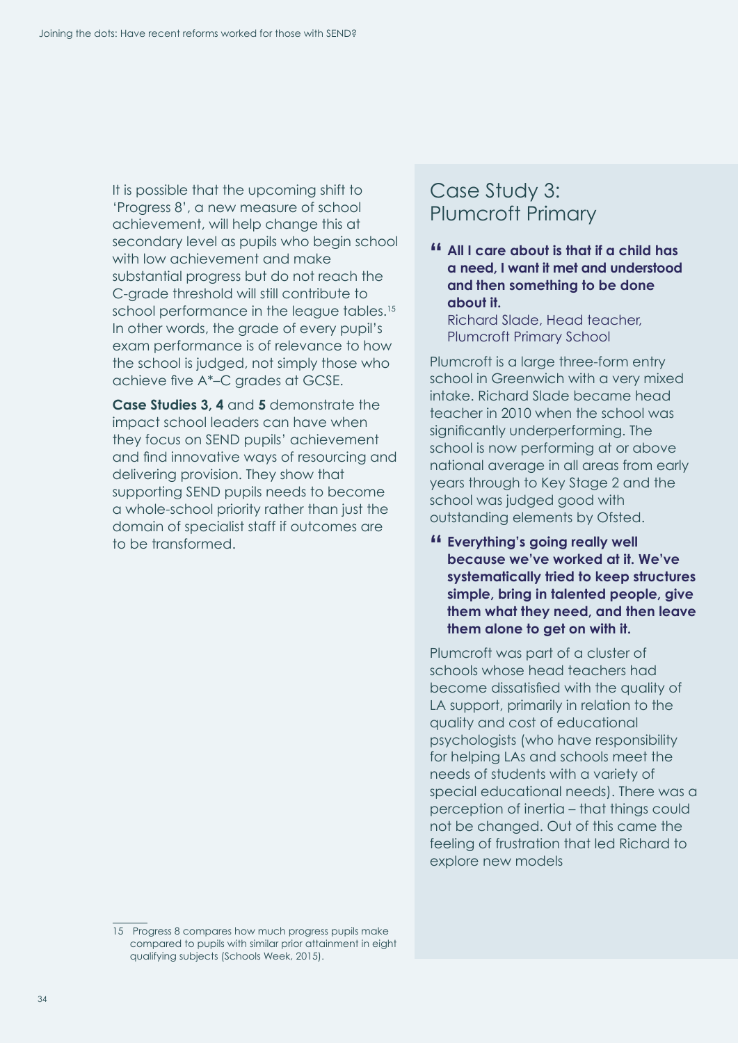It is possible that the upcoming shift to 'Progress 8', a new measure of school achievement, will help change this at secondary level as pupils who begin school with low achievement and make substantial progress but do not reach the C-grade threshold will still contribute to school performance in the league tables.[15] In other words, the grade of every pupil's exam performance is of relevance to how the school is judged, not simply those who achieve five A*–C grades at GCSE.

**Case Studies 3, 4** and **5** demonstrate the impact school leaders can have when they focus on SEND pupils' achievement and find innovative ways of resourcing and delivering provision. They show that supporting SEND pupils needs to become a whole-school priority rather than just the domain of specialist staff if outcomes are to be transformed.

## Case Study 3: Plumcroft Primary

> **All I care about is that if a child has a need, I want it met and understood and then something to be done about it.**
> Richard Slade, Head teacher, Plumcroft Primary School

Plumcroft is a large three-form entry school in Greenwich with a very mixed intake. Richard Slade became head teacher in 2010 when the school was significantly underperforming. The school is now performing at or above national average in all areas from early years through to Key Stage 2 and the school was judged good with outstanding elements by Ofsted.

> **Everything's going really well because we've worked at it. We've systematically tried to keep structures simple, bring in talented people, give them what they need, and then leave them alone to get on with it.**

Plumcroft was part of a cluster of schools whose head teachers had become dissatisfied with the quality of LA support, primarily in relation to the quality and cost of educational psychologists (who have responsibility for helping LAs and schools meet the needs of students with a variety of special educational needs). There was a perception of inertia – that things could not be changed. Out of this came the feeling of frustration that led Richard to explore new models

---

15 Progress 8 compares how much progress pupils make compared to pupils with similar prior attainment in eight qualifying subjects (Schools Week, 2015).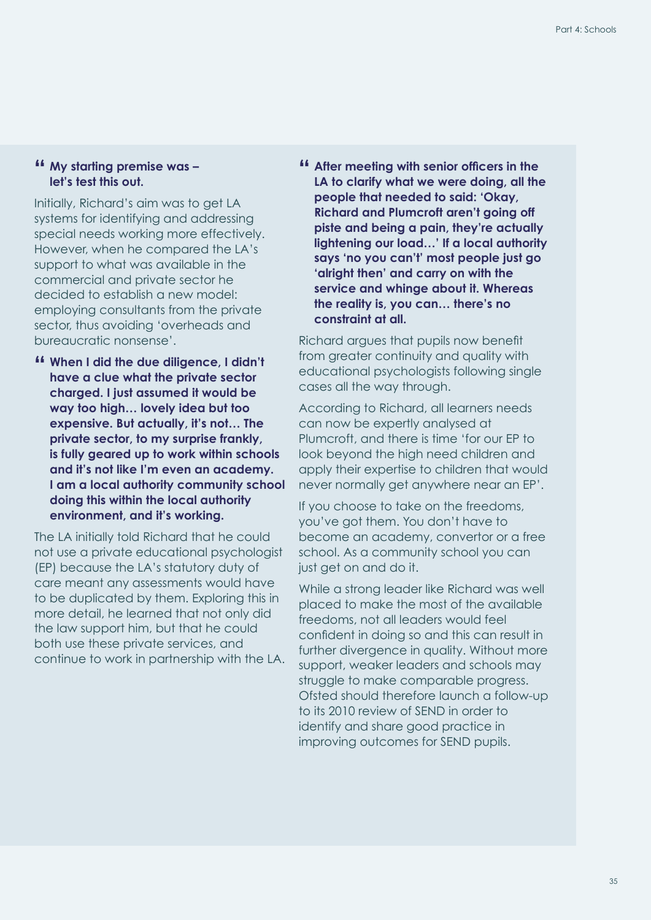> **My starting premise was – let's test this out.**

Initially, Richard's aim was to get LA systems for identifying and addressing special needs working more effectively. However, when he compared the LA's support to what was available in the commercial and private sector he decided to establish a new model: employing consultants from the private sector, thus avoiding 'overheads and bureaucratic nonsense'.

> **When I did the due diligence, I didn't have a clue what the private sector charged. I just assumed it would be way too high… lovely idea but too expensive. But actually, it's not… The private sector, to my surprise frankly, is fully geared up to work within schools and it's not like I'm even an academy. I am a local authority community school doing this within the local authority environment, and it's working.**

The LA initially told Richard that he could not use a private educational psychologist (EP) because the LA's statutory duty of care meant any assessments would have to be duplicated by them. Exploring this in more detail, he learned that not only did the law support him, but that he could both use these private services, and continue to work in partnership with the LA.

> **After meeting with senior officers in the LA to clarify what we were doing, all the people that needed to said: 'Okay, Richard and Plumcroft aren't going off piste and being a pain, they're actually lightening our load…' If a local authority says 'no you can't' most people just go 'alright then' and carry on with the service and whinge about it. Whereas the reality is, you can… there's no constraint at all.**

Richard argues that pupils now benefit from greater continuity and quality with educational psychologists following single cases all the way through.

According to Richard, all learners needs can now be expertly analysed at Plumcroft, and there is time 'for our EP to look beyond the high need children and apply their expertise to children that would never normally get anywhere near an EP'.

If you choose to take on the freedoms, you've got them. You don't have to become an academy, convertor or a free school. As a community school you can just get on and do it.

While a strong leader like Richard was well placed to make the most of the available freedoms, not all leaders would feel confident in doing so and this can result in further divergence in quality. Without more support, weaker leaders and schools may struggle to make comparable progress. Ofsted should therefore launch a follow-up to its 2010 review of SEND in order to identify and share good practice in improving outcomes for SEND pupils.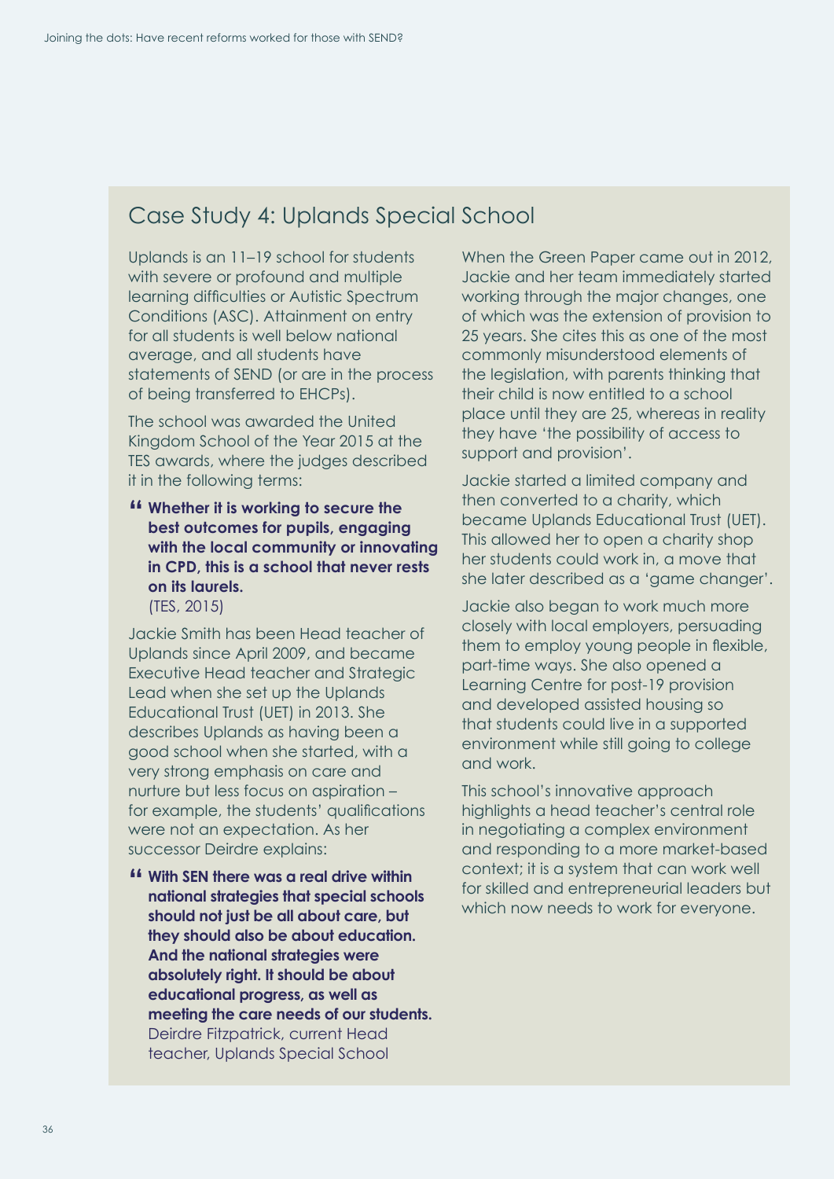## Case Study 4: Uplands Special School

Uplands is an 11–19 school for students with severe or profound and multiple learning difficulties or Autistic Spectrum Conditions (ASC). Attainment on entry for all students is well below national average, and all students have statements of SEND (or are in the process of being transferred to EHCPs).

The school was awarded the United Kingdom School of the Year 2015 at the TES awards, where the judges described it in the following terms:

> **Whether it is working to secure the best outcomes for pupils, engaging with the local community or innovating in CPD, this is a school that never rests on its laurels.**
> (TES, 2015)

Jackie Smith has been Head teacher of Uplands since April 2009, and became Executive Head teacher and Strategic Lead when she set up the Uplands Educational Trust (UET) in 2013. She describes Uplands as having been a good school when she started, with a very strong emphasis on care and nurture but less focus on aspiration – for example, the students' qualifications were not an expectation. As her successor Deirdre explains:

> **With SEN there was a real drive within national strategies that special schools should not just be all about care, but they should also be about education. And the national strategies were absolutely right. It should be about educational progress, as well as meeting the care needs of our students.**
> Deirdre Fitzpatrick, current Head teacher, Uplands Special School

When the Green Paper came out in 2012, Jackie and her team immediately started working through the major changes, one of which was the extension of provision to 25 years. She cites this as one of the most commonly misunderstood elements of the legislation, with parents thinking that their child is now entitled to a school place until they are 25, whereas in reality they have 'the possibility of access to support and provision'.

Jackie started a limited company and then converted to a charity, which became Uplands Educational Trust (UET). This allowed her to open a charity shop her students could work in, a move that she later described as a 'game changer'.

Jackie also began to work much more closely with local employers, persuading them to employ young people in flexible, part-time ways. She also opened a Learning Centre for post-19 provision and developed assisted housing so that students could live in a supported environment while still going to college and work.

This school's innovative approach highlights a head teacher's central role in negotiating a complex environment and responding to a more market-based context; it is a system that can work well for skilled and entrepreneurial leaders but which now needs to work for everyone.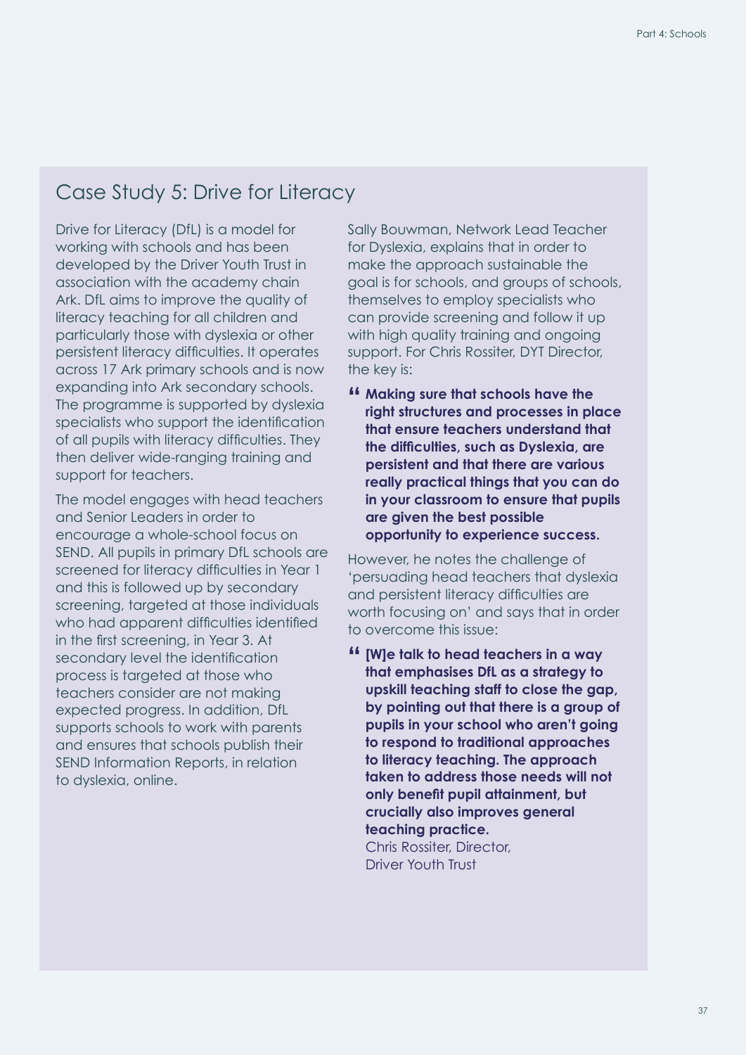## Case Study 5: Drive for Literacy

Drive for Literacy (DfL) is a model for working with schools and has been developed by the Driver Youth Trust in association with the academy chain Ark. DfL aims to improve the quality of literacy teaching for all children and particularly those with dyslexia or other persistent literacy difficulties. It operates across 17 Ark primary schools and is now expanding into Ark secondary schools. The programme is supported by dyslexia specialists who support the identification of all pupils with literacy difficulties. They then deliver wide-ranging training and support for teachers.

The model engages with head teachers and Senior Leaders in order to encourage a whole-school focus on SEND. All pupils in primary DfL schools are screened for literacy difficulties in Year 1 and this is followed up by secondary screening, targeted at those individuals who had apparent difficulties identified in the first screening, in Year 3. At secondary level the identification process is targeted at those who teachers consider are not making expected progress. In addition, DfL supports schools to work with parents and ensures that schools publish their SEND Information Reports, in relation to dyslexia, online.

Sally Bouwman, Network Lead Teacher for Dyslexia, explains that in order to make the approach sustainable the goal is for schools, and groups of schools, themselves to employ specialists who can provide screening and follow it up with high quality training and ongoing support. For Chris Rossiter, DYT Director, the key is:

> **"Making sure that schools have the right structures and processes in place that ensure teachers understand that the difficulties, such as Dyslexia, are persistent and that there are various really practical things that you can do in your classroom to ensure that pupils are given the best possible opportunity to experience success.**

However, he notes the challenge of 'persuading head teachers that dyslexia and persistent literacy difficulties are worth focusing on' and says that in order to overcome this issue:

> **"[W]e talk to head teachers in a way that emphasises DfL as a strategy to upskill teaching staff to close the gap, by pointing out that there is a group of pupils in your school who aren't going to respond to traditional approaches to literacy teaching. The approach taken to address those needs will not only benefit pupil attainment, but crucially also improves general teaching practice.**
> Chris Rossiter, Director, Driver Youth Trust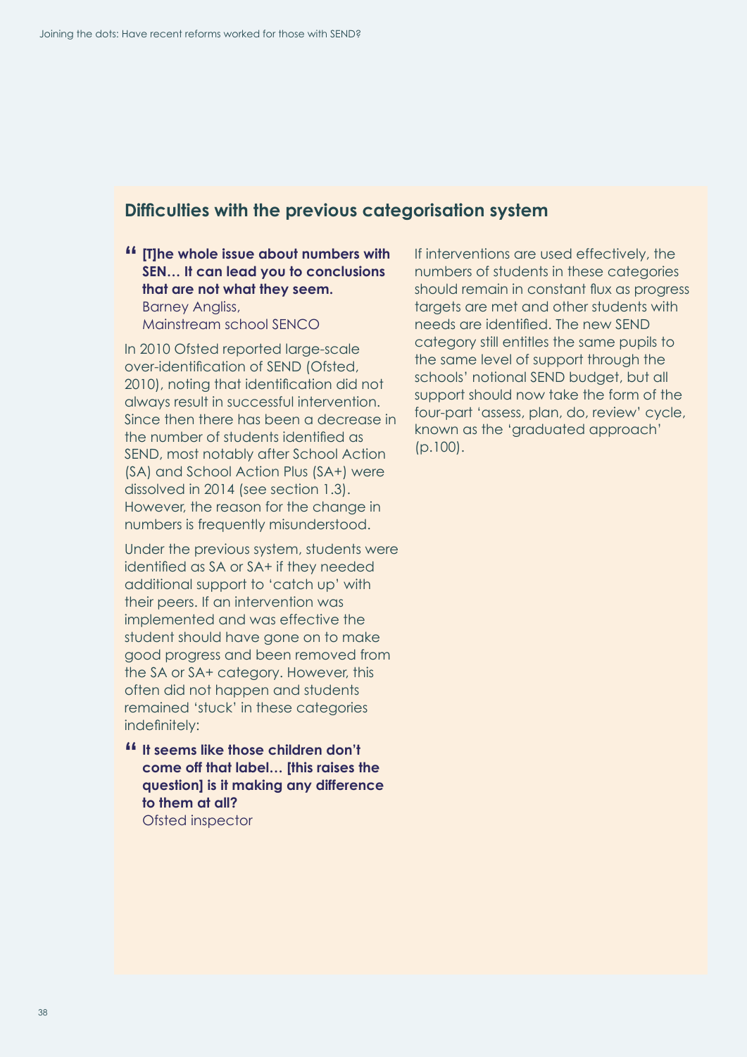## Difficulties with the previous categorisation system

> **[T]he whole issue about numbers with SEN… It can lead you to conclusions that are not what they seem.**
> Barney Angliss,
> Mainstream school SENCO

In 2010 Ofsted reported large-scale over-identification of SEND (Ofsted, 2010), noting that identification did not always result in successful intervention. Since then there has been a decrease in the number of students identified as SEND, most notably after School Action (SA) and School Action Plus (SA+) were dissolved in 2014 (see section 1.3). However, the reason for the change in numbers is frequently misunderstood.

Under the previous system, students were identified as SA or SA+ if they needed additional support to 'catch up' with their peers. If an intervention was implemented and was effective the student should have gone on to make good progress and been removed from the SA or SA+ category. However, this often did not happen and students remained 'stuck' in these categories indefinitely:

> **It seems like those children don't come off that label… [this raises the question] is it making any difference to them at all?**
> Ofsted inspector

If interventions are used effectively, the numbers of students in these categories should remain in constant flux as progress targets are met and other students with needs are identified. The new SEND category still entitles the same pupils to the same level of support through the schools' notional SEND budget, but all support should now take the form of the four-part 'assess, plan, do, review' cycle, known as the 'graduated approach' (p.100).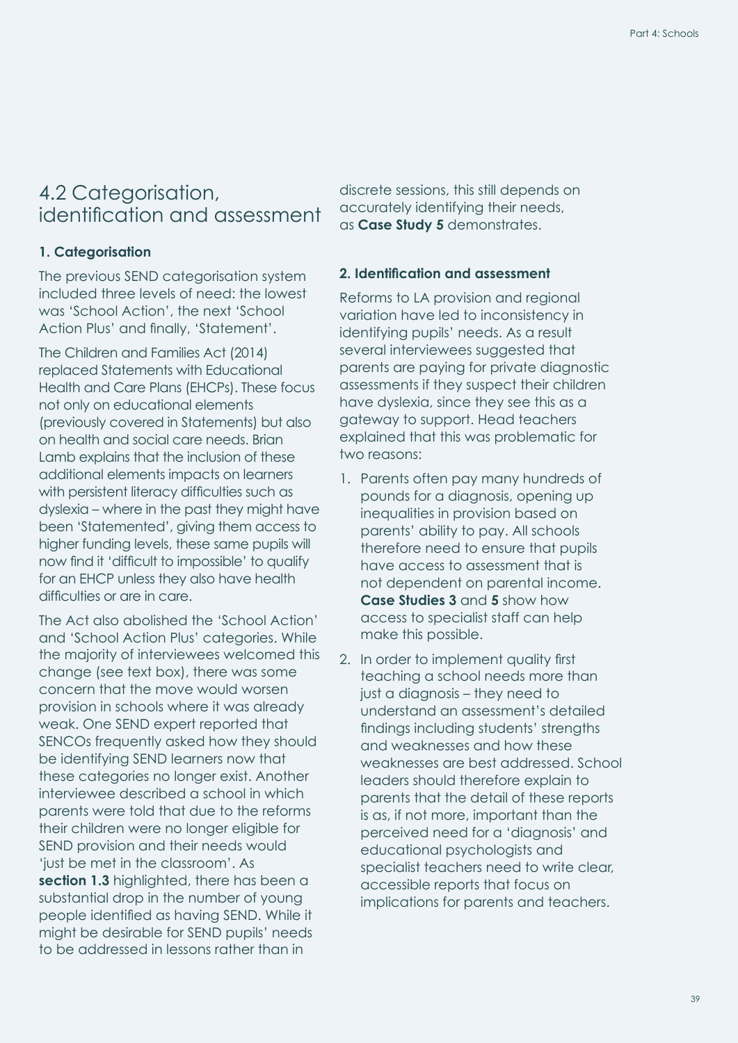## 4.2 Categorisation, identification and assessment

### 1. Categorisation

The previous SEND categorisation system included three levels of need: the lowest was 'School Action', the next 'School Action Plus' and finally, 'Statement'.

The Children and Families Act (2014) replaced Statements with Educational Health and Care Plans (EHCPs). These focus not only on educational elements (previously covered in Statements) but also on health and social care needs. Brian Lamb explains that the inclusion of these additional elements impacts on learners with persistent literacy difficulties such as dyslexia – where in the past they might have been 'Statemented', giving them access to higher funding levels, these same pupils will now find it 'difficult to impossible' to qualify for an EHCP unless they also have health difficulties or are in care.

The Act also abolished the 'School Action' and 'School Action Plus' categories. While the majority of interviewees welcomed this change (see text box), there was some concern that the move would worsen provision in schools where it was already weak. One SEND expert reported that SENCOs frequently asked how they should be identifying SEND learners now that these categories no longer exist. Another interviewee described a school in which parents were told that due to the reforms their children were no longer eligible for SEND provision and their needs would 'just be met in the classroom'. As **section 1.3** highlighted, there has been a substantial drop in the number of young people identified as having SEND. While it might be desirable for SEND pupils' needs to be addressed in lessons rather than in discrete sessions, this still depends on accurately identifying their needs, as **Case Study 5** demonstrates.

### 2. Identification and assessment

Reforms to LA provision and regional variation have led to inconsistency in identifying pupils' needs. As a result several interviewees suggested that parents are paying for private diagnostic assessments if they suspect their children have dyslexia, since they see this as a gateway to support. Head teachers explained that this was problematic for two reasons:

1. Parents often pay many hundreds of pounds for a diagnosis, opening up inequalities in provision based on parents' ability to pay. All schools therefore need to ensure that pupils have access to assessment that is not dependent on parental income. **Case Studies 3** and **5** show how access to specialist staff can help make this possible.
2. In order to implement quality first teaching a school needs more than just a diagnosis – they need to understand an assessment's detailed findings including students' strengths and weaknesses and how these weaknesses are best addressed. School leaders should therefore explain to parents that the detail of these reports is as, if not more, important than the perceived need for a 'diagnosis' and educational psychologists and specialist teachers need to write clear, accessible reports that focus on implications for parents and teachers.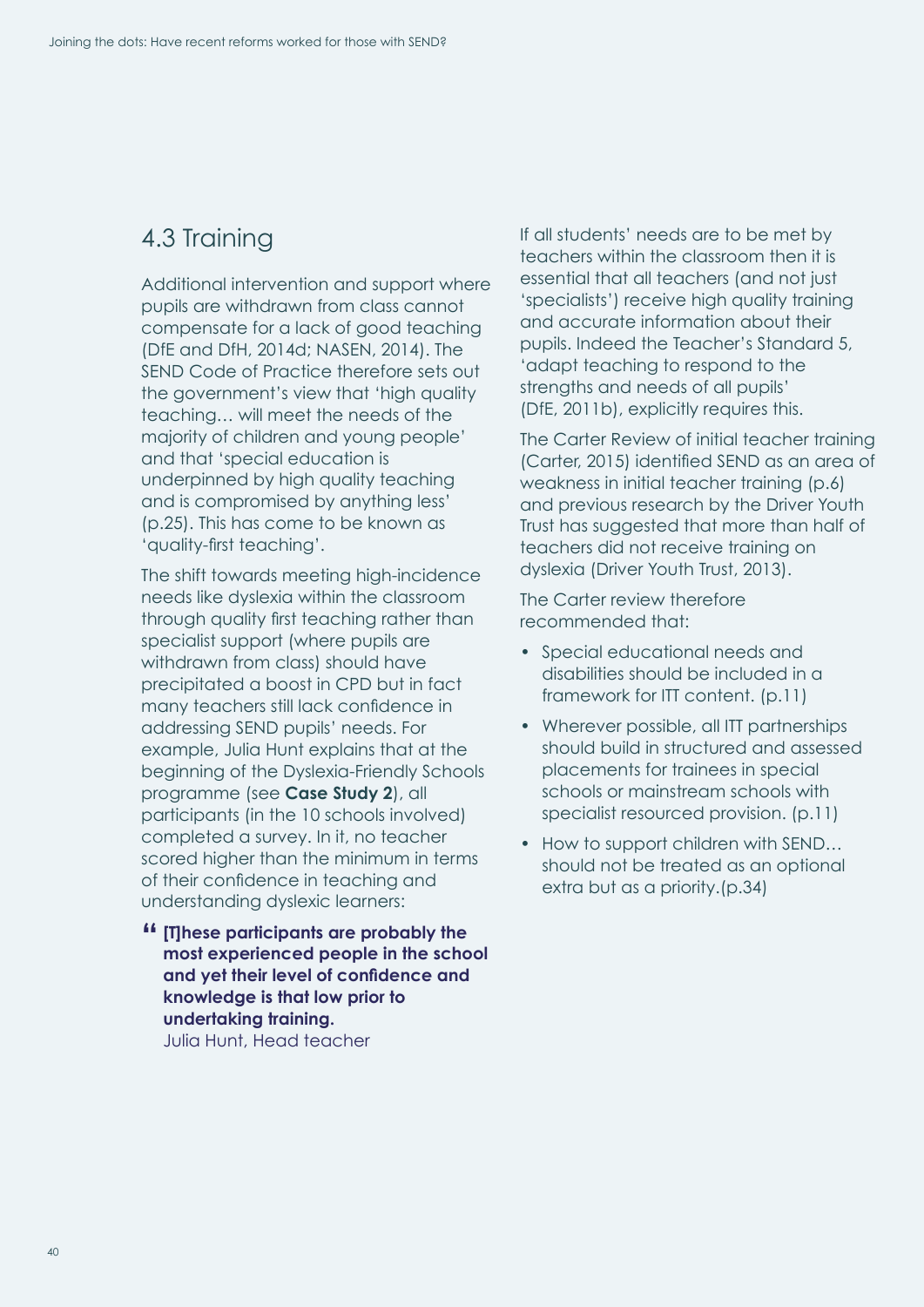## 4.3 Training

Additional intervention and support where pupils are withdrawn from class cannot compensate for a lack of good teaching (DfE and DfH, 2014d; NASEN, 2014). The SEND Code of Practice therefore sets out the government's view that 'high quality teaching… will meet the needs of the majority of children and young people' and that 'special education is underpinned by high quality teaching and is compromised by anything less' (p.25). This has come to be known as 'quality-first teaching'.

The shift towards meeting high-incidence needs like dyslexia within the classroom through quality first teaching rather than specialist support (where pupils are withdrawn from class) should have precipitated a boost in CPD but in fact many teachers still lack confidence in addressing SEND pupils' needs. For example, Julia Hunt explains that at the beginning of the Dyslexia-Friendly Schools programme (see **Case Study 2**), all participants (in the 10 schools involved) completed a survey. In it, no teacher scored higher than the minimum in terms of their confidence in teaching and understanding dyslexic learners:

> **"[T]hese participants are probably the most experienced people in the school and yet their level of confidence and knowledge is that low prior to undertaking training.**
> Julia Hunt, Head teacher

If all students' needs are to be met by teachers within the classroom then it is essential that all teachers (and not just 'specialists') receive high quality training and accurate information about their pupils. Indeed the Teacher's Standard 5, 'adapt teaching to respond to the strengths and needs of all pupils' (DfE, 2011b), explicitly requires this.

The Carter Review of initial teacher training (Carter, 2015) identified SEND as an area of weakness in initial teacher training (p.6) and previous research by the Driver Youth Trust has suggested that more than half of teachers did not receive training on dyslexia (Driver Youth Trust, 2013).

The Carter review therefore recommended that:

- Special educational needs and disabilities should be included in a framework for ITT content. (p.11)
- Wherever possible, all ITT partnerships should build in structured and assessed placements for trainees in special schools or mainstream schools with specialist resourced provision. (p.11)
- How to support children with SEND… should not be treated as an optional extra but as a priority.(p.34)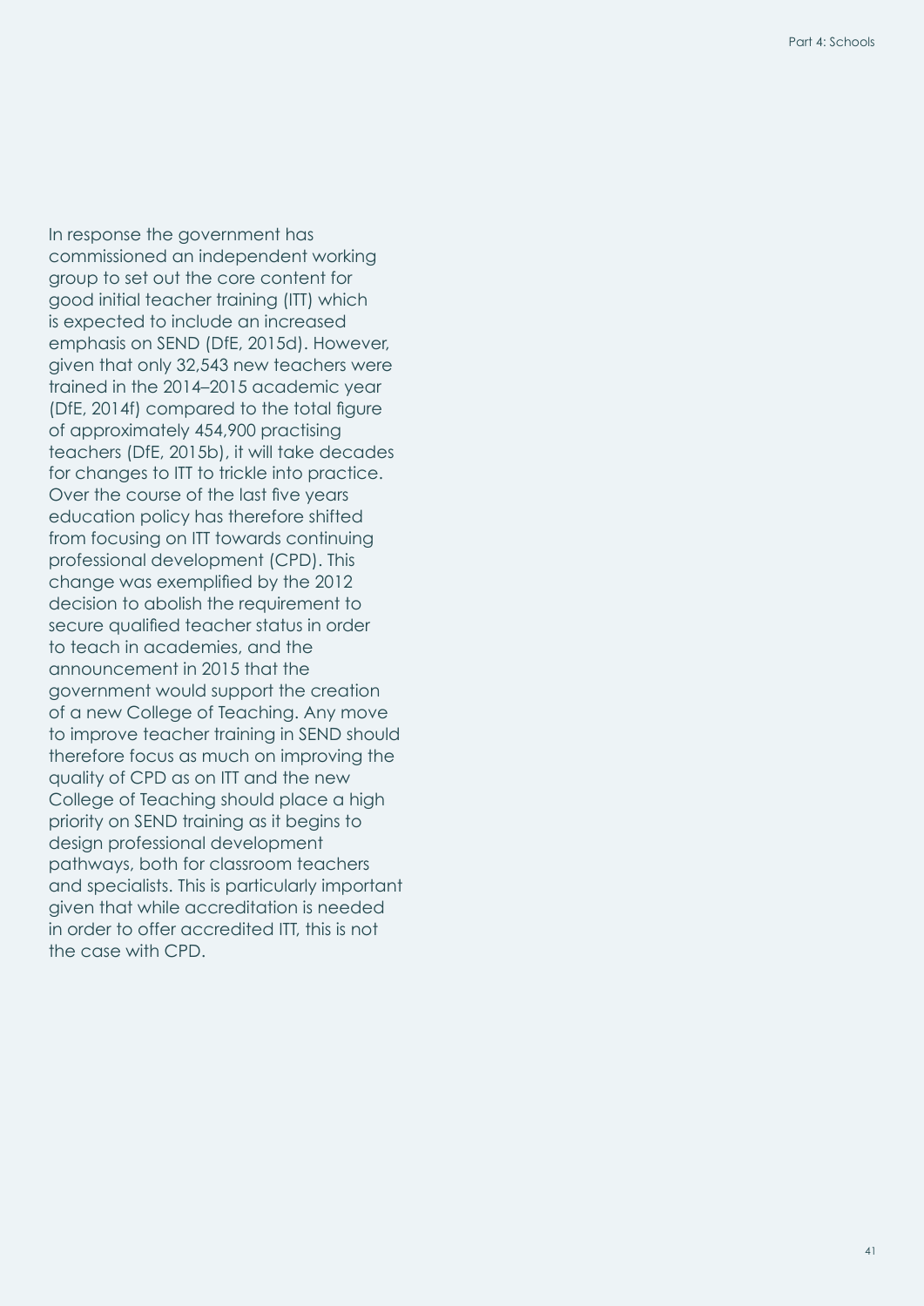In response the government has commissioned an independent working group to set out the core content for good initial teacher training (ITT) which is expected to include an increased emphasis on SEND (DfE, 2015d). However, given that only 32,543 new teachers were trained in the 2014–2015 academic year (DfE, 2014f) compared to the total figure of approximately 454,900 practising teachers (DfE, 2015b), it will take decades for changes to ITT to trickle into practice. Over the course of the last five years education policy has therefore shifted from focusing on ITT towards continuing professional development (CPD). This change was exemplified by the 2012 decision to abolish the requirement to secure qualified teacher status in order to teach in academies, and the announcement in 2015 that the government would support the creation of a new College of Teaching. Any move to improve teacher training in SEND should therefore focus as much on improving the quality of CPD as on ITT and the new College of Teaching should place a high priority on SEND training as it begins to design professional development pathways, both for classroom teachers and specialists. This is particularly important given that while accreditation is needed in order to offer accredited ITT, this is not the case with CPD.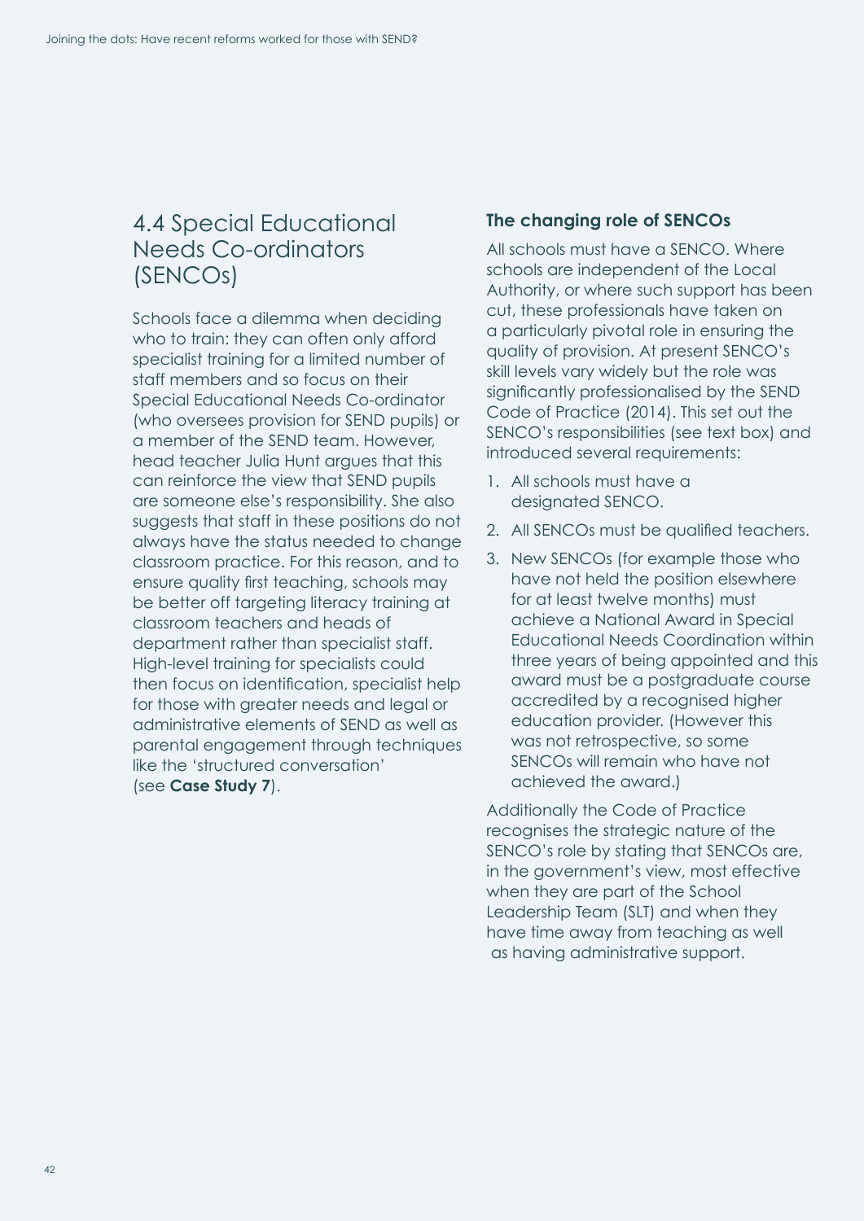## 4.4 Special Educational Needs Co-ordinators (SENCOs)

Schools face a dilemma when deciding who to train: they can often only afford specialist training for a limited number of staff members and so focus on their Special Educational Needs Co-ordinator (who oversees provision for SEND pupils) or a member of the SEND team. However, head teacher Julia Hunt argues that this can reinforce the view that SEND pupils are someone else's responsibility. She also suggests that staff in these positions do not always have the status needed to change classroom practice. For this reason, and to ensure quality first teaching, schools may be better off targeting literacy training at classroom teachers and heads of department rather than specialist staff. High-level training for specialists could then focus on identification, specialist help for those with greater needs and legal or administrative elements of SEND as well as parental engagement through techniques like the 'structured conversation' (see **Case Study 7**).

### The changing role of SENCOs

All schools must have a SENCO. Where schools are independent of the Local Authority, or where such support has been cut, these professionals have taken on a particularly pivotal role in ensuring the quality of provision. At present SENCO's skill levels vary widely but the role was significantly professionalised by the SEND Code of Practice (2014). This set out the SENCO's responsibilities (see text box) and introduced several requirements:

1. All schools must have a designated SENCO.
2. All SENCOs must be qualified teachers.
3. New SENCOs (for example those who have not held the position elsewhere for at least twelve months) must achieve a National Award in Special Educational Needs Coordination within three years of being appointed and this award must be a postgraduate course accredited by a recognised higher education provider. (However this was not retrospective, so some SENCOs will remain who have not achieved the award.)

Additionally the Code of Practice recognises the strategic nature of the SENCO's role by stating that SENCOs are, in the government's view, most effective when they are part of the School Leadership Team (SLT) and when they have time away from teaching as well as having administrative support.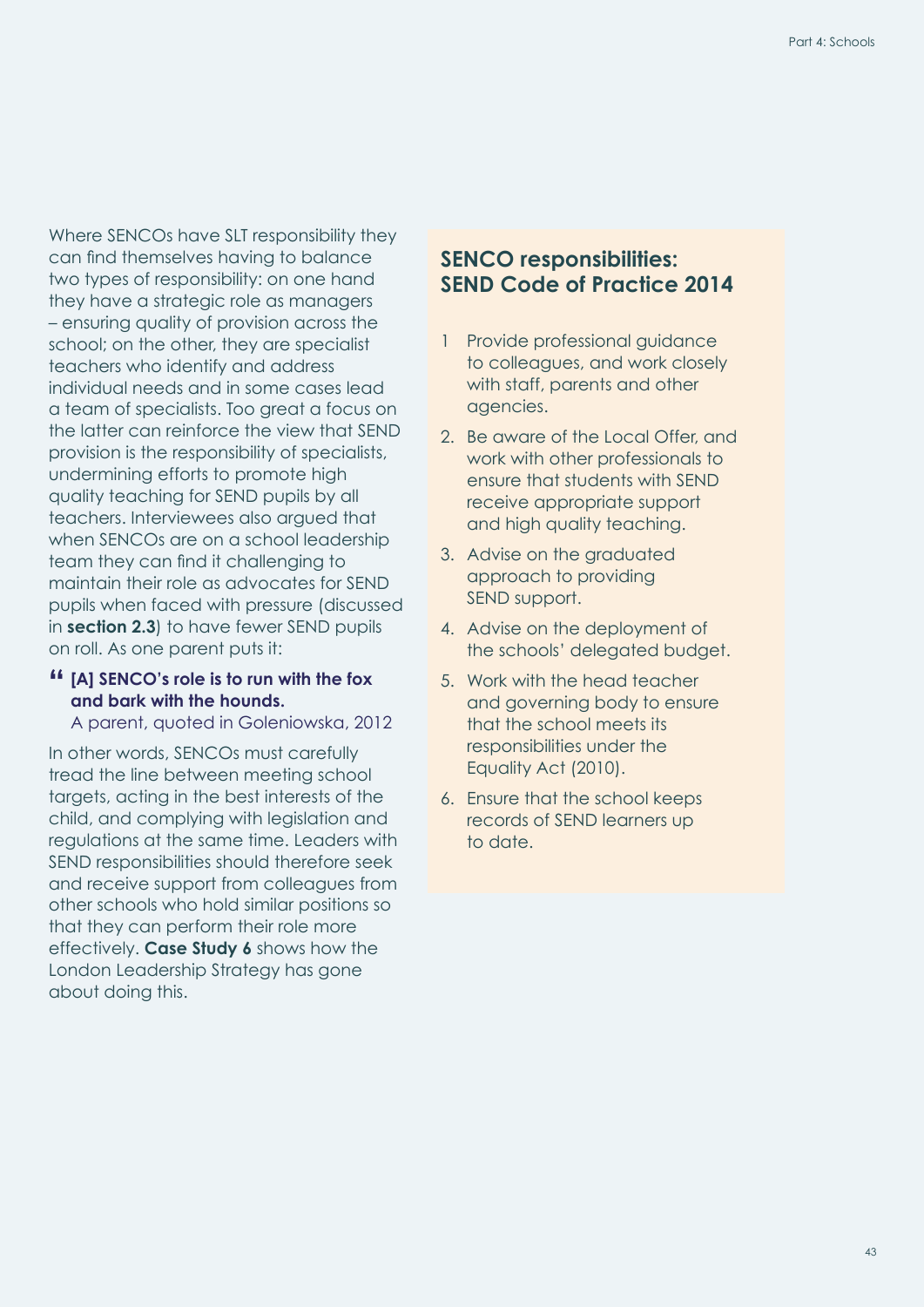Where SENCOs have SLT responsibility they can find themselves having to balance two types of responsibility: on one hand they have a strategic role as managers – ensuring quality of provision across the school; on the other, they are specialist teachers who identify and address individual needs and in some cases lead a team of specialists. Too great a focus on the latter can reinforce the view that SEND provision is the responsibility of specialists, undermining efforts to promote high quality teaching for SEND pupils by all teachers. Interviewees also argued that when SENCOs are on a school leadership team they can find it challenging to maintain their role as advocates for SEND pupils when faced with pressure (discussed in **section 2.3**) to have fewer SEND pupils on roll. As one parent puts it:

> **[A] SENCO's role is to run with the fox and bark with the hounds.**
> A parent, quoted in Goleniowska, 2012

In other words, SENCOs must carefully tread the line between meeting school targets, acting in the best interests of the child, and complying with legislation and regulations at the same time. Leaders with SEND responsibilities should therefore seek and receive support from colleagues from other schools who hold similar positions so that they can perform their role more effectively. **Case Study 6** shows how the London Leadership Strategy has gone about doing this.

## SENCO responsibilities: SEND Code of Practice 2014

1 Provide professional guidance to colleagues, and work closely with staff, parents and other agencies.
2. Be aware of the Local Offer, and work with other professionals to ensure that students with SEND receive appropriate support and high quality teaching.
3. Advise on the graduated approach to providing SEND support.
4. Advise on the deployment of the schools' delegated budget.
5. Work with the head teacher and governing body to ensure that the school meets its responsibilities under the Equality Act (2010).
6. Ensure that the school keeps records of SEND learners up to date.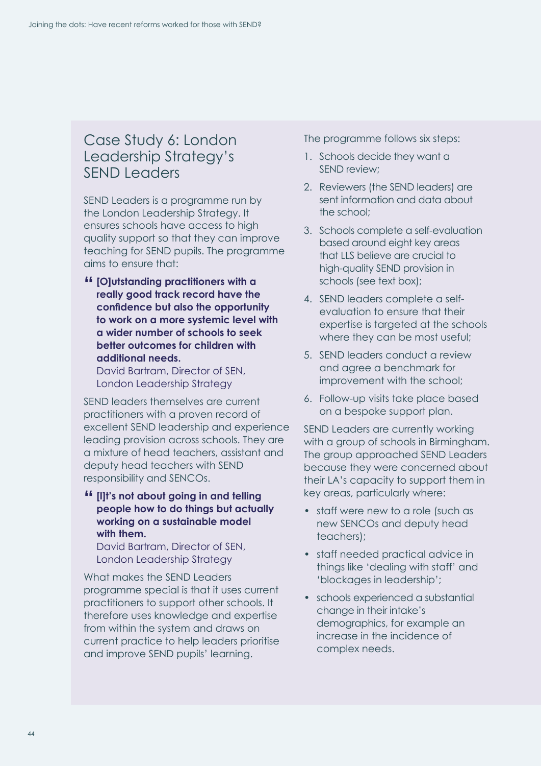## Case Study 6: London Leadership Strategy's SEND Leaders

SEND Leaders is a programme run by the London Leadership Strategy. It ensures schools have access to high quality support so that they can improve teaching for SEND pupils. The programme aims to ensure that:

> **[O]utstanding practitioners with a really good track record have the confidence but also the opportunity to work on a more systemic level with a wider number of schools to seek better outcomes for children with additional needs.**
> David Bartram, Director of SEN, London Leadership Strategy

SEND leaders themselves are current practitioners with a proven record of excellent SEND leadership and experience leading provision across schools. They are a mixture of head teachers, assistant and deputy head teachers with SEND responsibility and SENCOs.

> **[I]t's not about going in and telling people how to do things but actually working on a sustainable model with them.**
> David Bartram, Director of SEN, London Leadership Strategy

What makes the SEND Leaders programme special is that it uses current practitioners to support other schools. It therefore uses knowledge and expertise from within the system and draws on current practice to help leaders prioritise and improve SEND pupils' learning.

The programme follows six steps:

1. Schools decide they want a SEND review;
2. Reviewers (the SEND leaders) are sent information and data about the school;
3. Schools complete a self-evaluation based around eight key areas that LLS believe are crucial to high-quality SEND provision in schools (see text box);
4. SEND leaders complete a self-evaluation to ensure that their expertise is targeted at the schools where they can be most useful;
5. SEND leaders conduct a review and agree a benchmark for improvement with the school;
6. Follow-up visits take place based on a bespoke support plan.

SEND Leaders are currently working with a group of schools in Birmingham. The group approached SEND Leaders because they were concerned about their LA's capacity to support them in key areas, particularly where:

- staff were new to a role (such as new SENCOs and deputy head teachers);
- staff needed practical advice in things like 'dealing with staff' and 'blockages in leadership';
- schools experienced a substantial change in their intake's demographics, for example an increase in the incidence of complex needs.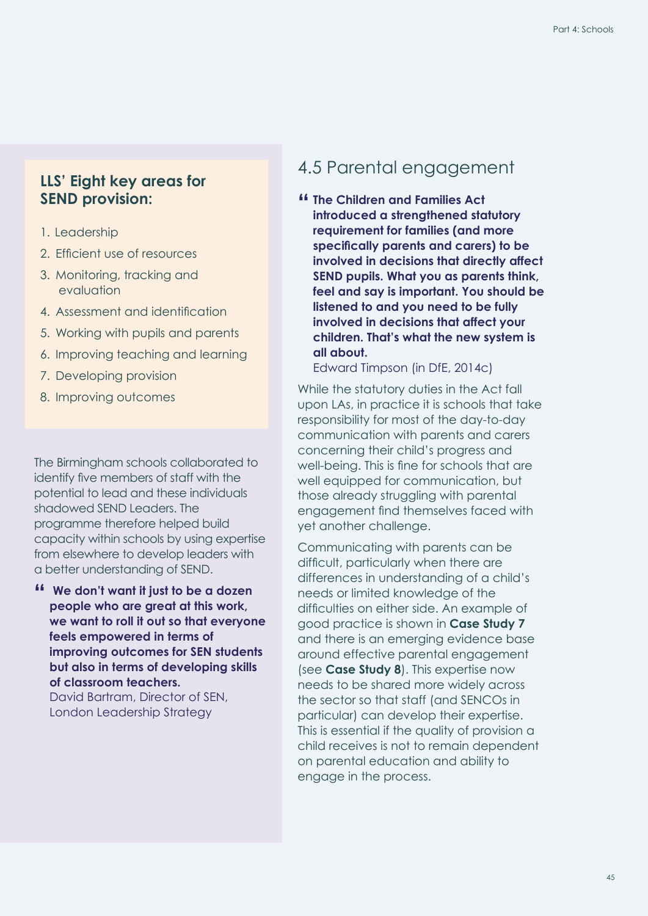### LLS' Eight key areas for SEND provision:

1. Leadership
2. Efficient use of resources
3. Monitoring, tracking and evaluation
4. Assessment and identification
5. Working with pupils and parents
6. Improving teaching and learning
7. Developing provision
8. Improving outcomes

The Birmingham schools collaborated to identify five members of staff with the potential to lead and these individuals shadowed SEND Leaders. The programme therefore helped build capacity within schools by using expertise from elsewhere to develop leaders with a better understanding of SEND.

> **"We don't want it just to be a dozen people who are great at this work, we want to roll it out so that everyone feels empowered in terms of improving outcomes for SEN students but also in terms of developing skills of classroom teachers.**
> David Bartram, Director of SEN, London Leadership Strategy

## 4.5 Parental engagement

> **"The Children and Families Act introduced a strengthened statutory requirement for families (and more specifically parents and carers) to be involved in decisions that directly affect SEND pupils. What you as parents think, feel and say is important. You should be listened to and you need to be fully involved in decisions that affect your children. That's what the new system is all about.**
> Edward Timpson (in DfE, 2014c)

While the statutory duties in the Act fall upon LAs, in practice it is schools that take responsibility for most of the day-to-day communication with parents and carers concerning their child's progress and well-being. This is fine for schools that are well equipped for communication, but those already struggling with parental engagement find themselves faced with yet another challenge.

Communicating with parents can be difficult, particularly when there are differences in understanding of a child's needs or limited knowledge of the difficulties on either side. An example of good practice is shown in **Case Study 7** and there is an emerging evidence base around effective parental engagement (see **Case Study 8**). This expertise now needs to be shared more widely across the sector so that staff (and SENCOs in particular) can develop their expertise. This is essential if the quality of provision a child receives is not to remain dependent on parental education and ability to engage in the process.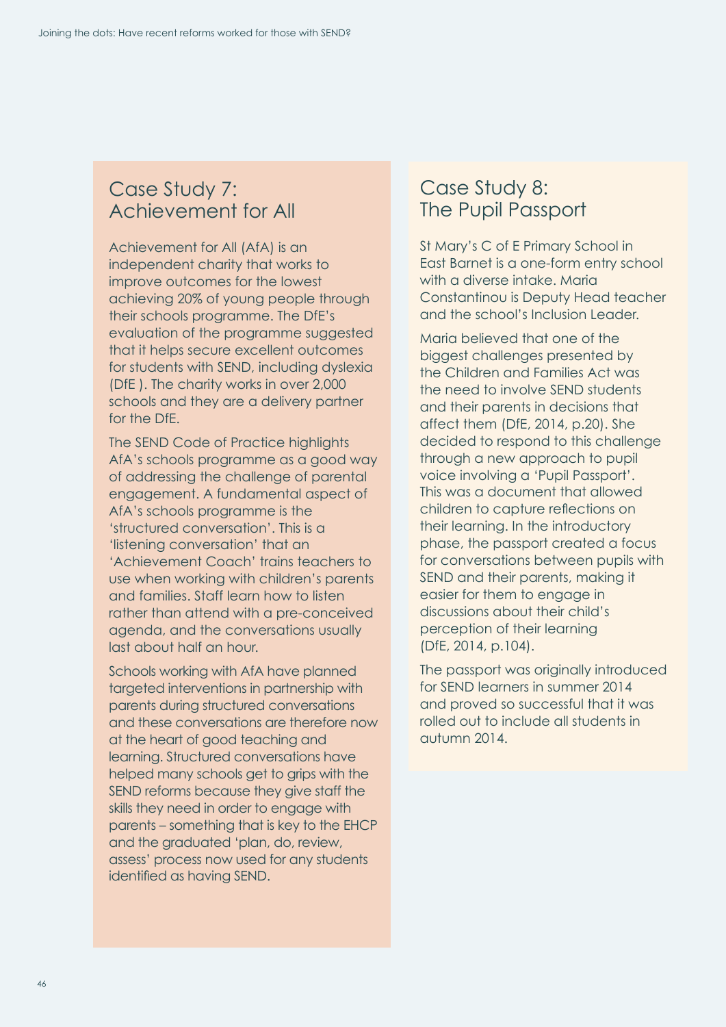## Case Study 7: Achievement for All

Achievement for All (AfA) is an independent charity that works to improve outcomes for the lowest achieving 20% of young people through their schools programme. The DfE's evaluation of the programme suggested that it helps secure excellent outcomes for students with SEND, including dyslexia (DfE ). The charity works in over 2,000 schools and they are a delivery partner for the DfE.

The SEND Code of Practice highlights AfA's schools programme as a good way of addressing the challenge of parental engagement. A fundamental aspect of AfA's schools programme is the 'structured conversation'. This is a 'listening conversation' that an 'Achievement Coach' trains teachers to use when working with children's parents and families. Staff learn how to listen rather than attend with a pre-conceived agenda, and the conversations usually last about half an hour.

Schools working with AfA have planned targeted interventions in partnership with parents during structured conversations and these conversations are therefore now at the heart of good teaching and learning. Structured conversations have helped many schools get to grips with the SEND reforms because they give staff the skills they need in order to engage with parents – something that is key to the EHCP and the graduated 'plan, do, review, assess' process now used for any students identified as having SEND.

## Case Study 8: The Pupil Passport

St Mary's C of E Primary School in East Barnet is a one-form entry school with a diverse intake. Maria Constantinou is Deputy Head teacher and the school's Inclusion Leader.

Maria believed that one of the biggest challenges presented by the Children and Families Act was the need to involve SEND students and their parents in decisions that affect them (DfE, 2014, p.20). She decided to respond to this challenge through a new approach to pupil voice involving a 'Pupil Passport'. This was a document that allowed children to capture reflections on their learning. In the introductory phase, the passport created a focus for conversations between pupils with SEND and their parents, making it easier for them to engage in discussions about their child's perception of their learning (DfE, 2014, p.104).

The passport was originally introduced for SEND learners in summer 2014 and proved so successful that it was rolled out to include all students in autumn 2014.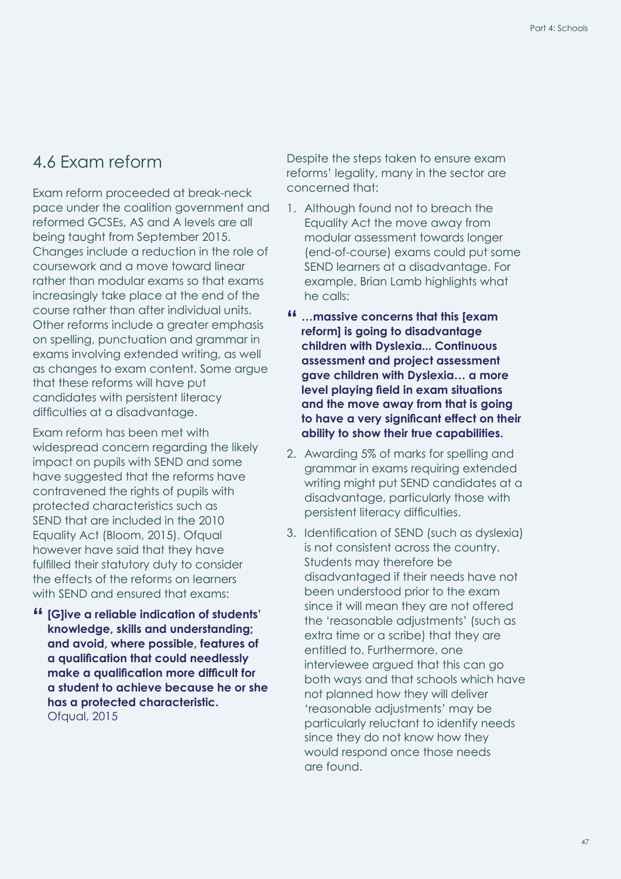## 4.6 Exam reform

Exam reform proceeded at break-neck pace under the coalition government and reformed GCSEs, AS and A levels are all being taught from September 2015. Changes include a reduction in the role of coursework and a move toward linear rather than modular exams so that exams increasingly take place at the end of the course rather than after individual units. Other reforms include a greater emphasis on spelling, punctuation and grammar in exams involving extended writing, as well as changes to exam content. Some argue that these reforms will have put candidates with persistent literacy difficulties at a disadvantage.

Exam reform has been met with widespread concern regarding the likely impact on pupils with SEND and some have suggested that the reforms have contravened the rights of pupils with protected characteristics such as SEND that are included in the 2010 Equality Act (Bloom, 2015). Ofqual however have said that they have fulfilled their statutory duty to consider the effects of the reforms on learners with SEND and ensured that exams:

> **[G]ive a reliable indication of students' knowledge, skills and understanding; and avoid, where possible, features of a qualification that could needlessly make a qualification more difficult for a student to achieve because he or she has a protected characteristic.**
> Ofqual, 2015

Despite the steps taken to ensure exam reforms' legality, many in the sector are concerned that:

1. Although found not to breach the Equality Act the move away from modular assessment towards longer (end-of-course) exams could put some SEND learners at a disadvantage. For example, Brian Lamb highlights what he calls:

> **…massive concerns that this [exam reform] is going to disadvantage children with Dyslexia... Continuous assessment and project assessment gave children with Dyslexia… a more level playing field in exam situations and the move away from that is going to have a very significant effect on their ability to show their true capabilities.**

2. Awarding 5% of marks for spelling and grammar in exams requiring extended writing might put SEND candidates at a disadvantage, particularly those with persistent literacy difficulties.
3. Identification of SEND (such as dyslexia) is not consistent across the country. Students may therefore be disadvantaged if their needs have not been understood prior to the exam since it will mean they are not offered the 'reasonable adjustments' (such as extra time or a scribe) that they are entitled to. Furthermore, one interviewee argued that this can go both ways and that schools which have not planned how they will deliver 'reasonable adjustments' may be particularly reluctant to identify needs since they do not know how they would respond once those needs are found.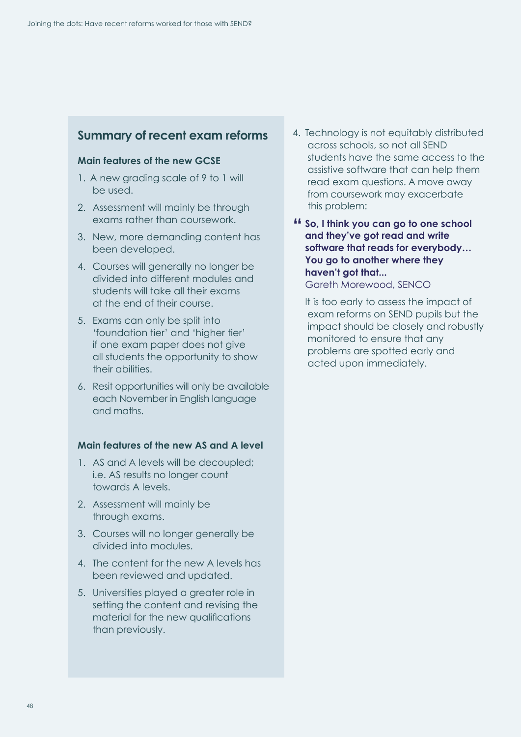## Summary of recent exam reforms

### Main features of the new GCSE

1. A new grading scale of 9 to 1 will be used.
2. Assessment will mainly be through exams rather than coursework.
3. New, more demanding content has been developed.
4. Courses will generally no longer be divided into different modules and students will take all their exams at the end of their course.
5. Exams can only be split into 'foundation tier' and 'higher tier' if one exam paper does not give all students the opportunity to show their abilities.
6. Resit opportunities will only be available each November in English language and maths.

### Main features of the new AS and A level

1. AS and A levels will be decoupled; i.e. AS results no longer count towards A levels.
2. Assessment will mainly be through exams.
3. Courses will no longer generally be divided into modules.
4. The content for the new A levels has been reviewed and updated.
5. Universities played a greater role in setting the content and revising the material for the new qualifications than previously.

4. Technology is not equitably distributed across schools, so not all SEND students have the same access to the assistive software that can help them read exam questions. A move away from coursework may exacerbate this problem:

> **"So, I think you can go to one school and they've got read and write software that reads for everybody… You go to another where they haven't got that...**
> Gareth Morewood, SENCO

It is too early to assess the impact of exam reforms on SEND pupils but the impact should be closely and robustly monitored to ensure that any problems are spotted early and acted upon immediately.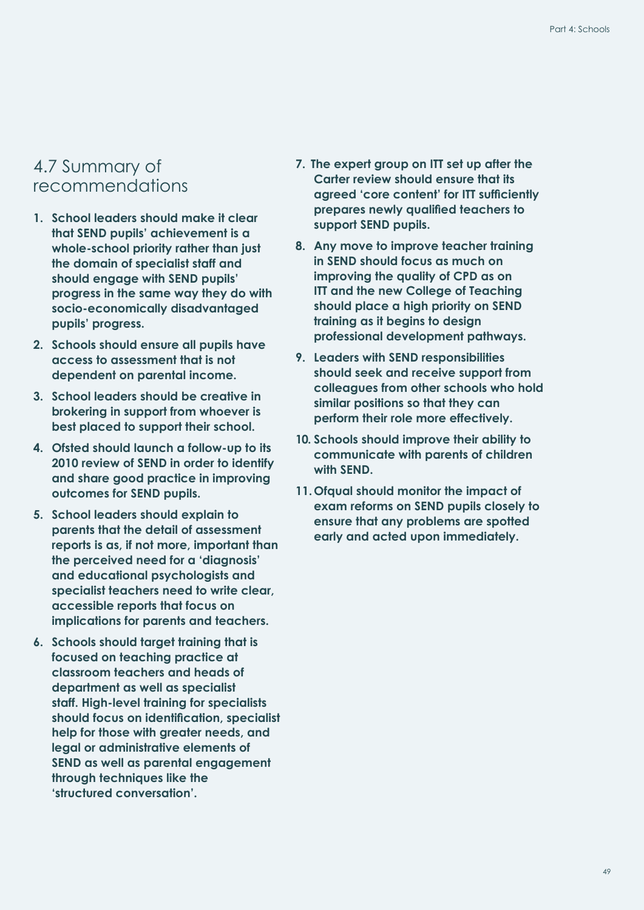## 4.7 Summary of recommendations

1. **School leaders should make it clear that SEND pupils' achievement is a whole-school priority rather than just the domain of specialist staff and should engage with SEND pupils' progress in the same way they do with socio-economically disadvantaged pupils' progress.**
2. **Schools should ensure all pupils have access to assessment that is not dependent on parental income.**
3. **School leaders should be creative in brokering in support from whoever is best placed to support their school.**
4. **Ofsted should launch a follow-up to its 2010 review of SEND in order to identify and share good practice in improving outcomes for SEND pupils.**
5. **School leaders should explain to parents that the detail of assessment reports is as, if not more, important than the perceived need for a 'diagnosis' and educational psychologists and specialist teachers need to write clear, accessible reports that focus on implications for parents and teachers.**
6. **Schools should target training that is focused on teaching practice at classroom teachers and heads of department as well as specialist staff. High-level training for specialists should focus on identification, specialist help for those with greater needs, and legal or administrative elements of SEND as well as parental engagement through techniques like the 'structured conversation'.**
7. **The expert group on ITT set up after the Carter review should ensure that its agreed 'core content' for ITT sufficiently prepares newly qualified teachers to support SEND pupils.**
8. **Any move to improve teacher training in SEND should focus as much on improving the quality of CPD as on ITT and the new College of Teaching should place a high priority on SEND training as it begins to design professional development pathways.**
9. **Leaders with SEND responsibilities should seek and receive support from colleagues from other schools who hold similar positions so that they can perform their role more effectively.**
10. **Schools should improve their ability to communicate with parents of children with SEND.**
11. **Ofqual should monitor the impact of exam reforms on SEND pupils closely to ensure that any problems are spotted early and acted upon immediately.**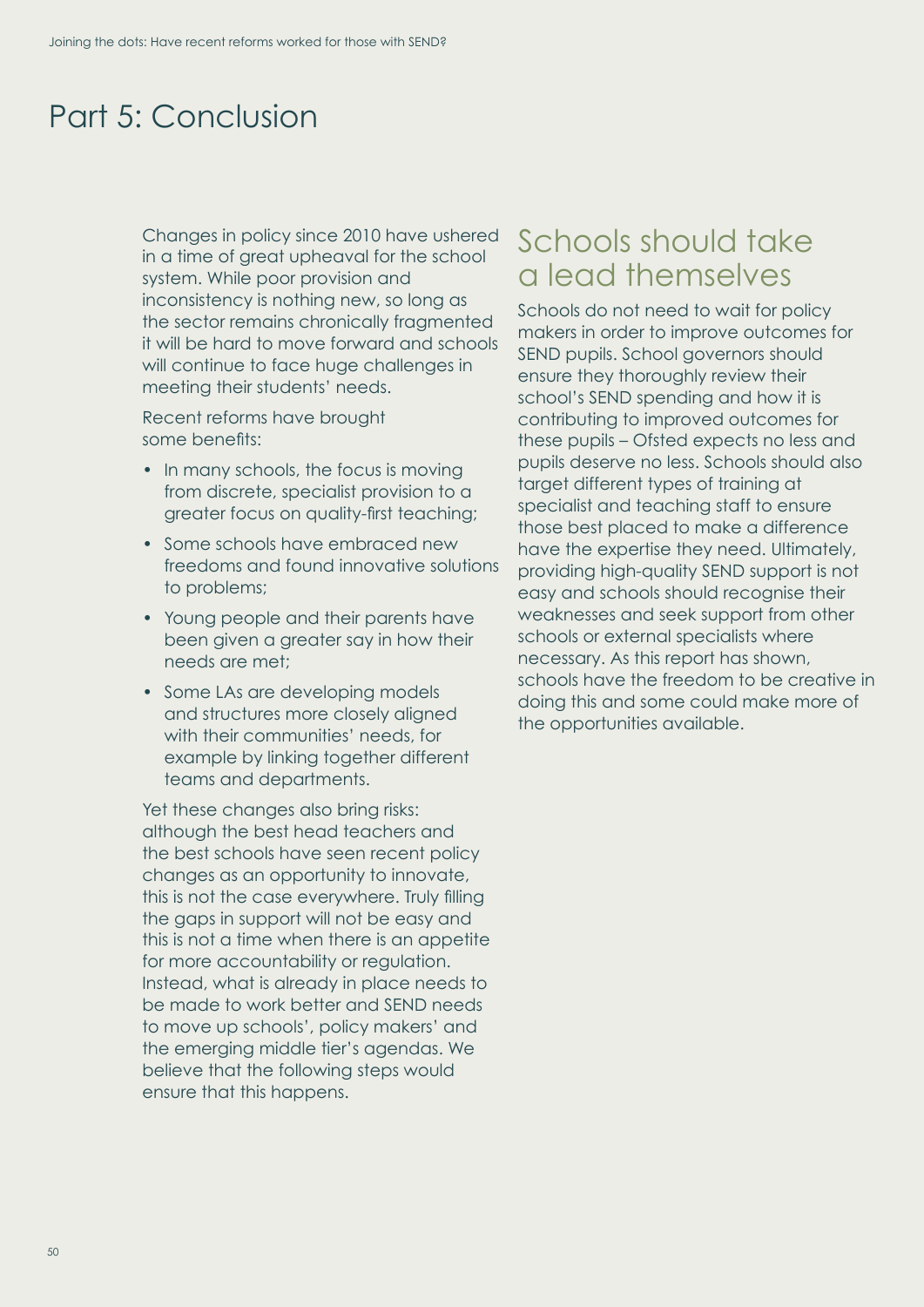# Part 5: Conclusion

Changes in policy since 2010 have ushered in a time of great upheaval for the school system. While poor provision and inconsistency is nothing new, so long as the sector remains chronically fragmented it will be hard to move forward and schools will continue to face huge challenges in meeting their students' needs.

Recent reforms have brought some benefits:

- In many schools, the focus is moving from discrete, specialist provision to a greater focus on quality-first teaching;
- Some schools have embraced new freedoms and found innovative solutions to problems;
- Young people and their parents have been given a greater say in how their needs are met;
- Some LAs are developing models and structures more closely aligned with their communities' needs, for example by linking together different teams and departments.

Yet these changes also bring risks: although the best head teachers and the best schools have seen recent policy changes as an opportunity to innovate, this is not the case everywhere. Truly filling the gaps in support will not be easy and this is not a time when there is an appetite for more accountability or regulation. Instead, what is already in place needs to be made to work better and SEND needs to move up schools', policy makers' and the emerging middle tier's agendas. We believe that the following steps would ensure that this happens.

## Schools should take a lead themselves

Schools do not need to wait for policy makers in order to improve outcomes for SEND pupils. School governors should ensure they thoroughly review their school's SEND spending and how it is contributing to improved outcomes for these pupils – Ofsted expects no less and pupils deserve no less. Schools should also target different types of training at specialist and teaching staff to ensure those best placed to make a difference have the expertise they need. Ultimately, providing high-quality SEND support is not easy and schools should recognise their weaknesses and seek support from other schools or external specialists where necessary. As this report has shown, schools have the freedom to be creative in doing this and some could make more of the opportunities available.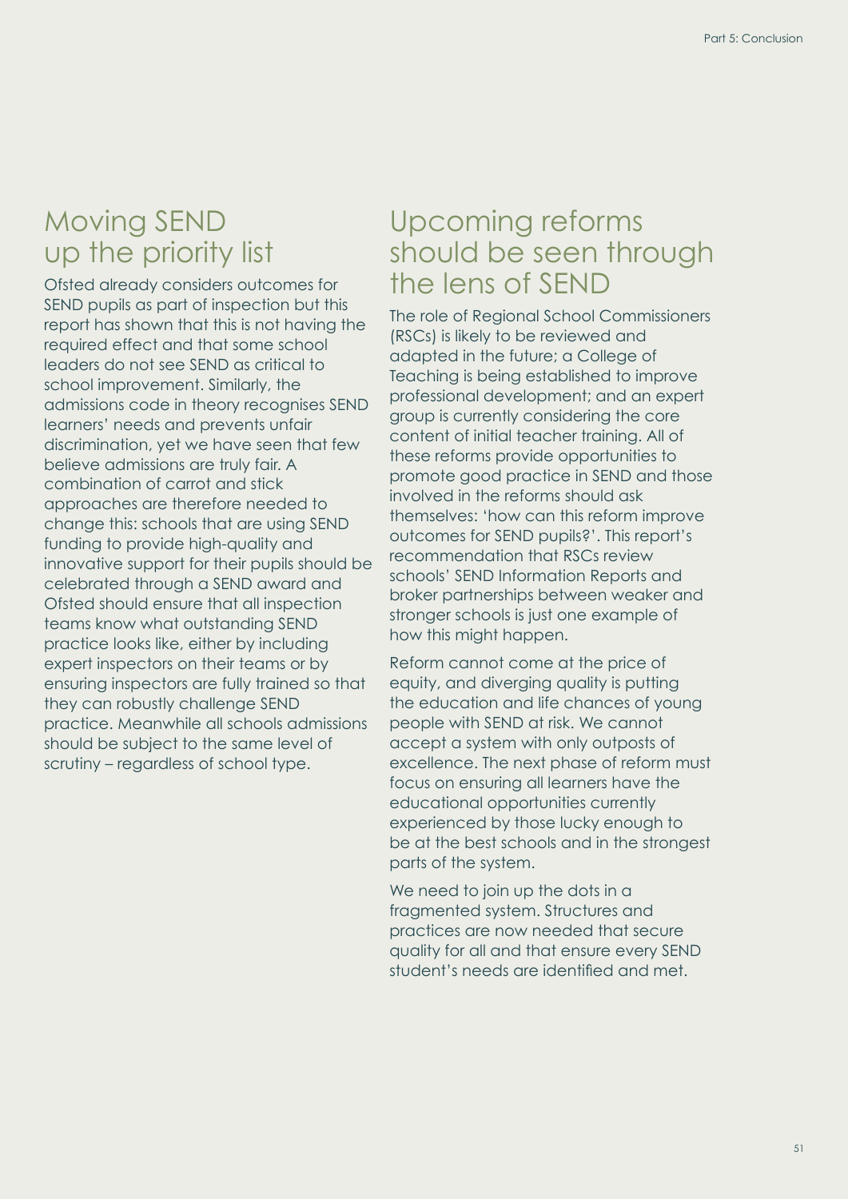## Moving SEND up the priority list

Ofsted already considers outcomes for SEND pupils as part of inspection but this report has shown that this is not having the required effect and that some school leaders do not see SEND as critical to school improvement. Similarly, the admissions code in theory recognises SEND learners' needs and prevents unfair discrimination, yet we have seen that few believe admissions are truly fair. A combination of carrot and stick approaches are therefore needed to change this: schools that are using SEND funding to provide high-quality and innovative support for their pupils should be celebrated through a SEND award and Ofsted should ensure that all inspection teams know what outstanding SEND practice looks like, either by including expert inspectors on their teams or by ensuring inspectors are fully trained so that they can robustly challenge SEND practice. Meanwhile all schools admissions should be subject to the same level of scrutiny – regardless of school type.

## Upcoming reforms should be seen through the lens of SEND

The role of Regional School Commissioners (RSCs) is likely to be reviewed and adapted in the future; a College of Teaching is being established to improve professional development; and an expert group is currently considering the core content of initial teacher training. All of these reforms provide opportunities to promote good practice in SEND and those involved in the reforms should ask themselves: 'how can this reform improve outcomes for SEND pupils?'. This report's recommendation that RSCs review schools' SEND Information Reports and broker partnerships between weaker and stronger schools is just one example of how this might happen.

Reform cannot come at the price of equity, and diverging quality is putting the education and life chances of young people with SEND at risk. We cannot accept a system with only outposts of excellence. The next phase of reform must focus on ensuring all learners have the educational opportunities currently experienced by those lucky enough to be at the best schools and in the strongest parts of the system.

We need to join up the dots in a fragmented system. Structures and practices are now needed that secure quality for all and that ensure every SEND student's needs are identified and met.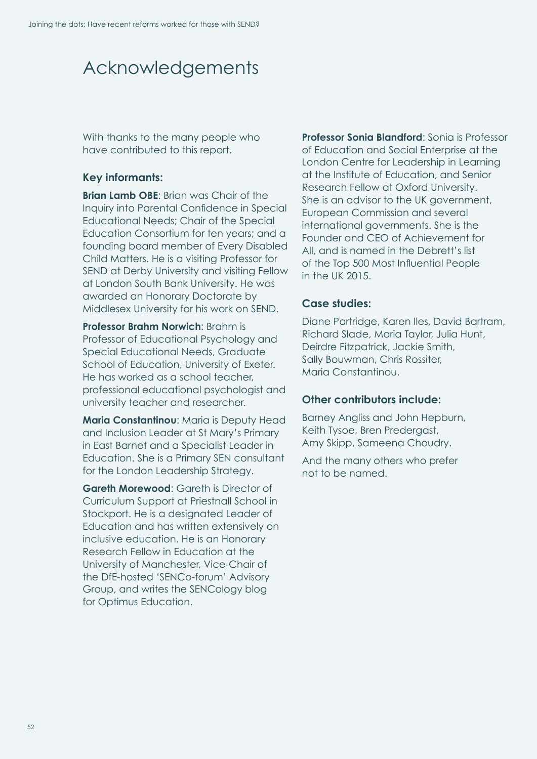# Acknowledgements

With thanks to the many people who have contributed to this report.

### Key informants:

**Brian Lamb OBE**: Brian was Chair of the Inquiry into Parental Confidence in Special Educational Needs; Chair of the Special Education Consortium for ten years; and a founding board member of Every Disabled Child Matters. He is a visiting Professor for SEND at Derby University and visiting Fellow at London South Bank University. He was awarded an Honorary Doctorate by Middlesex University for his work on SEND.

**Professor Brahm Norwich**: Brahm is Professor of Educational Psychology and Special Educational Needs, Graduate School of Education, University of Exeter. He has worked as a school teacher, professional educational psychologist and university teacher and researcher.

**Maria Constantinou**: Maria is Deputy Head and Inclusion Leader at St Mary's Primary in East Barnet and a Specialist Leader in Education. She is a Primary SEN consultant for the London Leadership Strategy.

**Gareth Morewood**: Gareth is Director of Curriculum Support at Priestnall School in Stockport. He is a designated Leader of Education and has written extensively on inclusive education. He is an Honorary Research Fellow in Education at the University of Manchester, Vice-Chair of the DfE-hosted 'SENCo-forum' Advisory Group, and writes the SENCology blog for Optimus Education.

**Professor Sonia Blandford**: Sonia is Professor of Education and Social Enterprise at the London Centre for Leadership in Learning at the Institute of Education, and Senior Research Fellow at Oxford University. She is an advisor to the UK government, European Commission and several international governments. She is the Founder and CEO of Achievement for All, and is named in the Debrett's list of the Top 500 Most Influential People in the UK 2015.

### Case studies:

Diane Partridge, Karen Iles, David Bartram, Richard Slade, Maria Taylor, Julia Hunt, Deirdre Fitzpatrick, Jackie Smith, Sally Bouwman, Chris Rossiter, Maria Constantinou.

### Other contributors include:

Barney Angliss and John Hepburn, Keith Tysoe, Bren Predergast, Amy Skipp, Sameena Choudry.

And the many others who prefer not to be named.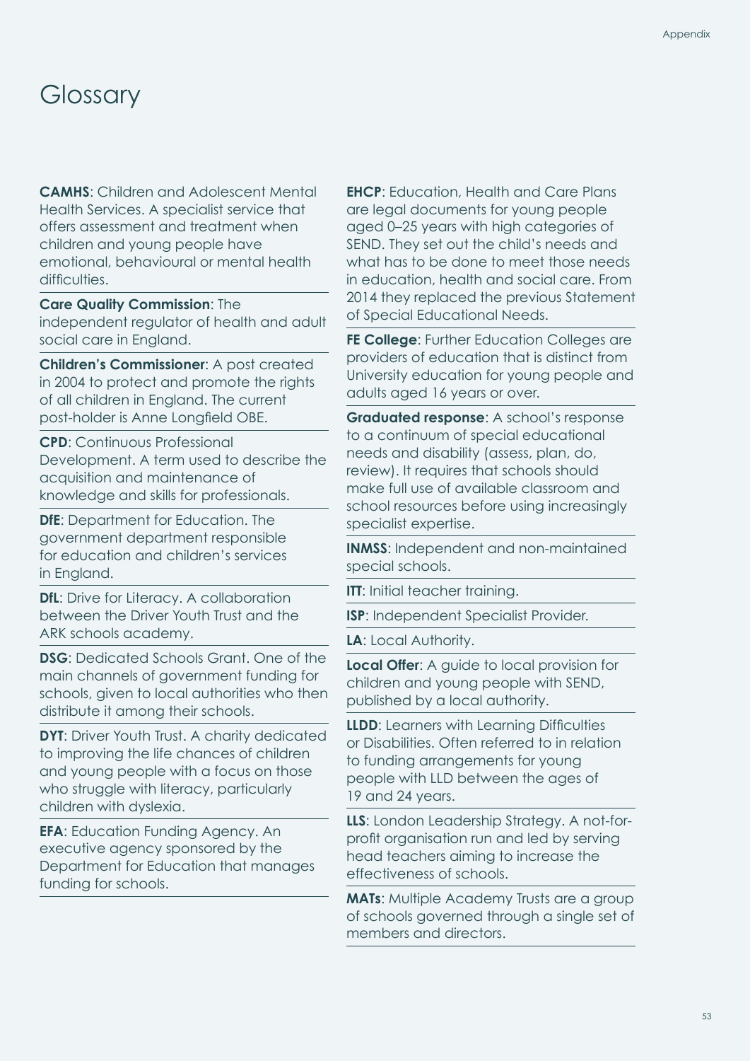# Glossary

**CAMHS**: Children and Adolescent Mental Health Services. A specialist service that offers assessment and treatment when children and young people have emotional, behavioural or mental health difficulties.

**Care Quality Commission**: The independent regulator of health and adult social care in England.

**Children's Commissioner**: A post created in 2004 to protect and promote the rights of all children in England. The current post-holder is Anne Longfield OBE.

**CPD**: Continuous Professional Development. A term used to describe the acquisition and maintenance of knowledge and skills for professionals.

**DfE**: Department for Education. The government department responsible for education and children's services in England.

**DfL**: Drive for Literacy. A collaboration between the Driver Youth Trust and the ARK schools academy.

**DSG**: Dedicated Schools Grant. One of the main channels of government funding for schools, given to local authorities who then distribute it among their schools.

**DYT**: Driver Youth Trust. A charity dedicated to improving the life chances of children and young people with a focus on those who struggle with literacy, particularly children with dyslexia.

**EFA**: Education Funding Agency. An executive agency sponsored by the Department for Education that manages funding for schools.

**EHCP**: Education, Health and Care Plans are legal documents for young people aged 0–25 years with high categories of SEND. They set out the child's needs and what has to be done to meet those needs in education, health and social care. From 2014 they replaced the previous Statement of Special Educational Needs.

**FE College**: Further Education Colleges are providers of education that is distinct from University education for young people and adults aged 16 years or over.

**Graduated response**: A school's response to a continuum of special educational needs and disability (assess, plan, do, review). It requires that schools should make full use of available classroom and school resources before using increasingly specialist expertise.

**INMSS**: Independent and non-maintained special schools.

**ITT**: Initial teacher training.

**ISP**: Independent Specialist Provider.

**LA**: Local Authority.

**Local Offer**: A guide to local provision for children and young people with SEND, published by a local authority.

**LLDD**: Learners with Learning Difficulties or Disabilities. Often referred to in relation to funding arrangements for young people with LLD between the ages of 19 and 24 years.

**LLS**: London Leadership Strategy. A not-for-profit organisation run and led by serving head teachers aiming to increase the effectiveness of schools.

**MATs**: Multiple Academy Trusts are a group of schools governed through a single set of members and directors.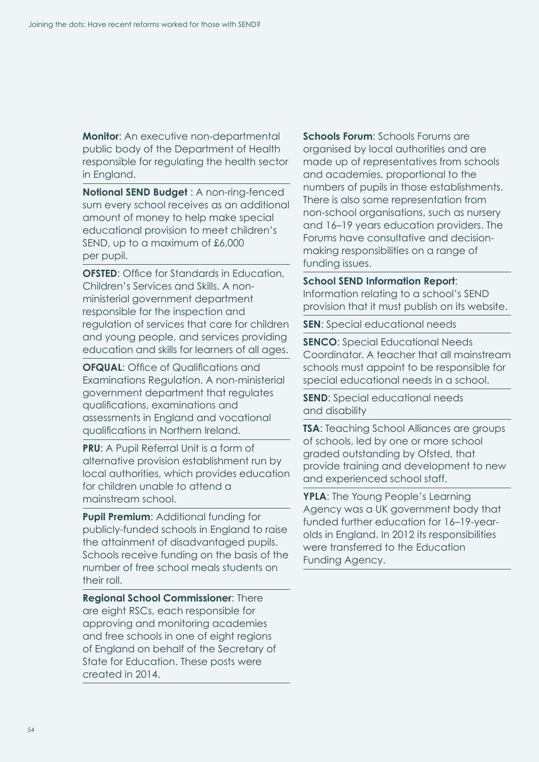**Monitor**: An executive non-departmental public body of the Department of Health responsible for regulating the health sector in England.

**Notional SEND Budget** : A non-ring-fenced sum every school receives as an additional amount of money to help make special educational provision to meet children's SEND, up to a maximum of £6,000 per pupil.

**OFSTED**: Office for Standards in Education, Children's Services and Skills. A non-ministerial government department responsible for the inspection and regulation of services that care for children and young people, and services providing education and skills for learners of all ages.

**OFQUAL**: Office of Qualifications and Examinations Regulation. A non-ministerial government department that regulates qualifications, examinations and assessments in England and vocational qualifications in Northern Ireland.

**PRU**: A Pupil Referral Unit is a form of alternative provision establishment run by local authorities, which provides education for children unable to attend a mainstream school.

**Pupil Premium**: Additional funding for publicly-funded schools in England to raise the attainment of disadvantaged pupils. Schools receive funding on the basis of the number of free school meals students on their roll.

**Regional School Commissioner**: There are eight RSCs, each responsible for approving and monitoring academies and free schools in one of eight regions of England on behalf of the Secretary of State for Education. These posts were created in 2014.

**Schools Forum**: Schools Forums are organised by local authorities and are made up of representatives from schools and academies, proportional to the numbers of pupils in those establishments. There is also some representation from non-school organisations, such as nursery and 16–19 years education providers. The Forums have consultative and decision-making responsibilities on a range of funding issues.

**School SEND Information Report**: Information relating to a school's SEND provision that it must publish on its website.

**SEN**: Special educational needs

**SENCO**: Special Educational Needs Coordinator. A teacher that all mainstream schools must appoint to be responsible for special educational needs in a school.

**SEND**: Special educational needs and disability

**TSA**: Teaching School Alliances are groups of schools, led by one or more school graded outstanding by Ofsted, that provide training and development to new and experienced school staff.

**YPLA**: The Young People's Learning Agency was a UK government body that funded further education for 16–19-year-olds in England. In 2012 its responsibilities were transferred to the Education Funding Agency.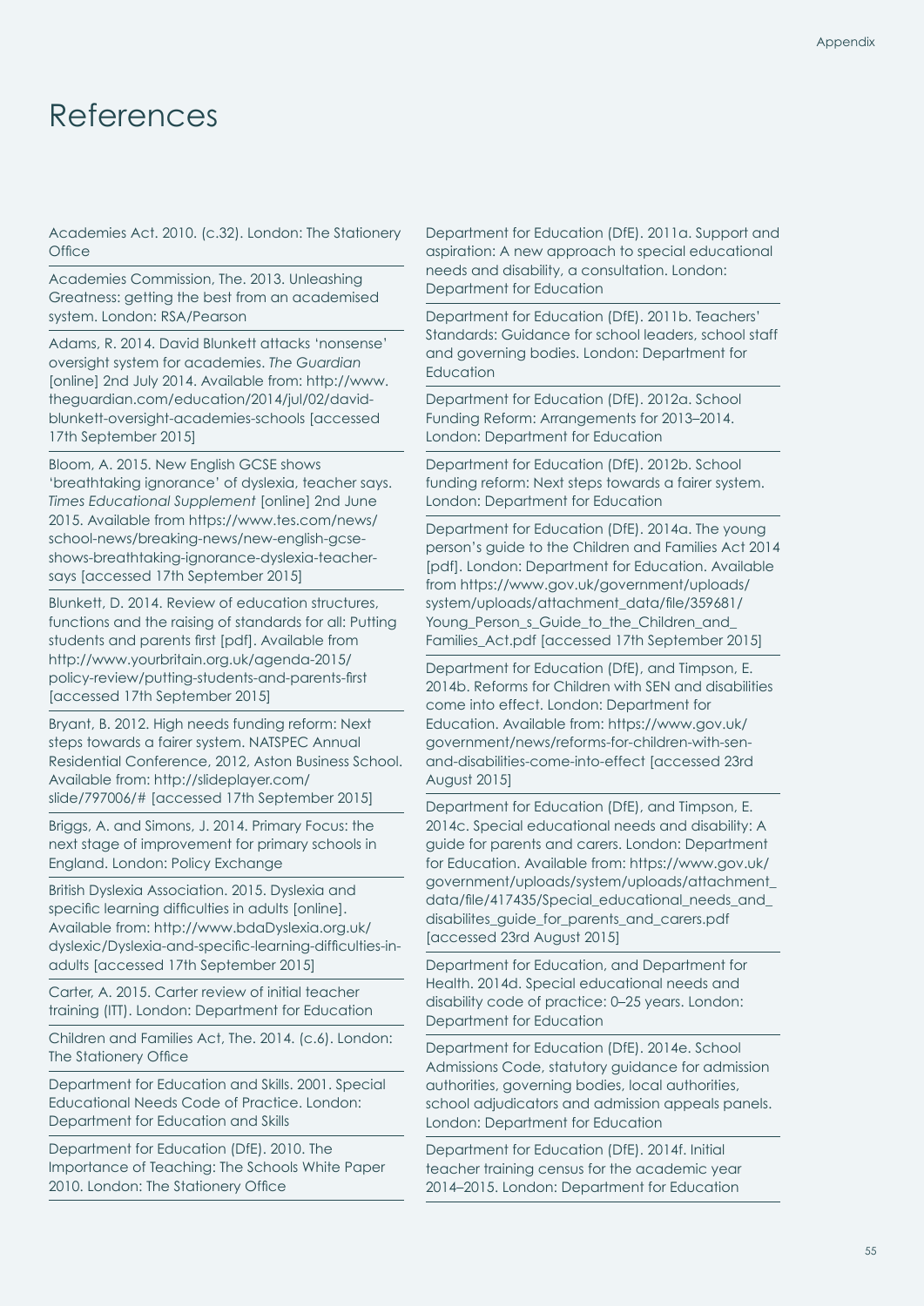# References

Academies Act. 2010. (c.32). London: The Stationery Office

Academies Commission, The. 2013. Unleashing Greatness: getting the best from an academised system. London: RSA/Pearson

Adams, R. 2014. David Blunkett attacks 'nonsense' oversight system for academies. *The Guardian* [online] 2nd July 2014. Available from: http://www.theguardian.com/education/2014/jul/02/david-blunkett-oversight-academies-schools [accessed 17th September 2015]

Bloom, A. 2015. New English GCSE shows 'breathtaking ignorance' of dyslexia, teacher says. *Times Educational Supplement* [online] 2nd June 2015. Available from https://www.tes.com/news/school-news/breaking-news/new-english-gcse-shows-breathtaking-ignorance-dyslexia-teacher-says [accessed 17th September 2015]

Blunkett, D. 2014. Review of education structures, functions and the raising of standards for all: Putting students and parents first [pdf]. Available from http://www.yourbritain.org.uk/agenda-2015/policy-review/putting-students-and-parents-first [accessed 17th September 2015]

Bryant, B. 2012. High needs funding reform: Next steps towards a fairer system. NATSPEC Annual Residential Conference, 2012, Aston Business School. Available from: http://slideplayer.com/slide/797006/# [accessed 17th September 2015]

Briggs, A. and Simons, J. 2014. Primary Focus: the next stage of improvement for primary schools in England. London: Policy Exchange

British Dyslexia Association. 2015. Dyslexia and specific learning difficulties in adults [online]. Available from: http://www.bdaDyslexia.org.uk/dyslexic/Dyslexia-and-specific-learning-difficulties-in-adults [accessed 17th September 2015]

Carter, A. 2015. Carter review of initial teacher training (ITT). London: Department for Education

Children and Families Act, The. 2014. (c.6). London: The Stationery Office

Department for Education and Skills. 2001. Special Educational Needs Code of Practice. London: Department for Education and Skills

Department for Education (DfE). 2010. The Importance of Teaching: The Schools White Paper 2010. London: The Stationery Office

Department for Education (DfE). 2011a. Support and aspiration: A new approach to special educational needs and disability, a consultation. London: Department for Education

Department for Education (DfE). 2011b. Teachers' Standards: Guidance for school leaders, school staff and governing bodies. London: Department for Education

Department for Education (DfE). 2012a. School Funding Reform: Arrangements for 2013–2014. London: Department for Education

Department for Education (DfE). 2012b. School funding reform: Next steps towards a fairer system. London: Department for Education

Department for Education (DfE). 2014a. The young person's guide to the Children and Families Act 2014 [pdf]. London: Department for Education. Available from https://www.gov.uk/government/uploads/system/uploads/attachment_data/file/359681/Young_Person_s_Guide_to_the_Children_and_Families_Act.pdf [accessed 17th September 2015]

Department for Education (DfE), and Timpson, E. 2014b. Reforms for Children with SEN and disabilities come into effect. London: Department for Education. Available from: https://www.gov.uk/government/news/reforms-for-children-with-sen-and-disabilities-come-into-effect [accessed 23rd August 2015]

Department for Education (DfE), and Timpson, E. 2014c. Special educational needs and disability: A guide for parents and carers. London: Department for Education. Available from: https://www.gov.uk/government/uploads/system/uploads/attachment_data/file/417435/Special_educational_needs_and_disabilites_guide_for_parents_and_carers.pdf [accessed 23rd August 2015]

Department for Education, and Department for Health. 2014d. Special educational needs and disability code of practice: 0–25 years. London: Department for Education

Department for Education (DfE). 2014e. School Admissions Code, statutory guidance for admission authorities, governing bodies, local authorities, school adjudicators and admission appeals panels. London: Department for Education

Department for Education (DfE). 2014f. Initial teacher training census for the academic year 2014–2015. London: Department for Education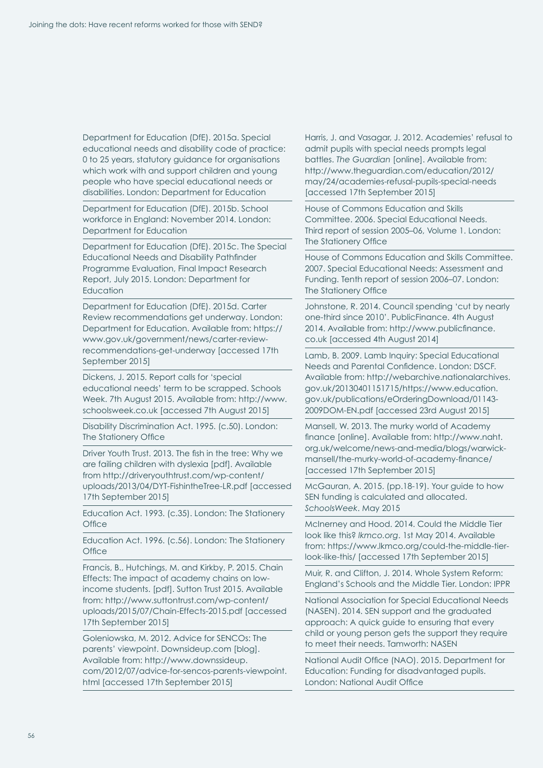Department for Education (DfE). 2015a. Special educational needs and disability code of practice: 0 to 25 years, statutory guidance for organisations which work with and support children and young people who have special educational needs or disabilities. London: Department for Education

Department for Education (DfE). 2015b. School workforce in England: November 2014. London: Department for Education

Department for Education (DfE). 2015c. The Special Educational Needs and Disability Pathfinder Programme Evaluation, Final Impact Research Report, July 2015. London: Department for Education

Department for Education (DfE). 2015d. Carter Review recommendations get underway. London: Department for Education. Available from: https://www.gov.uk/government/news/carter-review-recommendations-get-underway [accessed 17th September 2015]

Dickens, J. 2015. Report calls for 'special educational needs' term to be scrapped. Schools Week. 7th August 2015. Available from: http://www.schoolsweek.co.uk [accessed 7th August 2015]

Disability Discrimination Act. 1995. (c.50). London: The Stationery Office

Driver Youth Trust. 2013. The fish in the tree: Why we are failing children with dyslexia [pdf]. Available from http://driveryouthtrust.com/wp-content/uploads/2013/04/DYT-FishintheTree-LR.pdf [accessed 17th September 2015]

Education Act. 1993. (c.35). London: The Stationery Office

Education Act. 1996. (c.56). London: The Stationery Office

Francis, B., Hutchings, M. and Kirkby, P. 2015. Chain Effects: The impact of academy chains on low-income students. [pdf]. Sutton Trust 2015. Available from: http://www.suttontrust.com/wp-content/uploads/2015/07/Chain-Effects-2015.pdf [accessed 17th September 2015]

Goleniowska, M. 2012. Advice for SENCOs: The parents' viewpoint. Downsideup.com [blog]. Available from: http://www.downssideup.com/2012/07/advice-for-sencos-parents-viewpoint.html [accessed 17th September 2015]

Harris, J. and Vasagar, J. 2012. Academies' refusal to admit pupils with special needs prompts legal battles. *The Guardian* [online]. Available from: http://www.theguardian.com/education/2012/may/24/academies-refusal-pupils-special-needs [accessed 17th September 2015]

House of Commons Education and Skills Committee. 2006. Special Educational Needs. Third report of session 2005–06, Volume 1. London: The Stationery Office

House of Commons Education and Skills Committee. 2007. Special Educational Needs: Assessment and Funding. Tenth report of session 2006–07. London: The Stationery Office

Johnstone, R. 2014. Council spending 'cut by nearly one-third since 2010'. PublicFinance. 4th August 2014. Available from: http://www.publicfinance.co.uk [accessed 4th August 2014]

Lamb, B. 2009. Lamb Inquiry: Special Educational Needs and Parental Confidence. London: DSCF. Available from: http://webarchive.nationalarchives.gov.uk/20130401151715/https://www.education.gov.uk/publications/eOrderingDownload/01143-2009DOM-EN.pdf [accessed 23rd August 2015]

Mansell, W. 2013. The murky world of Academy finance [online]. Available from: http://www.naht.org.uk/welcome/news-and-media/blogs/warwick-mansell/the-murky-world-of-academy-finance/ [accessed 17th September 2015]

McGauran, A. 2015. (pp.18-19). Your guide to how SEN funding is calculated and allocated. *SchoolsWeek*. May 2015

McInerney and Hood. 2014. Could the Middle Tier look like this? *lkmco.org*. 1st May 2014. Available from: https://www.lkmco.org/could-the-middle-tier-look-like-this/ [accessed 17th September 2015]

Muir, R. and Clifton, J. 2014. Whole System Reform: England's Schools and the Middle Tier. London: IPPR

National Association for Special Educational Needs (NASEN). 2014. SEN support and the graduated approach: A quick guide to ensuring that every child or young person gets the support they require to meet their needs. Tamworth: NASEN

National Audit Office (NAO). 2015. Department for Education: Funding for disadvantaged pupils. London: National Audit Office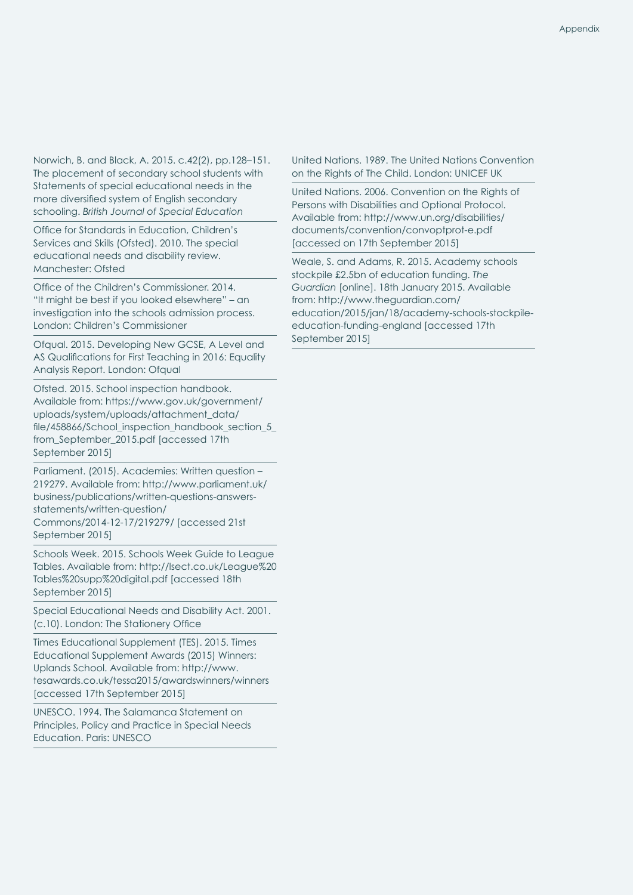Norwich, B. and Black, A. 2015. c.42(2), pp.128–151. The placement of secondary school students with Statements of special educational needs in the more diversified system of English secondary schooling. *British Journal of Special Education*

Office for Standards in Education, Children's Services and Skills (Ofsted). 2010. The special educational needs and disability review. Manchester: Ofsted

Office of the Children's Commissioner. 2014. "It might be best if you looked elsewhere" – an investigation into the schools admission process. London: Children's Commissioner

Ofqual. 2015. Developing New GCSE, A Level and AS Qualifications for First Teaching in 2016: Equality Analysis Report. London: Ofqual

Ofsted. 2015. School inspection handbook. Available from: https://www.gov.uk/government/uploads/system/uploads/attachment_data/file/458866/School_inspection_handbook_section_5_from_September_2015.pdf [accessed 17th September 2015]

Parliament. (2015). Academies: Written question – 219279. Available from: http://www.parliament.uk/business/publications/written-questions-answers-statements/written-question/Commons/2014-12-17/219279/ [accessed 21st September 2015]

Schools Week. 2015. Schools Week Guide to League Tables. Available from: http://lsect.co.uk/League%20Tables%20supp%20digital.pdf [accessed 18th September 2015]

Special Educational Needs and Disability Act. 2001. (c.10). London: The Stationery Office

Times Educational Supplement (TES). 2015. Times Educational Supplement Awards (2015) Winners: Uplands School. Available from: http://www.tesawards.co.uk/tessa2015/awardswinners/winners [accessed 17th September 2015]

UNESCO. 1994. The Salamanca Statement on Principles, Policy and Practice in Special Needs Education. Paris: UNESCO

United Nations. 1989. The United Nations Convention on the Rights of The Child. London: UNICEF UK

United Nations. 2006. Convention on the Rights of Persons with Disabilities and Optional Protocol. Available from: http://www.un.org/disabilities/documents/convention/convoptprot-e.pdf [accessed on 17th September 2015]

Weale, S. and Adams, R. 2015. Academy schools stockpile £2.5bn of education funding. *The Guardian* [online]. 18th January 2015. Available from: http://www.theguardian.com/education/2015/jan/18/academy-schools-stockpile-education-funding-england [accessed 17th September 2015]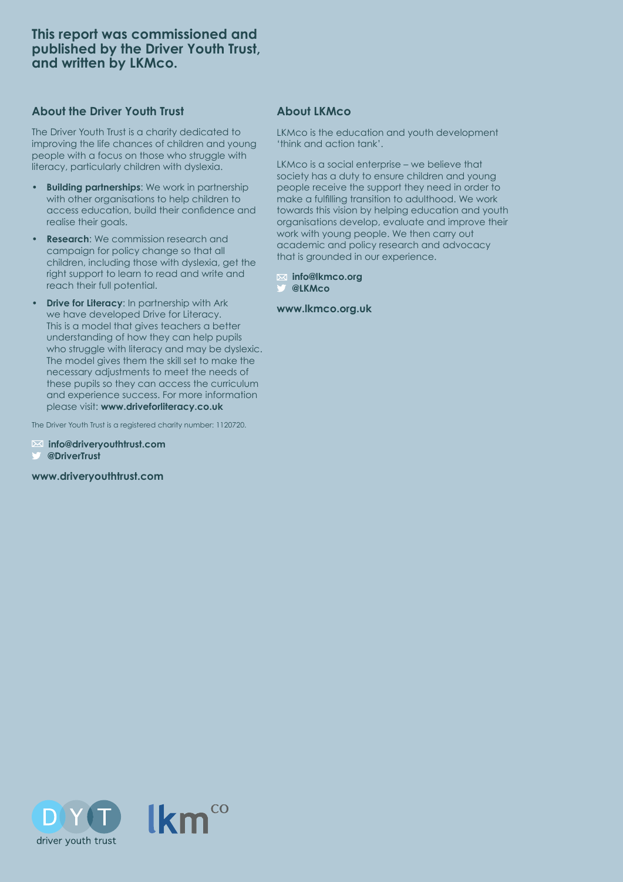**This report was commissioned and published by the Driver Youth Trust, and written by LKMco.**

## About the Driver Youth Trust

The Driver Youth Trust is a charity dedicated to improving the life chances of children and young people with a focus on those who struggle with literacy, particularly children with dyslexia.

- **Building partnerships**: We work in partnership with other organisations to help children to access education, build their confidence and realise their goals.
- **Research**: We commission research and campaign for policy change so that all children, including those with dyslexia, get the right support to learn to read and write and reach their full potential.
- **Drive for Literacy**: In partnership with Ark we have developed Drive for Literacy. This is a model that gives teachers a better understanding of how they can help pupils who struggle with literacy and may be dyslexic. The model gives them the skill set to make the necessary adjustments to meet the needs of these pupils so they can access the curriculum and experience success. For more information please visit: **www.driveforliteracy.co.uk**

The Driver Youth Trust is a registered charity number: 1120720.

**info@driveryouthtrust.com**
**@DriverTrust**

**www.driveryouthtrust.com**

## About LKMco

LKMco is the education and youth development 'think and action tank'.

LKMco is a social enterprise – we believe that society has a duty to ensure children and young people receive the support they need in order to make a fulfilling transition to adulthood. We work towards this vision by helping education and youth organisations develop, evaluate and improve their work with young people. We then carry out academic and policy research and advocacy that is grounded in our experience.

**info@lkmco.org**
**@LKMco**

**www.lkmco.org.uk**

driver youth trust

lkm co